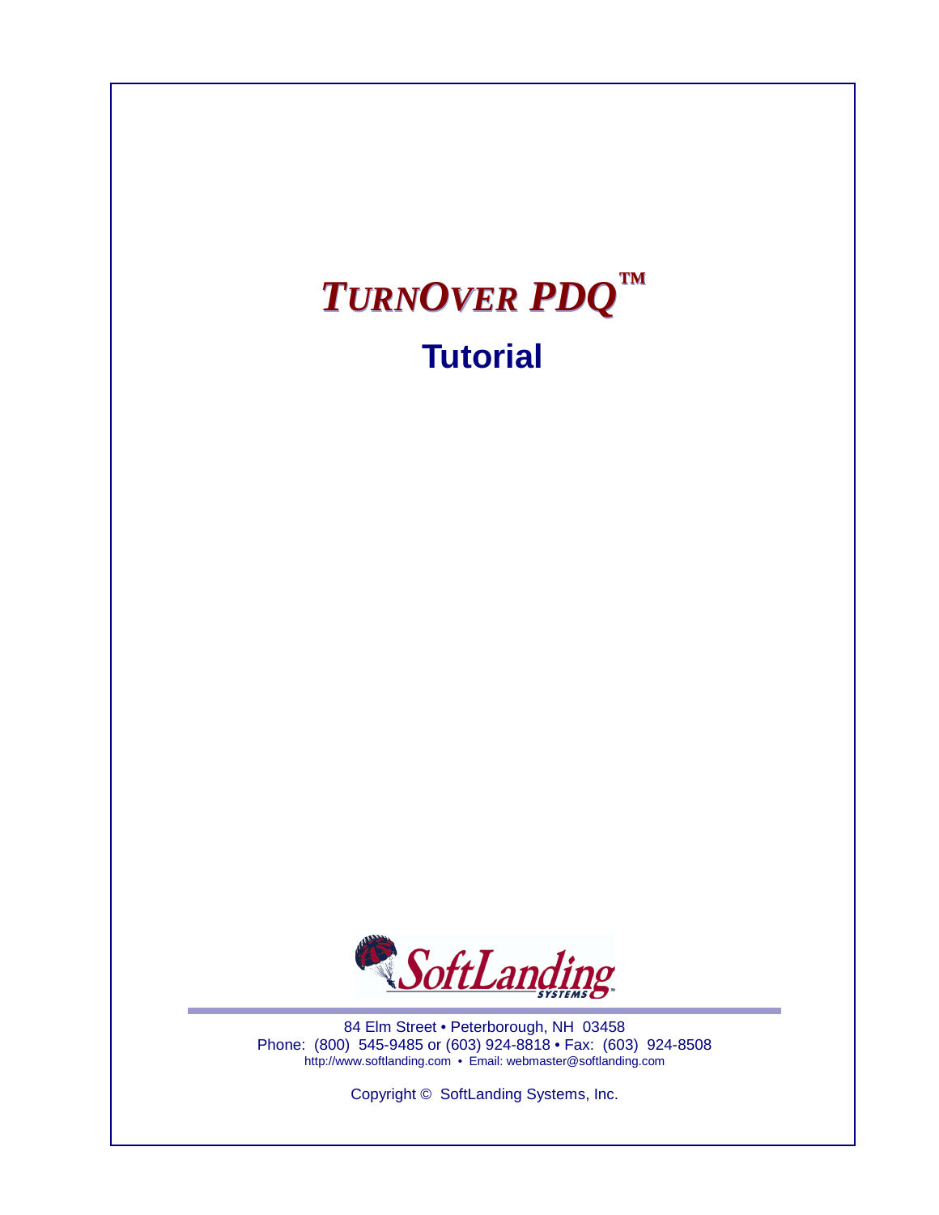# *TURNOVER PDQ*™

## Tutorial

84 Elm Street • Peterborough, NH 03458
Phone: (800) 545-9485 or (603) 924-8818 • Fax: (603) 924-8508
http://www.softlanding.com • Email: webmaster@softlanding.com

Copyright © SoftLanding Systems, Inc.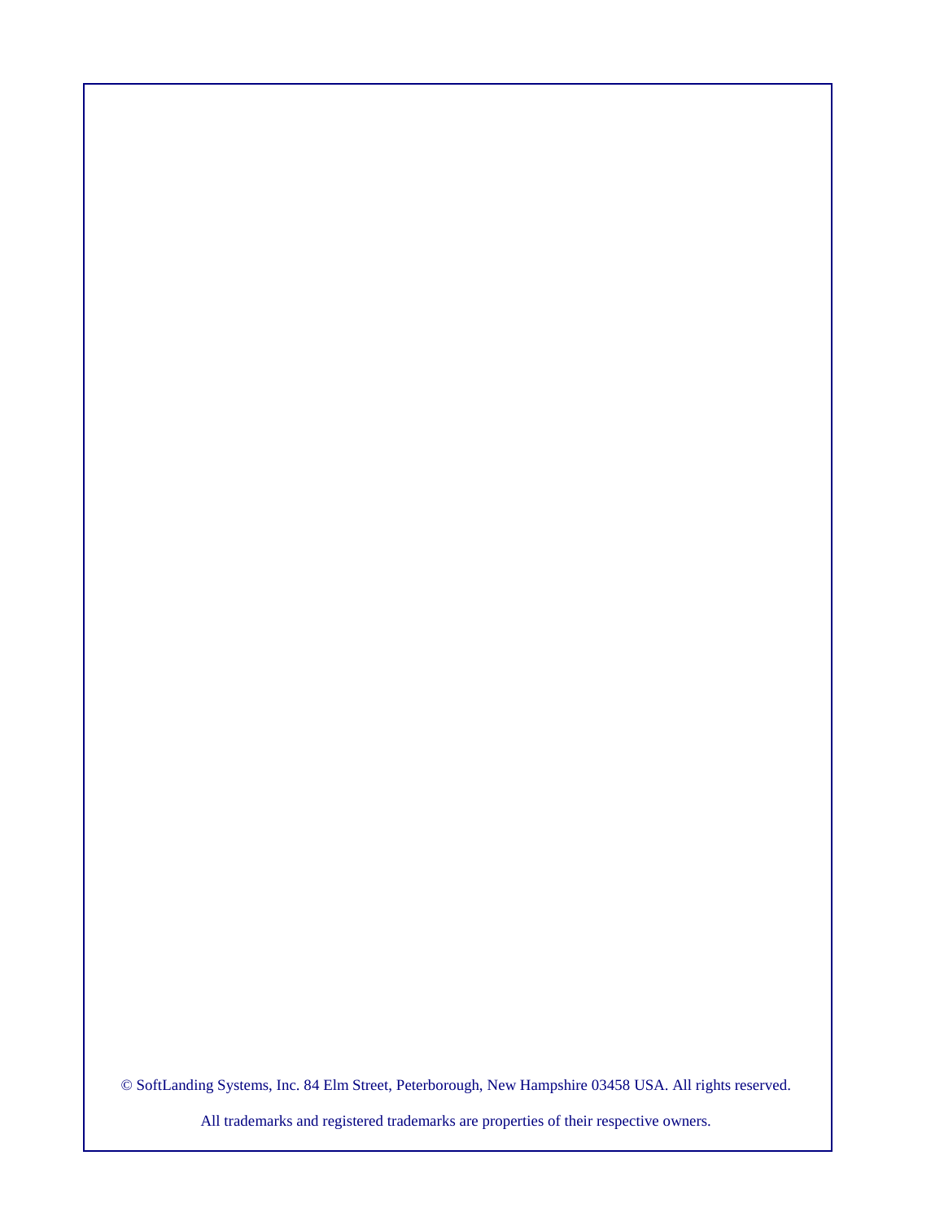© SoftLanding Systems, Inc. 84 Elm Street, Peterborough, New Hampshire 03458 USA. All rights reserved.

All trademarks and registered trademarks are properties of their respective owners.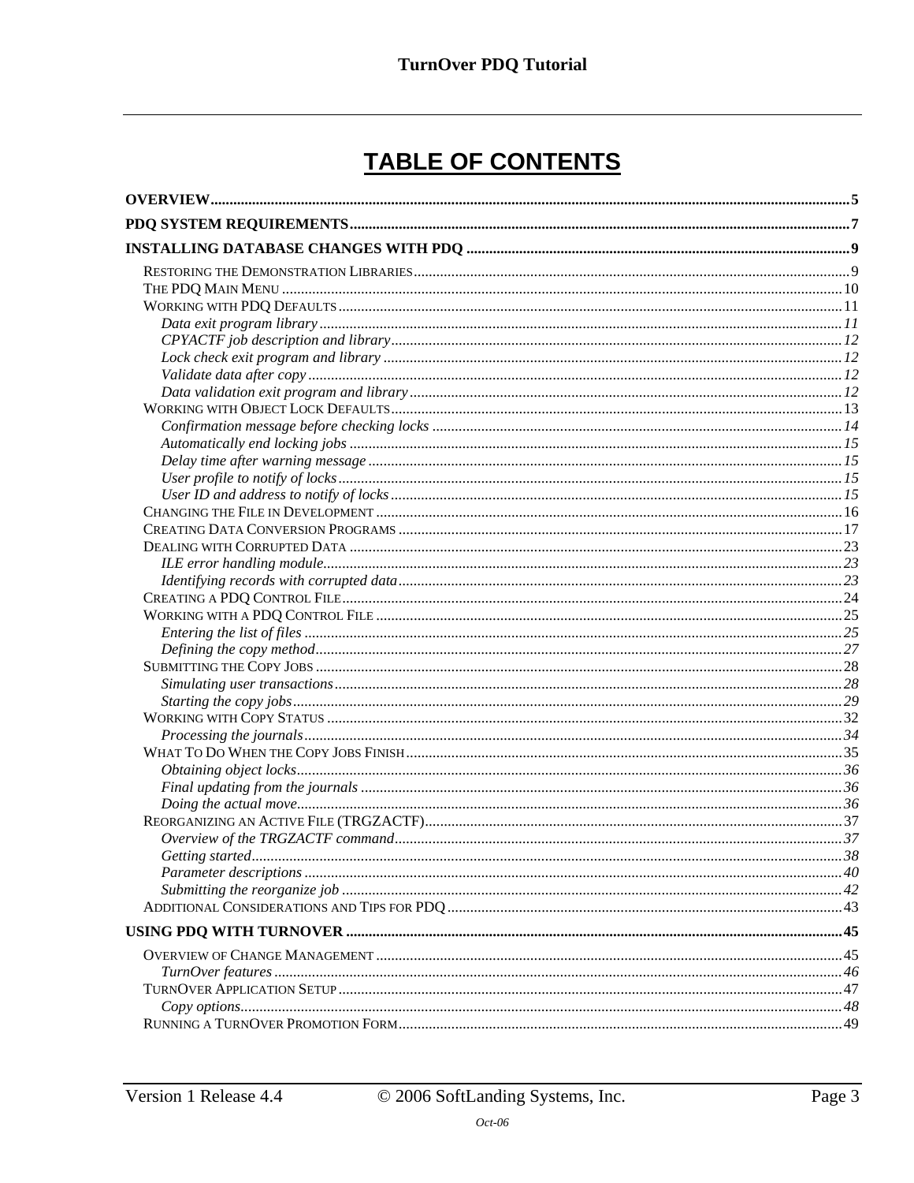# TABLE OF CONTENTS

**OVERVIEW** ..... 5

**PDQ SYSTEM REQUIREMENTS** ..... 7

**INSTALLING DATABASE CHANGES WITH PDQ** ..... 9

- Restoring the Demonstration Libraries ..... 9
- The PDQ Main Menu ..... 10
- Working with PDQ Defaults ..... 11
  - *Data exit program library* ..... 11
  - *CPYACTF job description and library* ..... 12
  - *Lock check exit program and library* ..... 12
  - *Validate data after copy* ..... 12
  - *Data validation exit program and library* ..... 12
- Working with Object Lock Defaults ..... 13
  - *Confirmation message before checking locks* ..... 14
  - *Automatically end locking jobs* ..... 15
  - *Delay time after warning message* ..... 15
  - *User profile to notify of locks* ..... 15
  - *User ID and address to notify of locks* ..... 15
- Changing the File in Development ..... 16
- Creating Data Conversion Programs ..... 17
- Dealing with Corrupted Data ..... 23
  - *ILE error handling module* ..... 23
  - *Identifying records with corrupted data* ..... 23
- Creating a PDQ Control File ..... 24
- Working with a PDQ Control File ..... 25
  - *Entering the list of files* ..... 25
  - *Defining the copy method* ..... 27
- Submitting the Copy Jobs ..... 28
  - *Simulating user transactions* ..... 28
  - *Starting the copy jobs* ..... 29
- Working with Copy Status ..... 32
  - *Processing the journals* ..... 34
- What To Do When the Copy Jobs Finish ..... 35
  - *Obtaining object locks* ..... 36
  - *Final updating from the journals* ..... 36
  - *Doing the actual move* ..... 36
- Reorganizing an Active File (TRGZACTF) ..... 37
  - *Overview of the TRGZACTF command* ..... 37
  - *Getting started* ..... 38
  - *Parameter descriptions* ..... 40
  - *Submitting the reorganize job* ..... 42
- Additional Considerations and Tips for PDQ ..... 43

**USING PDQ WITH TURNOVER** ..... 45

- Overview of Change Management ..... 45
  - *TurnOver features* ..... 46
- TurnOver Application Setup ..... 47
  - *Copy options* ..... 48
- Running a TurnOver Promotion Form ..... 49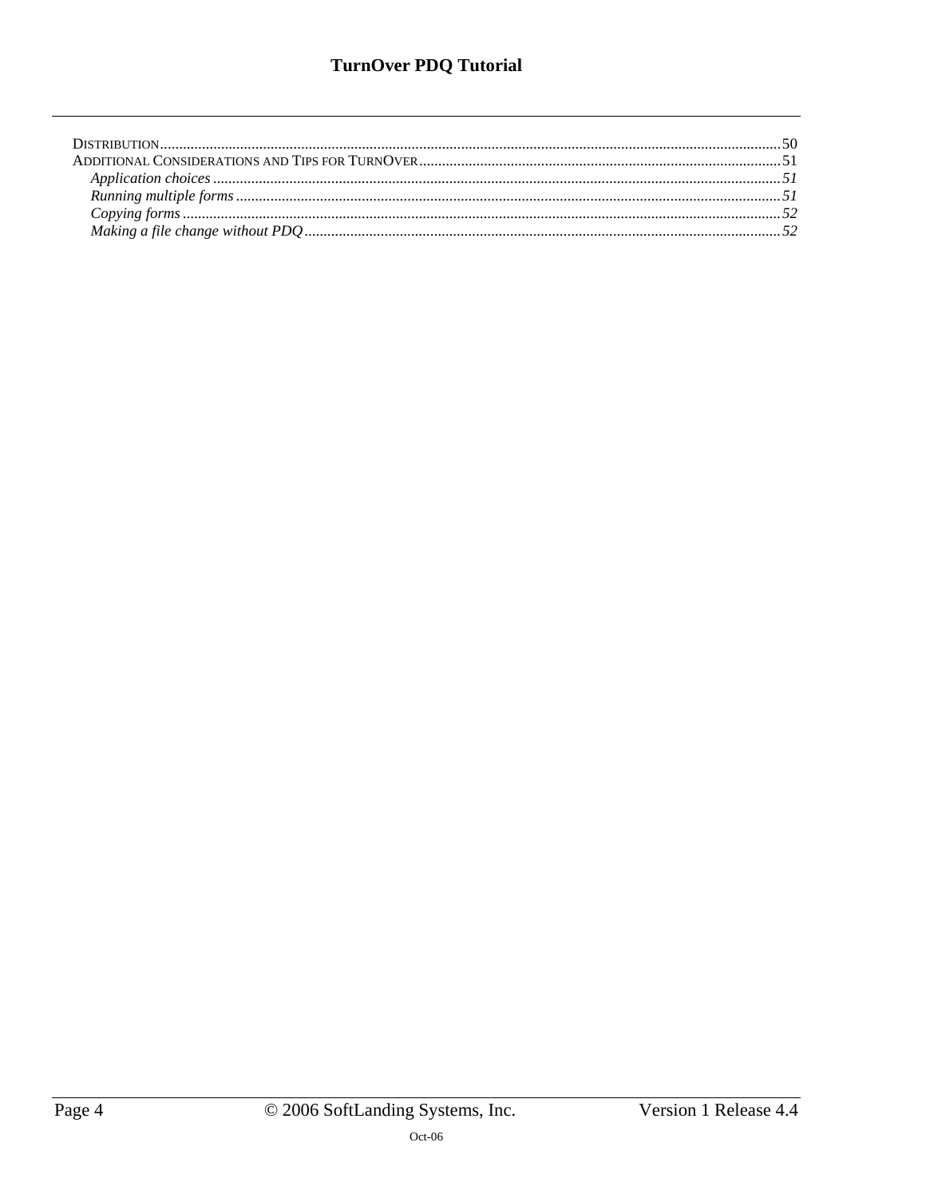DISTRIBUTION..........50
ADDITIONAL CONSIDERATIONS AND TIPS FOR TURNOVER..........51
- *Application choices*..........*51*
- *Running multiple forms*..........*51*
- *Copying forms*..........*52*
- *Making a file change without PDQ*..........*52*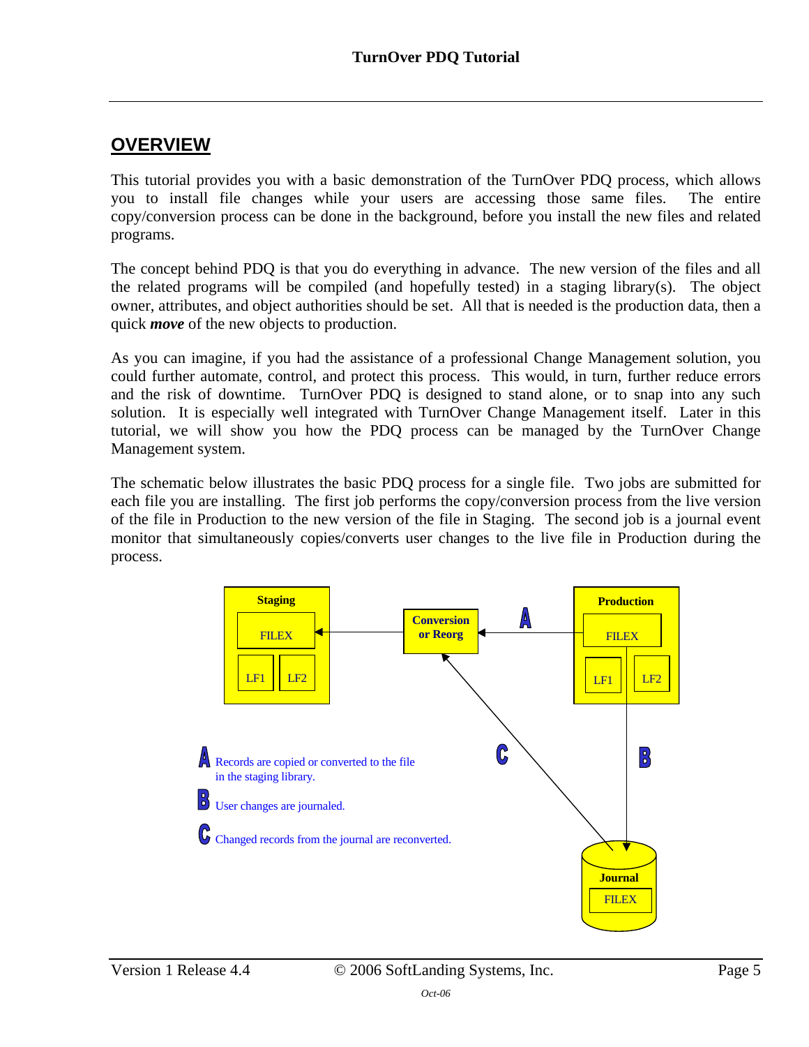## OVERVIEW

This tutorial provides you with a basic demonstration of the TurnOver PDQ process, which allows you to install file changes while your users are accessing those same files. The entire copy/conversion process can be done in the background, before you install the new files and related programs.

The concept behind PDQ is that you do everything in advance. The new version of the files and all the related programs will be compiled (and hopefully tested) in a staging library(s). The object owner, attributes, and object authorities should be set. All that is needed is the production data, then a quick ***move*** of the new objects to production.

As you can imagine, if you had the assistance of a professional Change Management solution, you could further automate, control, and protect this process. This would, in turn, further reduce errors and the risk of downtime. TurnOver PDQ is designed to stand alone, or to snap into any such solution. It is especially well integrated with TurnOver Change Management itself. Later in this tutorial, we will show you how the PDQ process can be managed by the TurnOver Change Management system.

The schematic below illustrates the basic PDQ process for a single file. Two jobs are submitted for each file you are installing. The first job performs the copy/conversion process from the live version of the file in Production to the new version of the file in Staging. The second job is a journal event monitor that simultaneously copies/converts user changes to the live file in Production during the process.

**Staging**: FILEX, LF1, LF2 — **Conversion or Reorg** — **Production**: FILEX, LF1, LF2 — **Journal**: FILEX

**A** Records are copied or converted to the file in the staging library.

**B** User changes are journaled.

**C** Changed records from the journal are reconverted.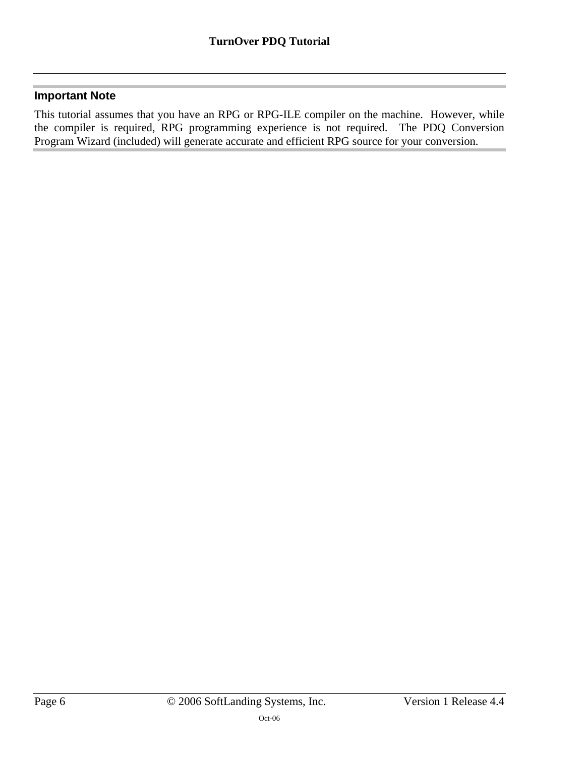## Important Note

This tutorial assumes that you have an RPG or RPG-ILE compiler on the machine. However, while the compiler is required, RPG programming experience is not required. The PDQ Conversion Program Wizard (included) will generate accurate and efficient RPG source for your conversion.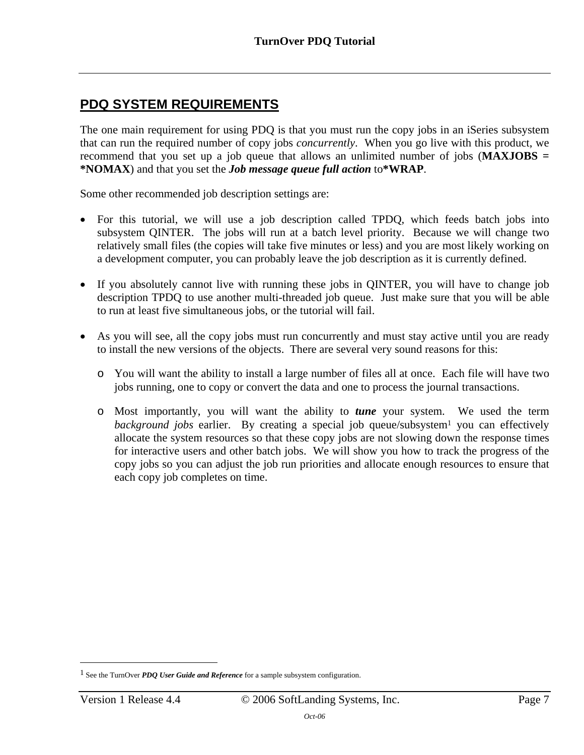## PDQ SYSTEM REQUIREMENTS

The one main requirement for using PDQ is that you must run the copy jobs in an iSeries subsystem that can run the required number of copy jobs *concurrently*. When you go live with this product, we recommend that you set up a job queue that allows an unlimited number of jobs (**MAXJOBS = *NOMAX**) and that you set the ***Job message queue full action*** to***WRAP**.

Some other recommended job description settings are:

- For this tutorial, we will use a job description called TPDQ, which feeds batch jobs into subsystem QINTER. The jobs will run at a batch level priority. Because we will change two relatively small files (the copies will take five minutes or less) and you are most likely working on a development computer, you can probably leave the job description as it is currently defined.

- If you absolutely cannot live with running these jobs in QINTER, you will have to change job description TPDQ to use another multi-threaded job queue. Just make sure that you will be able to run at least five simultaneous jobs, or the tutorial will fail.

- As you will see, all the copy jobs must run concurrently and must stay active until you are ready to install the new versions of the objects. There are several very sound reasons for this:
  - You will want the ability to install a large number of files all at once. Each file will have two jobs running, one to copy or convert the data and one to process the journal transactions.
  - Most importantly, you will want the ability to ***tune*** your system. We used the term *background jobs* earlier. By creating a special job queue/subsystem[1] you can effectively allocate the system resources so that these copy jobs are not slowing down the response times for interactive users and other batch jobs. We will show you how to track the progress of the copy jobs so you can adjust the job run priorities and allocate enough resources to ensure that each copy job completes on time.

---

[1] See the TurnOver ***PDQ User Guide and Reference*** for a sample subsystem configuration.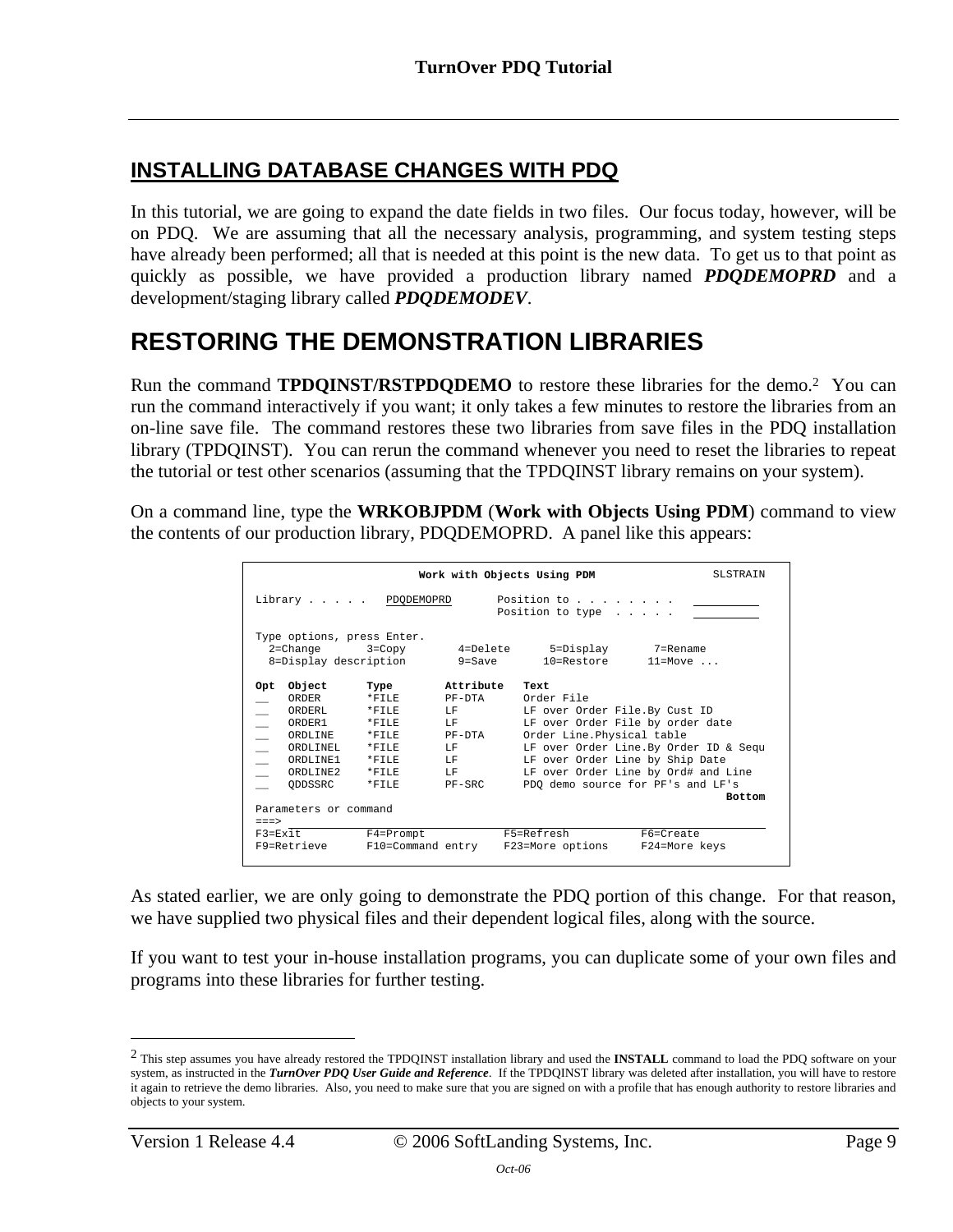## INSTALLING DATABASE CHANGES WITH PDQ

In this tutorial, we are going to expand the date fields in two files. Our focus today, however, will be on PDQ. We are assuming that all the necessary analysis, programming, and system testing steps have already been performed; all that is needed at this point is the new data. To get us to that point as quickly as possible, we have provided a production library named ***PDQDEMOPRD*** and a development/staging library called ***PDQDEMODEV***.

# RESTORING THE DEMONSTRATION LIBRARIES

Run the command **TPDQINST/RSTPDQDEMO** to restore these libraries for the demo.[2] You can run the command interactively if you want; it only takes a few minutes to restore the libraries from an on-line save file. The command restores these two libraries from save files in the PDQ installation library (TPDQINST). You can rerun the command whenever you need to reset the libraries to repeat the tutorial or test other scenarios (assuming that the TPDQINST library remains on your system).

On a command line, type the **WRKOBJPDM** (**Work with Objects Using PDM**) command to view the contents of our production library, PDQDEMOPRD. A panel like this appears:

```
                         Work with Objects Using PDM                 SLSTRAIN

Library . . . . .   PDQDEMOPRD       Position to . . . . . . . .   __________
                                     Position to type  . . . . .   __________

Type options, press Enter.
  2=Change       3=Copy        4=Delete      5=Display       7=Rename
  8=Display description        9=Save       10=Restore      11=Move ...

Opt  Object      Type        Attribute   Text
__   ORDER       *FILE       PF-DTA      Order File
__   ORDERL      *FILE       LF          LF over Order File.By Cust ID
__   ORDER1      *FILE       LF          LF over Order File by order date
__   ORDLINE     *FILE       PF-DTA      Order Line.Physical table
__   ORDLINEL    *FILE       LF          LF over Order Line.By Order ID & Sequ
__   ORDLINE1    *FILE       LF          LF over Order Line by Ship Date
__   ORDLINE2    *FILE       LF          LF over Order Line by Ord# and Line
__   QDDSSRC     *FILE       PF-SRC      PDQ demo source for PF's and LF's
                                                                        Bottom
Parameters or command
===>
F3=Exit         F4=Prompt           F5=Refresh          F6=Create
F9=Retrieve     F10=Command entry   F23=More options    F24=More keys
```

As stated earlier, we are only going to demonstrate the PDQ portion of this change. For that reason, we have supplied two physical files and their dependent logical files, along with the source.

If you want to test your in-house installation programs, you can duplicate some of your own files and programs into these libraries for further testing.

---

[2] This step assumes you have already restored the TPDQINST installation library and used the **INSTALL** command to load the PDQ software on your system, as instructed in the ***TurnOver PDQ User Guide and Reference***. If the TPDQINST library was deleted after installation, you will have to restore it again to retrieve the demo libraries. Also, you need to make sure that you are signed on with a profile that has enough authority to restore libraries and objects to your system.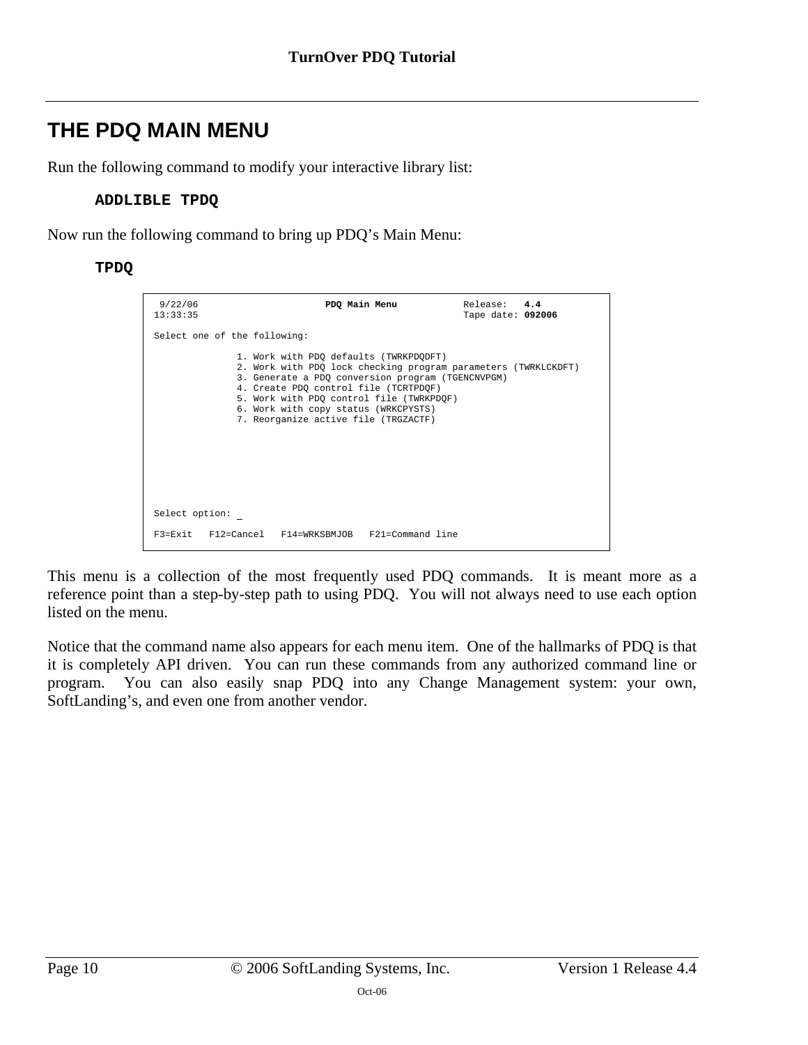# THE PDQ MAIN MENU

Run the following command to modify your interactive library list:

**ADDLIBLE TPDQ**

Now run the following command to bring up PDQ's Main Menu:

**TPDQ**

```
 9/22/06                    PDQ Main Menu            Release:   4.4
13:33:35                                             Tape date: 092006

Select one of the following:

               1. Work with PDQ defaults (TWRKPDQDFT)
               2. Work with PDQ lock checking program parameters (TWRKLCKDFT)
               3. Generate a PDQ conversion program (TGENCNVPGM)
               4. Create PDQ control file (TCRTPDQF)
               5. Work with PDQ control file (TWRKPDQF)
               6. Work with copy status (WRKCPYSTS)
               7. Reorganize active file (TRGZACTF)








Select option: _

F3=Exit   F12=Cancel   F14=WRKSBMJOB   F21=Command line
```

This menu is a collection of the most frequently used PDQ commands. It is meant more as a reference point than a step-by-step path to using PDQ. You will not always need to use each option listed on the menu.

Notice that the command name also appears for each menu item. One of the hallmarks of PDQ is that it is completely API driven. You can run these commands from any authorized command line or program. You can also easily snap PDQ into any Change Management system: your own, SoftLanding's, and even one from another vendor.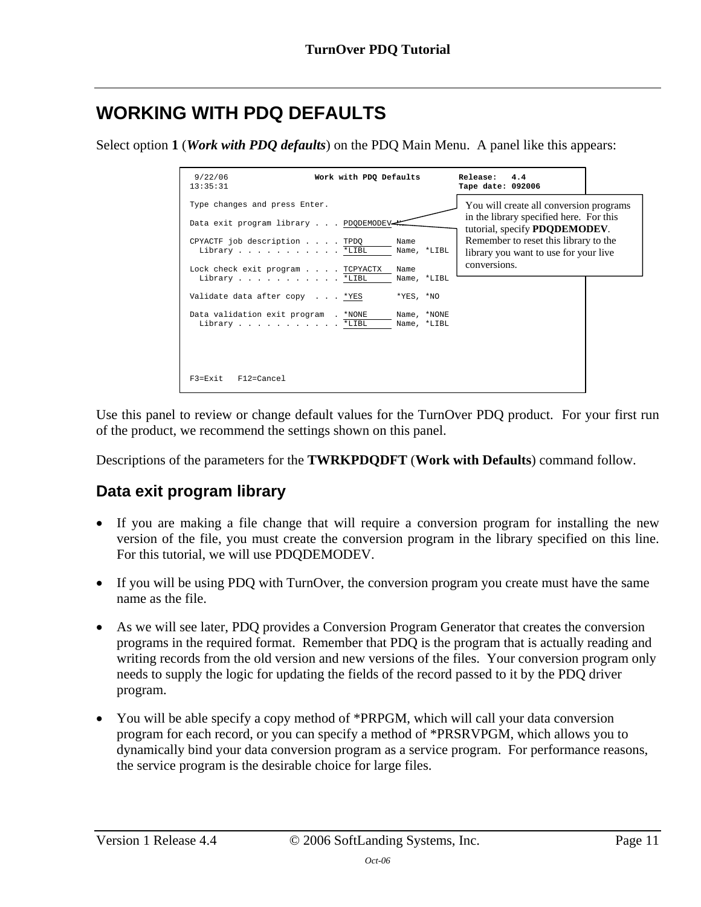# WORKING WITH PDQ DEFAULTS

Select option **1** (***Work with PDQ defaults***) on the PDQ Main Menu. A panel like this appears:

```
 9/22/06                 Work with PDQ Defaults        Release:   4.4
13:35:31                                               Tape date: 092006

Type changes and press Enter.

Data exit program library . . . PDQDEMODEV

CPYACTF job description . . . . TPDQ        Name
  Library . . . . . . . . . . . *LIBL       Name, *LIBL

Lock check exit program . . . . TCPYACTX    Name
  Library . . . . . . . . . . . *LIBL       Name, *LIBL

Validate data after copy  . . . *YES        *YES, *NO

Data validation exit program  . *NONE       Name, *NONE
  Library . . . . . . . . . . . *LIBL       Name, *LIBL




F3=Exit   F12=Cancel
```

You will create all conversion programs in the library specified here. For this tutorial, specify **PDQDEMODEV**. Remember to reset this library to the library you want to use for your live conversions.

Use this panel to review or change default values for the TurnOver PDQ product. For your first run of the product, we recommend the settings shown on this panel.

Descriptions of the parameters for the **TWRKPDQDFT** (**Work with Defaults**) command follow.

## Data exit program library

- If you are making a file change that will require a conversion program for installing the new version of the file, you must create the conversion program in the library specified on this line. For this tutorial, we will use PDQDEMODEV.
- If you will be using PDQ with TurnOver, the conversion program you create must have the same name as the file.
- As we will see later, PDQ provides a Conversion Program Generator that creates the conversion programs in the required format. Remember that PDQ is the program that is actually reading and writing records from the old version and new versions of the files. Your conversion program only needs to supply the logic for updating the fields of the record passed to it by the PDQ driver program.
- You will be able specify a copy method of *PRPGM, which will call your data conversion program for each record, or you can specify a method of *PRSRVPGM, which allows you to dynamically bind your data conversion program as a service program. For performance reasons, the service program is the desirable choice for large files.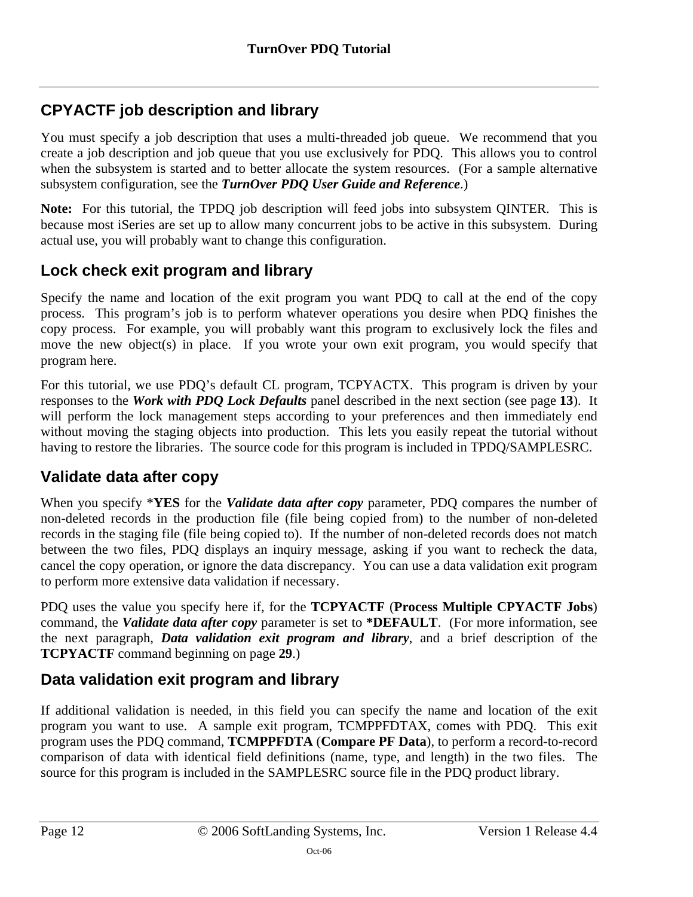## CPYACTF job description and library

You must specify a job description that uses a multi-threaded job queue. We recommend that you create a job description and job queue that you use exclusively for PDQ. This allows you to control when the subsystem is started and to better allocate the system resources. (For a sample alternative subsystem configuration, see the ***TurnOver PDQ User Guide and Reference***.)

**Note:** For this tutorial, the TPDQ job description will feed jobs into subsystem QINTER. This is because most iSeries are set up to allow many concurrent jobs to be active in this subsystem. During actual use, you will probably want to change this configuration.

## Lock check exit program and library

Specify the name and location of the exit program you want PDQ to call at the end of the copy process. This program's job is to perform whatever operations you desire when PDQ finishes the copy process. For example, you will probably want this program to exclusively lock the files and move the new object(s) in place. If you wrote your own exit program, you would specify that program here.

For this tutorial, we use PDQ's default CL program, TCPYACTX. This program is driven by your responses to the ***Work with PDQ Lock Defaults*** panel described in the next section (see page **13**). It will perform the lock management steps according to your preferences and then immediately end without moving the staging objects into production. This lets you easily repeat the tutorial without having to restore the libraries. The source code for this program is included in TPDQ/SAMPLESRC.

## Validate data after copy

When you specify *YES for the ***Validate data after copy*** parameter, PDQ compares the number of non-deleted records in the production file (file being copied from) to the number of non-deleted records in the staging file (file being copied to). If the number of non-deleted records does not match between the two files, PDQ displays an inquiry message, asking if you want to recheck the data, cancel the copy operation, or ignore the data discrepancy. You can use a data validation exit program to perform more extensive data validation if necessary.

PDQ uses the value you specify here if, for the **TCPYACTF** (**Process Multiple CPYACTF Jobs**) command, the ***Validate data after copy*** parameter is set to ***DEFAULT**. (For more information, see the next paragraph, ***Data validation exit program and library***, and a brief description of the **TCPYACTF** command beginning on page **29**.)

## Data validation exit program and library

If additional validation is needed, in this field you can specify the name and location of the exit program you want to use. A sample exit program, TCMPPFDTAX, comes with PDQ. This exit program uses the PDQ command, **TCMPPFDTA** (**Compare PF Data**), to perform a record-to-record comparison of data with identical field definitions (name, type, and length) in the two files. The source for this program is included in the SAMPLESRC source file in the PDQ product library.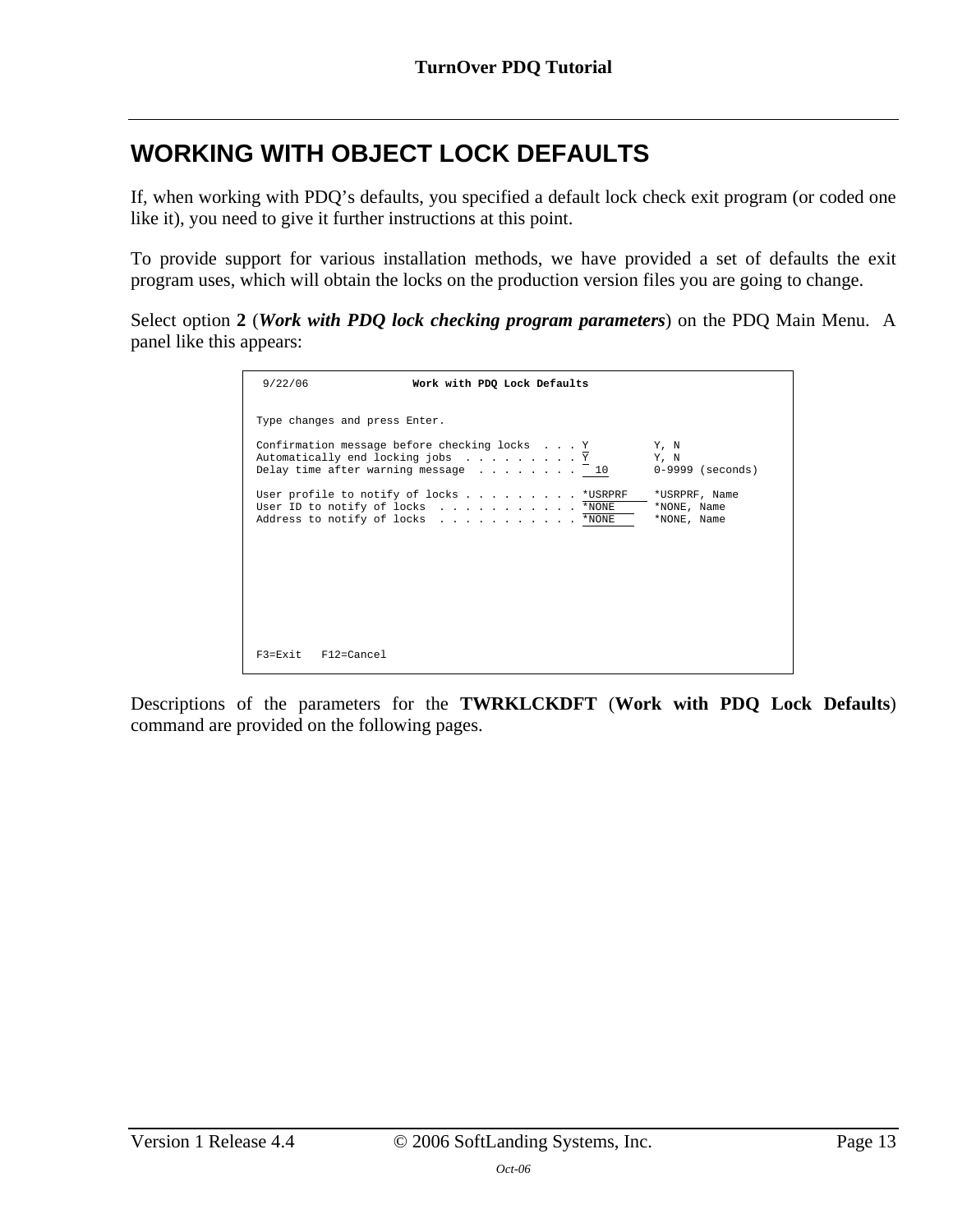# WORKING WITH OBJECT LOCK DEFAULTS

If, when working with PDQ's defaults, you specified a default lock check exit program (or coded one like it), you need to give it further instructions at this point.

To provide support for various installation methods, we have provided a set of defaults the exit program uses, which will obtain the locks on the production version files you are going to change.

Select option **2** (***Work with PDQ lock checking program parameters***) on the PDQ Main Menu. A panel like this appears:

```
 9/22/06                Work with PDQ Lock Defaults


 Type changes and press Enter.

 Confirmation message before checking locks  . . . Y          Y, N
 Automatically end locking jobs  . . . . . . . . . Y          Y, N
 Delay time after warning message  . . . . . . . .  10       0-9999 (seconds)

 User profile to notify of locks . . . . . . . . . *USRPRF    *USRPRF, Name
 User ID to notify of locks  . . . . . . . . . . . *NONE      *NONE, Name
 Address to notify of locks  . . . . . . . . . . . *NONE      *NONE, Name









 F3=Exit   F12=Cancel
```

Descriptions of the parameters for the **TWRKLCKDFT** (**Work with PDQ Lock Defaults**) command are provided on the following pages.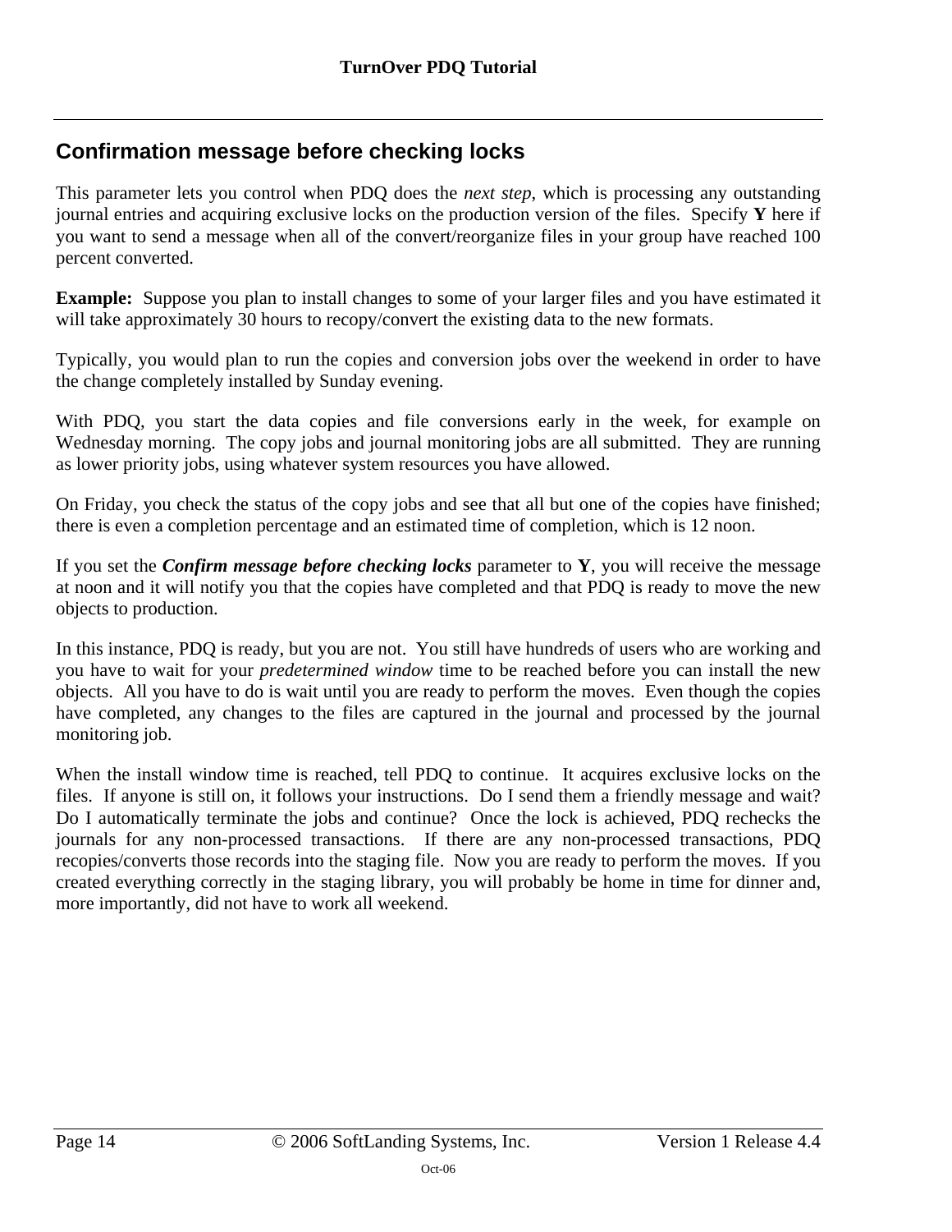## Confirmation message before checking locks

This parameter lets you control when PDQ does the *next step*, which is processing any outstanding journal entries and acquiring exclusive locks on the production version of the files. Specify **Y** here if you want to send a message when all of the convert/reorganize files in your group have reached 100 percent converted.

**Example:** Suppose you plan to install changes to some of your larger files and you have estimated it will take approximately 30 hours to recopy/convert the existing data to the new formats.

Typically, you would plan to run the copies and conversion jobs over the weekend in order to have the change completely installed by Sunday evening.

With PDQ, you start the data copies and file conversions early in the week, for example on Wednesday morning. The copy jobs and journal monitoring jobs are all submitted. They are running as lower priority jobs, using whatever system resources you have allowed.

On Friday, you check the status of the copy jobs and see that all but one of the copies have finished; there is even a completion percentage and an estimated time of completion, which is 12 noon.

If you set the ***Confirm message before checking locks*** parameter to **Y**, you will receive the message at noon and it will notify you that the copies have completed and that PDQ is ready to move the new objects to production.

In this instance, PDQ is ready, but you are not. You still have hundreds of users who are working and you have to wait for your *predetermined window* time to be reached before you can install the new objects. All you have to do is wait until you are ready to perform the moves. Even though the copies have completed, any changes to the files are captured in the journal and processed by the journal monitoring job.

When the install window time is reached, tell PDQ to continue. It acquires exclusive locks on the files. If anyone is still on, it follows your instructions. Do I send them a friendly message and wait? Do I automatically terminate the jobs and continue? Once the lock is achieved, PDQ rechecks the journals for any non-processed transactions. If there are any non-processed transactions, PDQ recopies/converts those records into the staging file. Now you are ready to perform the moves. If you created everything correctly in the staging library, you will probably be home in time for dinner and, more importantly, did not have to work all weekend.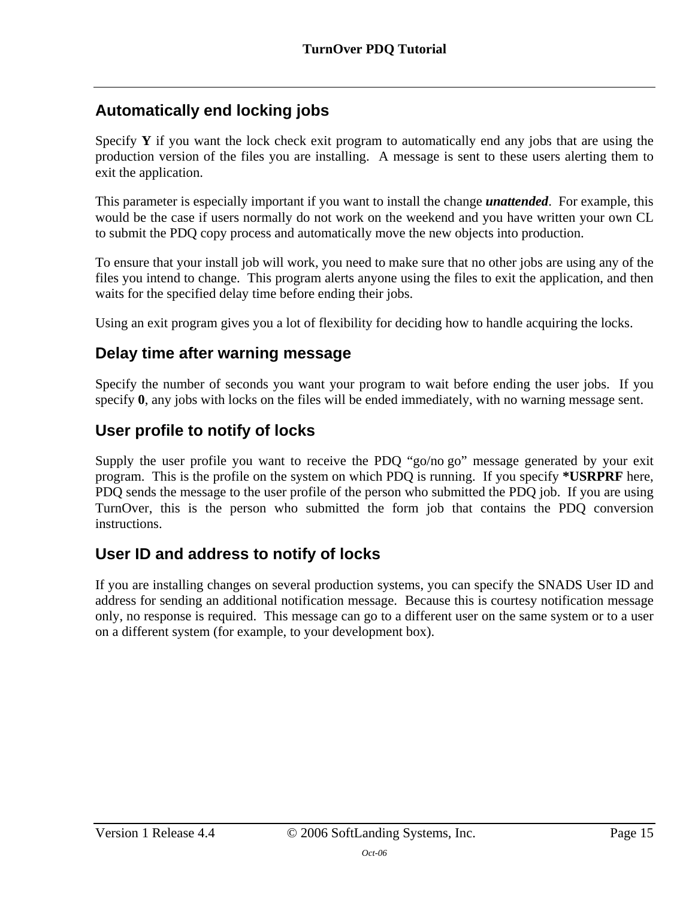## Automatically end locking jobs

Specify **Y** if you want the lock check exit program to automatically end any jobs that are using the production version of the files you are installing. A message is sent to these users alerting them to exit the application.

This parameter is especially important if you want to install the change ***unattended***. For example, this would be the case if users normally do not work on the weekend and you have written your own CL to submit the PDQ copy process and automatically move the new objects into production.

To ensure that your install job will work, you need to make sure that no other jobs are using any of the files you intend to change. This program alerts anyone using the files to exit the application, and then waits for the specified delay time before ending their jobs.

Using an exit program gives you a lot of flexibility for deciding how to handle acquiring the locks.

## Delay time after warning message

Specify the number of seconds you want your program to wait before ending the user jobs. If you specify **0**, any jobs with locks on the files will be ended immediately, with no warning message sent.

## User profile to notify of locks

Supply the user profile you want to receive the PDQ "go/no go" message generated by your exit program. This is the profile on the system on which PDQ is running. If you specify ***USRPRF** here, PDQ sends the message to the user profile of the person who submitted the PDQ job. If you are using TurnOver, this is the person who submitted the form job that contains the PDQ conversion instructions.

## User ID and address to notify of locks

If you are installing changes on several production systems, you can specify the SNADS User ID and address for sending an additional notification message. Because this is courtesy notification message only, no response is required. This message can go to a different user on the same system or to a user on a different system (for example, to your development box).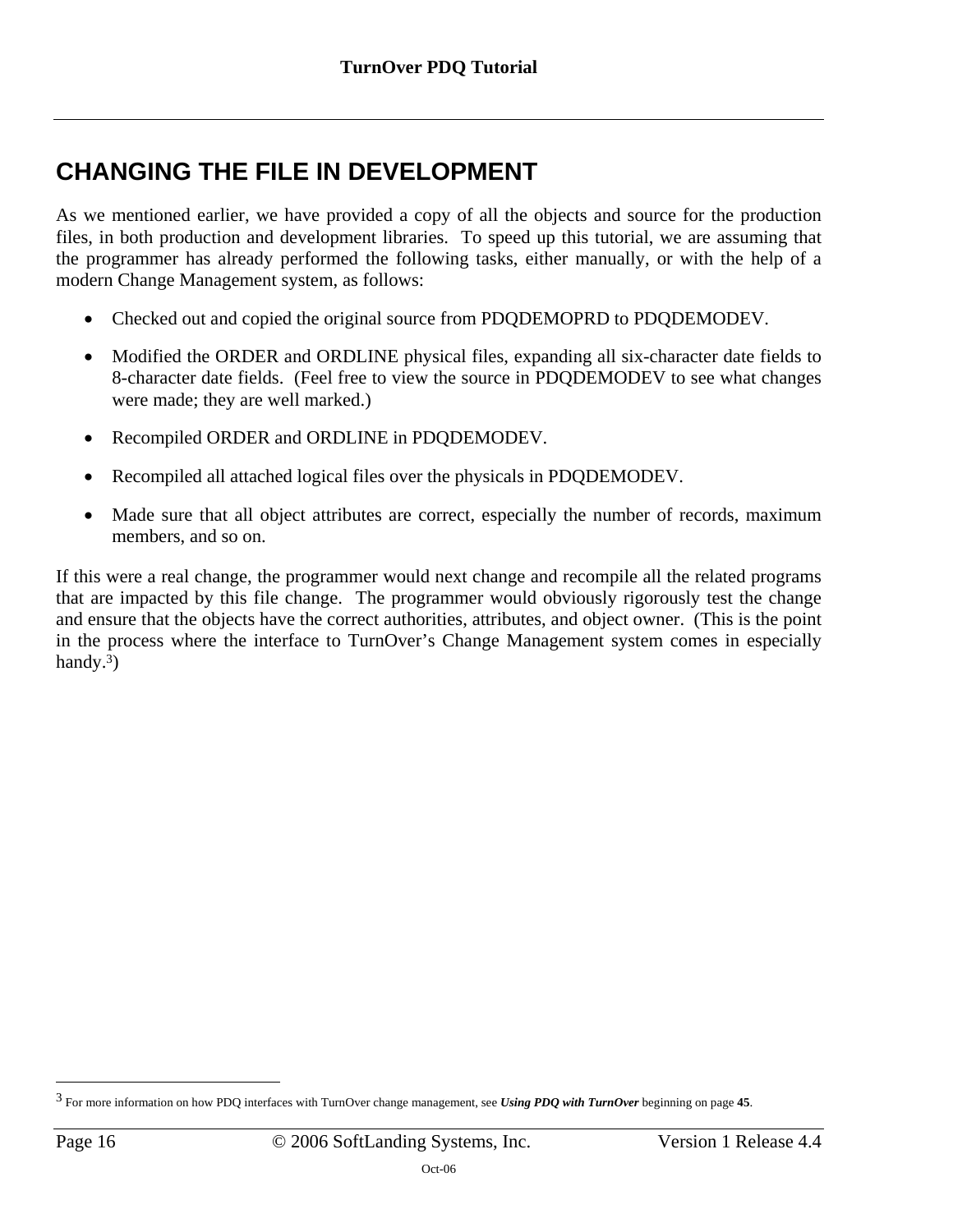# CHANGING THE FILE IN DEVELOPMENT

As we mentioned earlier, we have provided a copy of all the objects and source for the production files, in both production and development libraries. To speed up this tutorial, we are assuming that the programmer has already performed the following tasks, either manually, or with the help of a modern Change Management system, as follows:

- Checked out and copied the original source from PDQDEMOPRD to PDQDEMODEV.
- Modified the ORDER and ORDLINE physical files, expanding all six-character date fields to 8-character date fields. (Feel free to view the source in PDQDEMODEV to see what changes were made; they are well marked.)
- Recompiled ORDER and ORDLINE in PDQDEMODEV.
- Recompiled all attached logical files over the physicals in PDQDEMODEV.
- Made sure that all object attributes are correct, especially the number of records, maximum members, and so on.

If this were a real change, the programmer would next change and recompile all the related programs that are impacted by this file change. The programmer would obviously rigorously test the change and ensure that the objects have the correct authorities, attributes, and object owner. (This is the point in the process where the interface to TurnOver's Change Management system comes in especially handy.[3])

[3] For more information on how PDQ interfaces with TurnOver change management, see ***Using PDQ with TurnOver*** beginning on page **45**.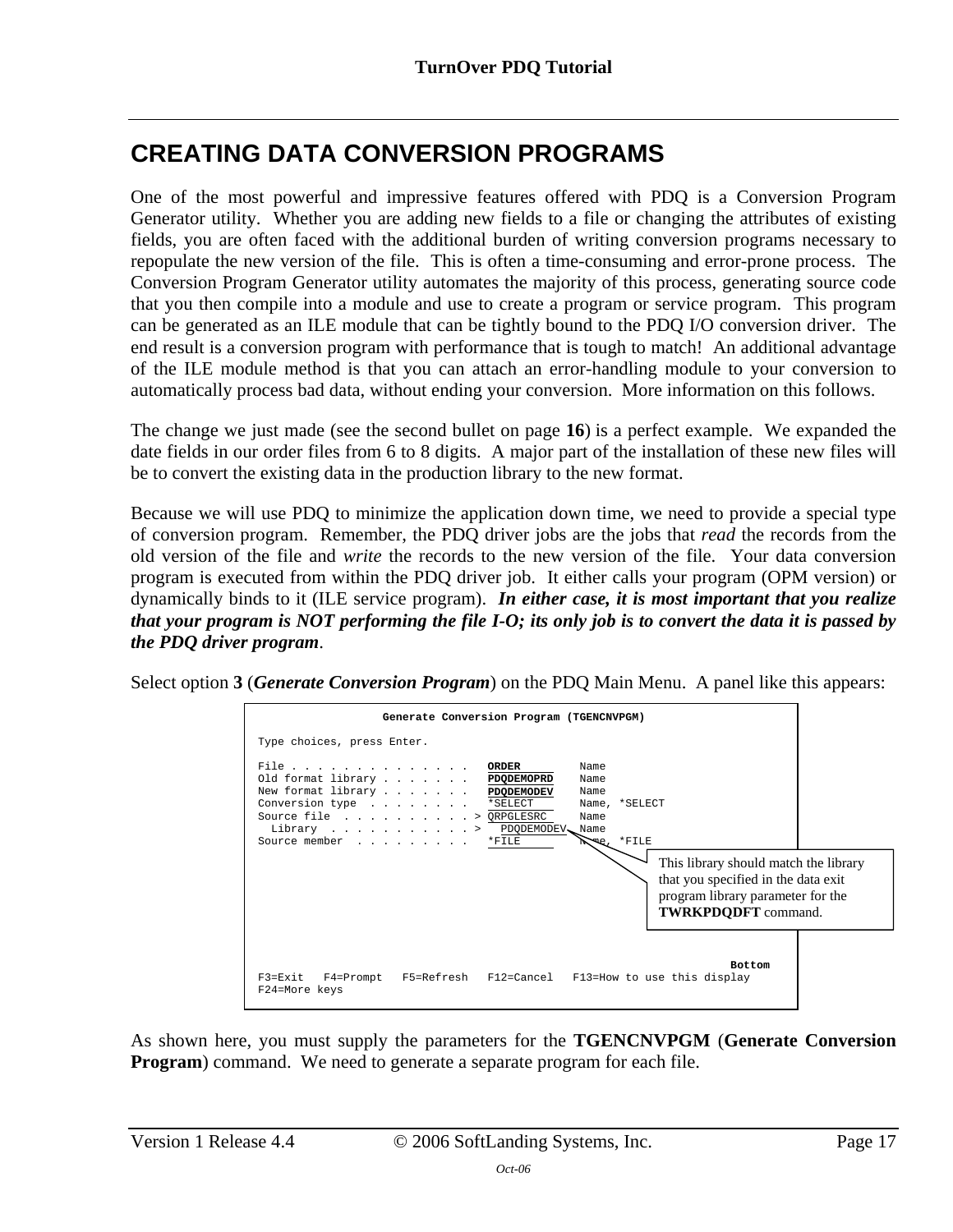# CREATING DATA CONVERSION PROGRAMS

One of the most powerful and impressive features offered with PDQ is a Conversion Program Generator utility. Whether you are adding new fields to a file or changing the attributes of existing fields, you are often faced with the additional burden of writing conversion programs necessary to repopulate the new version of the file. This is often a time-consuming and error-prone process. The Conversion Program Generator utility automates the majority of this process, generating source code that you then compile into a module and use to create a program or service program. This program can be generated as an ILE module that can be tightly bound to the PDQ I/O conversion driver. The end result is a conversion program with performance that is tough to match! An additional advantage of the ILE module method is that you can attach an error-handling module to your conversion to automatically process bad data, without ending your conversion. More information on this follows.

The change we just made (see the second bullet on page **16**) is a perfect example. We expanded the date fields in our order files from 6 to 8 digits. A major part of the installation of these new files will be to convert the existing data in the production library to the new format.

Because we will use PDQ to minimize the application down time, we need to provide a special type of conversion program. Remember, the PDQ driver jobs are the jobs that *read* the records from the old version of the file and *write* the records to the new version of the file. Your data conversion program is executed from within the PDQ driver job. It either calls your program (OPM version) or dynamically binds to it (ILE service program). ***In either case, it is most important that you realize that your program is NOT performing the file I-O; its only job is to convert the data it is passed by the PDQ driver program***.

Select option **3** (***Generate Conversion Program***) on the PDQ Main Menu. A panel like this appears:

```
                    Generate Conversion Program (TGENCNVPGM)

 Type choices, press Enter.

 File . . . . . . . . . . . . . .   ORDER         Name
 Old format library . . . . . . .   PDQDEMOPRD    Name
 New format library . . . . . . .   PDQDEMODEV    Name
 Conversion type  . . . . . . . .   *SELECT       Name, *SELECT
 Source file  . . . . . . . . . . > QRPGLESRC     Name
   Library  . . . . . . . . . . . >   PDQDEMODEV  Name
 Source member  . . . . . . . . .   *FILE         Name, *FILE

                                                                        Bottom
 F3=Exit   F4=Prompt   F5=Refresh   F12=Cancel   F13=How to use this display
 F24=More keys
```

This library should match the library that you specified in the data exit program library parameter for the **TWRKPDQDFT** command.

As shown here, you must supply the parameters for the **TGENCNVPGM** (**Generate Conversion Program**) command. We need to generate a separate program for each file.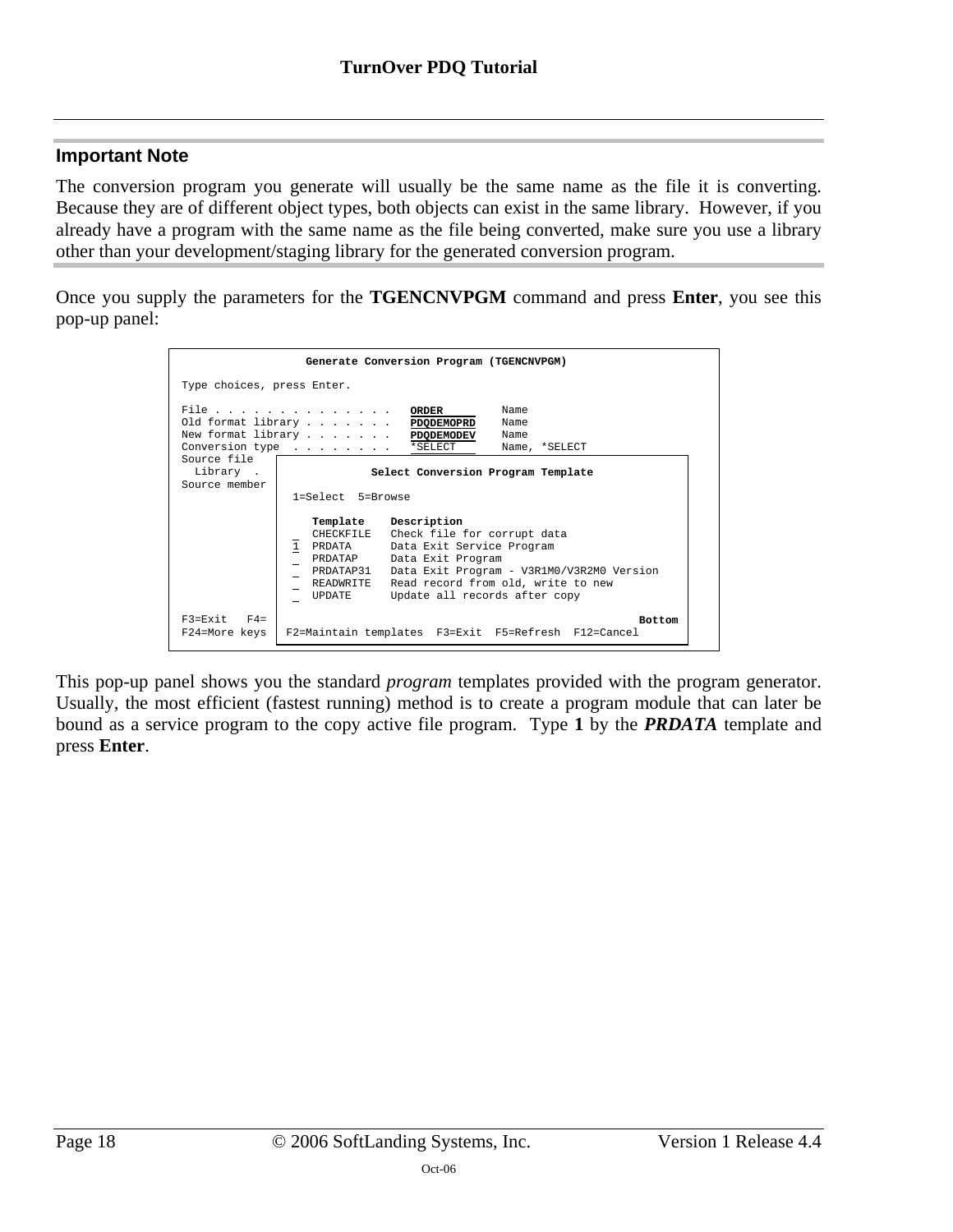### Important Note

The conversion program you generate will usually be the same name as the file it is converting. Because they are of different object types, both objects can exist in the same library. However, if you already have a program with the same name as the file being converted, make sure you use a library other than your development/staging library for the generated conversion program.

Once you supply the parameters for the **TGENCNVPGM** command and press **Enter**, you see this pop-up panel:

```
                 Generate Conversion Program (TGENCNVPGM)

Type choices, press Enter.

File . . . . . . . . . . . . . .   ORDER         Name
Old format library . . . . . . .   PDQDEMOPRD    Name
New format library . . . . . . .   PDQDEMODEV    Name
Conversion type  . . . . . . . .   *SELECT       Name, *SELECT
Source file   ┌──────────────────────────────────────────────────────────────┐
  Library  .  │              Select Conversion Program Template              │
Source member │                                                              │
              │   1=Select  5=Browse                                         │
              │                                                              │
              │      Template    Description                                 │
              │   _  CHECKFILE   Check file for corrupt data                 │
              │   1  PRDATA      Data Exit Service Program                   │
              │   _  PRDATAP     Data Exit Program                           │
              │   _  PRDATAP31   Data Exit Program - V3R1M0/V3R2M0 Version   │
              │   _  READWRITE   Read record from old, write to new          │
              │   _  UPDATE      Update all records after copy               │
              │                                                              │
F3=Exit   F4= │                                                       Bottom │
F24=More keys │ F2=Maintain templates  F3=Exit  F5=Refresh  F12=Cancel       │
              └──────────────────────────────────────────────────────────────┘
```

This pop-up panel shows you the standard *program* templates provided with the program generator. Usually, the most efficient (fastest running) method is to create a program module that can later be bound as a service program to the copy active file program. Type **1** by the ***PRDATA*** template and press **Enter**.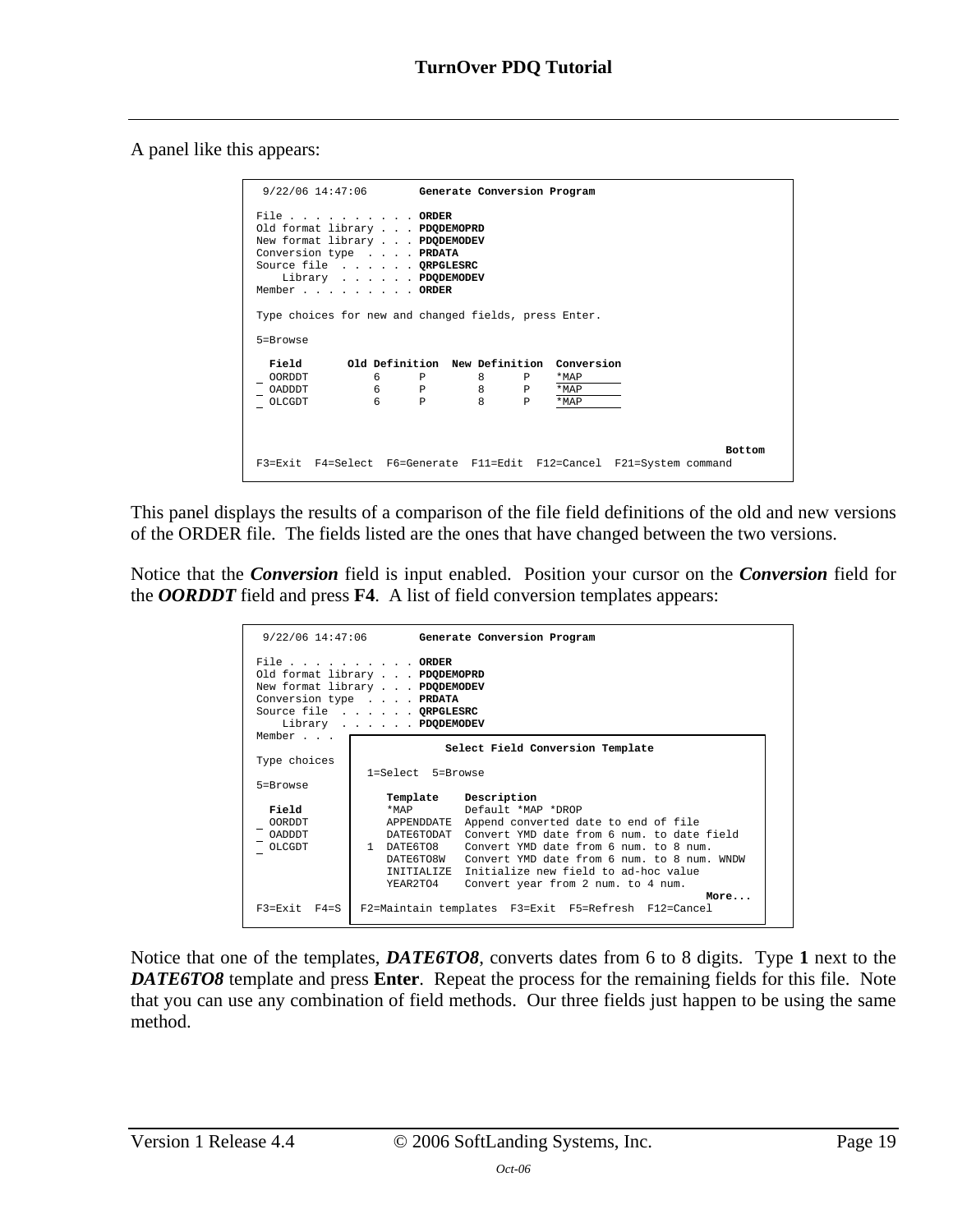A panel like this appears:

```
 9/22/06 14:47:06        Generate Conversion Program

File . . . . . . . . . . ORDER
Old format library . . . PDQDEMOPRD
New format library . . . PDQDEMODEV
Conversion type  . . . . PRDATA
Source file  . . . . . . QRPGLESRC
    Library  . . . . . . PDQDEMODEV
Member . . . . . . . . . ORDER

Type choices for new and changed fields, press Enter.

5=Browse

  Field       Old Definition  New Definition  Conversion
_ OORDDT          6      P        8      P    *MAP
_ OADDDT          6      P        8      P    *MAP
_ OLCGDT          6      P        8      P    *MAP



                                                                          Bottom
F3=Exit  F4=Select  F6=Generate  F11=Edit  F12=Cancel  F21=System command
```

This panel displays the results of a comparison of the file field definitions of the old and new versions of the ORDER file. The fields listed are the ones that have changed between the two versions.

Notice that the ***Conversion*** field is input enabled. Position your cursor on the ***Conversion*** field for the ***OORDDT*** field and press **F4**. A list of field conversion templates appears:

```
 9/22/06 14:47:06        Generate Conversion Program

File . . . . . . . . . . ORDER
Old format library . . . PDQDEMOPRD
New format library . . . PDQDEMODEV
Conversion type  . . . . PRDATA
Source file  . . . . . . QRPGLESRC
    Library  . . . . . . PDQDEMODEV
Member . . .
                                 Select Field Conversion Template
Type choices
                  1=Select  5=Browse
5=Browse
                     Template    Description
  Field              *MAP        Default *MAP *DROP
_ OORDDT             APPENDDATE  Append converted date to end of file
_ OADDDT             DATE6TODAT  Convert YMD date from 6 num. to date field
_ OLCGDT          1  DATE6TO8    Convert YMD date from 6 num. to 8 num.
                     DATE6TO8W   Convert YMD date from 6 num. to 8 num. WNDW
                     INITIALIZE  Initialize new field to ad-hoc value
                     YEAR2TO4    Convert year from 2 num. to 4 num.
                                                                        More...
F3=Exit  F4=S     F2=Maintain templates  F3=Exit  F5=Refresh  F12=Cancel
```

Notice that one of the templates, ***DATE6TO8***, converts dates from 6 to 8 digits. Type **1** next to the ***DATE6TO8*** template and press **Enter**. Repeat the process for the remaining fields for this file. Note that you can use any combination of field methods. Our three fields just happen to be using the same method.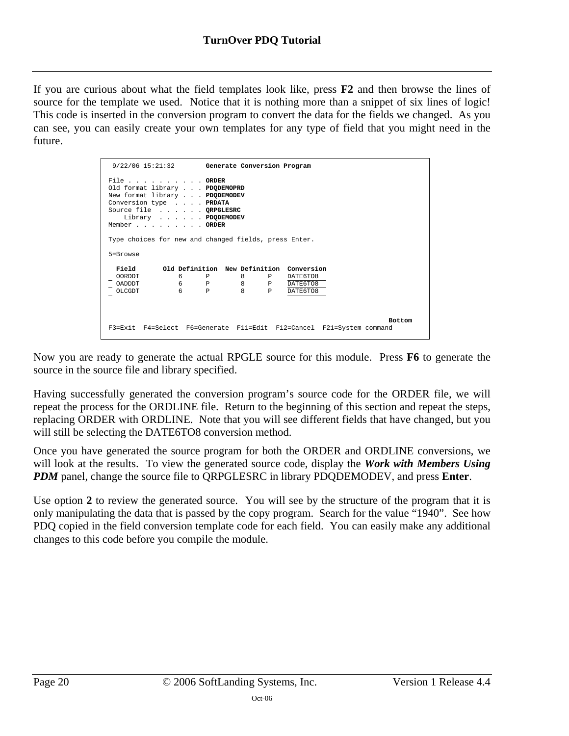If you are curious about what the field templates look like, press **F2** and then browse the lines of source for the template we used. Notice that it is nothing more than a snippet of six lines of logic! This code is inserted in the conversion program to convert the data for the fields we changed. As you can see, you can easily create your own templates for any type of field that you might need in the future.

```
 9/22/06 15:21:32        Generate Conversion Program

File . . . . . . . . . . ORDER
Old format library . . . PDQDEMOPRD
New format library . . . PDQDEMODEV
Conversion type  . . . . PRDATA
Source file  . . . . . . QRPGLESRC
    Library  . . . . . . PDQDEMODEV
Member . . . . . . . . . ORDER

Type choices for new and changed fields, press Enter.

5=Browse

  Field       Old Definition  New Definition  Conversion
_ OORDDT          6      P        8      P    DATE6TO8
_ OADDDT          6      P        8      P    DATE6TO8
_ OLCGDT          6      P        8      P    DATE6TO8



                                                                          Bottom
F3=Exit  F4=Select  F6=Generate  F11=Edit  F12=Cancel  F21=System command
```

Now you are ready to generate the actual RPGLE source for this module. Press **F6** to generate the source in the source file and library specified.

Having successfully generated the conversion program's source code for the ORDER file, we will repeat the process for the ORDLINE file. Return to the beginning of this section and repeat the steps, replacing ORDER with ORDLINE. Note that you will see different fields that have changed, but you will still be selecting the DATE6TO8 conversion method.

Once you have generated the source program for both the ORDER and ORDLINE conversions, we will look at the results. To view the generated source code, display the ***Work with Members Using PDM*** panel, change the source file to QRPGLESRC in library PDQDEMODEV, and press **Enter**.

Use option **2** to review the generated source. You will see by the structure of the program that it is only manipulating the data that is passed by the copy program. Search for the value "1940". See how PDQ copied in the field conversion template code for each field. You can easily make any additional changes to this code before you compile the module.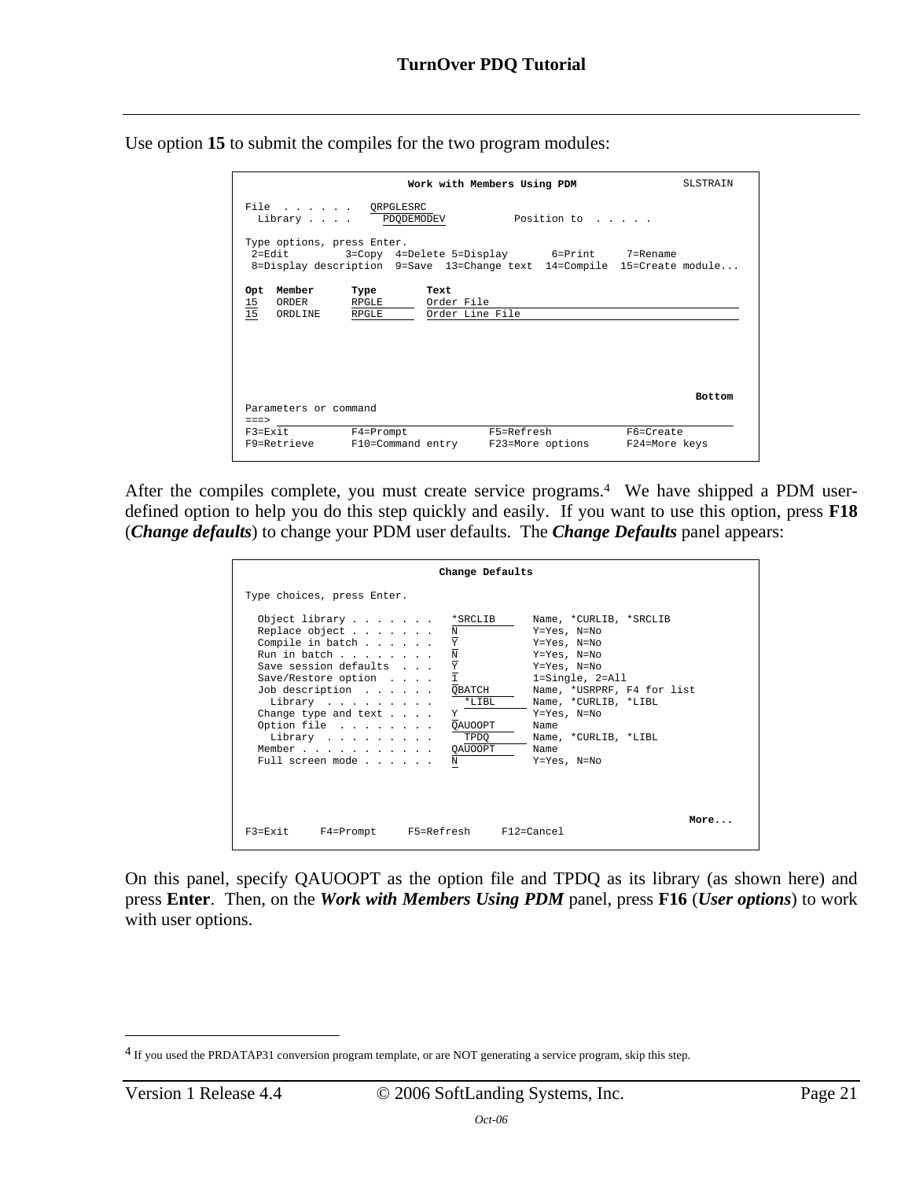Use option **15** to submit the compiles for the two program modules:

```
                         Work with Members Using PDM                SLSTRAIN

File  . . . . . .   QRPGLESRC
  Library . . . .     PDQDEMODEV          Position to  . . . . .

Type options, press Enter.
 2=Edit        3=Copy  4=Delete 5=Display       6=Print     7=Rename
 8=Display description  9=Save  13=Change text  14=Compile  15=Create module...

Opt  Member      Type        Text
15   ORDER       RPGLE       Order File
15   ORDLINE     RPGLE       Order Line File





                                                                          Bottom
Parameters or command
===>
F3=Exit         F4=Prompt             F5=Refresh            F6=Create
F9=Retrieve     F10=Command entry     F23=More options      F24=More keys
```

After the compiles complete, you must create service programs.[4] We have shipped a PDM user-defined option to help you do this step quickly and easily. If you want to use this option, press **F18** (***Change defaults***) to change your PDM user defaults. The ***Change Defaults*** panel appears:

```
                               Change Defaults

Type choices, press Enter.

  Object library . . . . . . .   *SRCLIB      Name, *CURLIB, *SRCLIB
  Replace object . . . . . . .   N            Y=Yes, N=No
  Compile in batch . . . . . .   Y            Y=Yes, N=No
  Run in batch . . . . . . . .   N            Y=Yes, N=No
  Save session defaults  . . .   Y            Y=Yes, N=No
  Save/Restore option  . . . .   1            1=Single, 2=All
  Job description  . . . . . .   QBATCH       Name, *USRPRF, F4 for list
    Library  . . . . . . . . .     *LIBL      Name, *CURLIB, *LIBL
  Change type and text . . . .   Y            Y=Yes, N=No
  Option file  . . . . . . . .   QAUOOPT      Name
    Library  . . . . . . . . .     TPDQ       Name, *CURLIB, *LIBL
  Member . . . . . . . . . . .   QAUOOPT      Name
  Full screen mode . . . . . .   N            Y=Yes, N=No



                                                                        More...
F3=Exit     F4=Prompt     F5=Refresh     F12=Cancel
```

On this panel, specify QAUOOPT as the option file and TPDQ as its library (as shown here) and press **Enter**. Then, on the ***Work with Members Using PDM*** panel, press **F16** (***User options***) to work with user options.

[4] If you used the PRDATAP31 conversion program template, or are NOT generating a service program, skip this step.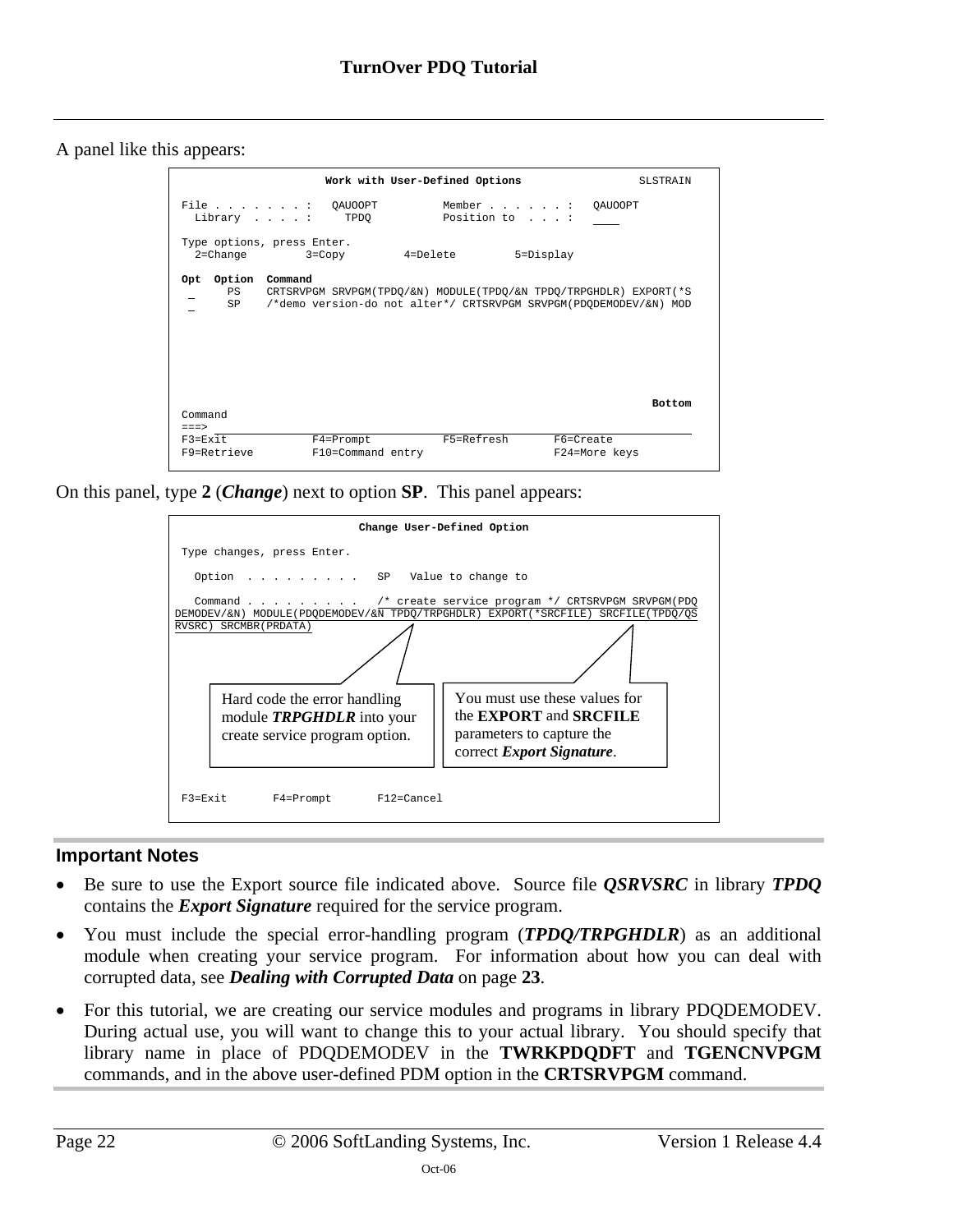A panel like this appears:

```
                    Work with User-Defined Options                  SLSTRAIN

 File . . . . . . . :   QAUOOPT          Member . . . . . . :   QAUOOPT
   Library  . . . . :     TPDQ           Position to  . . . :   ____

 Type options, press Enter.
   2=Change         3=Copy         4=Delete         5=Display

 Opt  Option  Command
  _     PS    CRTSRVPGM SRVPGM(TPDQ/&N) MODULE(TPDQ/&N TPDQ/TRPGHDLR) EXPORT(*S
  _     SP    /*demo version-do not alter*/ CRTSRVPGM SRVPGM(PDQDEMODEV/&N) MOD

                                                                          Bottom
 Command
 ===>
 F3=Exit            F4=Prompt           F5=Refresh       F6=Create
 F9=Retrieve        F10=Command entry                    F24=More keys
```

On this panel, type **2** (***Change***) next to option **SP**. This panel appears:

```
                              Change User-Defined Option

 Type changes, press Enter.

   Option  . . . . . . . . .   SP   Value to change to

   Command . . . . . . . . .   /* create service program */ CRTSRVPGM SRVPGM(PDQ
DEMODEV/&N) MODULE(PDQDEMODEV/&N TPDQ/TRPGHDLR) EXPORT(*SRCFILE) SRCFILE(TPDQ/QS
RVSRC) SRCMBR(PRDATA)

 F3=Exit       F4=Prompt       F12=Cancel
```

Hard code the error handling module ***TRPGHDLR*** into your create service program option.

You must use these values for the **EXPORT** and **SRCFILE** parameters to capture the correct ***Export Signature***.

### Important Notes

- Be sure to use the Export source file indicated above. Source file ***QSRVSRC*** in library ***TPDQ*** contains the ***Export Signature*** required for the service program.
- You must include the special error-handling program (***TPDQ/TRPGHDLR***) as an additional module when creating your service program. For information about how you can deal with corrupted data, see ***Dealing with Corrupted Data*** on page **23**.
- For this tutorial, we are creating our service modules and programs in library PDQDEMODEV. During actual use, you will want to change this to your actual library. You should specify that library name in place of PDQDEMODEV in the **TWRKPDQDFT** and **TGENCNVPGM** commands, and in the above user-defined PDM option in the **CRTSRVPGM** command.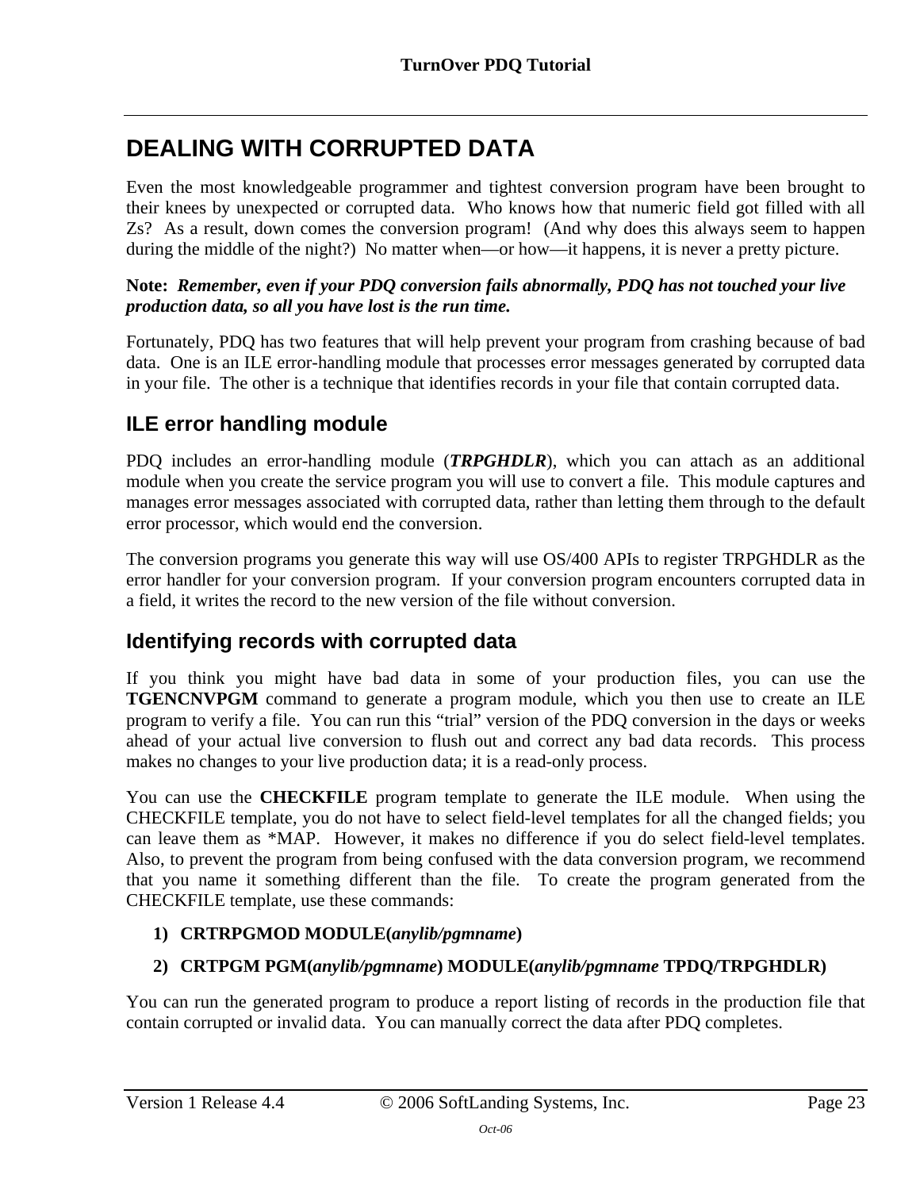# DEALING WITH CORRUPTED DATA

Even the most knowledgeable programmer and tightest conversion program have been brought to their knees by unexpected or corrupted data. Who knows how that numeric field got filled with all Zs? As a result, down comes the conversion program! (And why does this always seem to happen during the middle of the night?) No matter when—or how—it happens, it is never a pretty picture.

**Note:** ***Remember, even if your PDQ conversion fails abnormally, PDQ has not touched your live production data, so all you have lost is the run time.***

Fortunately, PDQ has two features that will help prevent your program from crashing because of bad data. One is an ILE error-handling module that processes error messages generated by corrupted data in your file. The other is a technique that identifies records in your file that contain corrupted data.

## ILE error handling module

PDQ includes an error-handling module (***TRPGHDLR***), which you can attach as an additional module when you create the service program you will use to convert a file. This module captures and manages error messages associated with corrupted data, rather than letting them through to the default error processor, which would end the conversion.

The conversion programs you generate this way will use OS/400 APIs to register TRPGHDLR as the error handler for your conversion program. If your conversion program encounters corrupted data in a field, it writes the record to the new version of the file without conversion.

## Identifying records with corrupted data

If you think you might have bad data in some of your production files, you can use the **TGENCNVPGM** command to generate a program module, which you then use to create an ILE program to verify a file. You can run this "trial" version of the PDQ conversion in the days or weeks ahead of your actual live conversion to flush out and correct any bad data records. This process makes no changes to your live production data; it is a read-only process.

You can use the **CHECKFILE** program template to generate the ILE module. When using the CHECKFILE template, you do not have to select field-level templates for all the changed fields; you can leave them as *MAP. However, it makes no difference if you do select field-level templates. Also, to prevent the program from being confused with the data conversion program, we recommend that you name it something different than the file. To create the program generated from the CHECKFILE template, use these commands:

1) **CRTRPGMOD MODULE(*anylib/pgmname*)**
2) **CRTPGM PGM(*anylib/pgmname*) MODULE(*anylib/pgmname* TPDQ/TRPGHDLR)**

You can run the generated program to produce a report listing of records in the production file that contain corrupted or invalid data. You can manually correct the data after PDQ completes.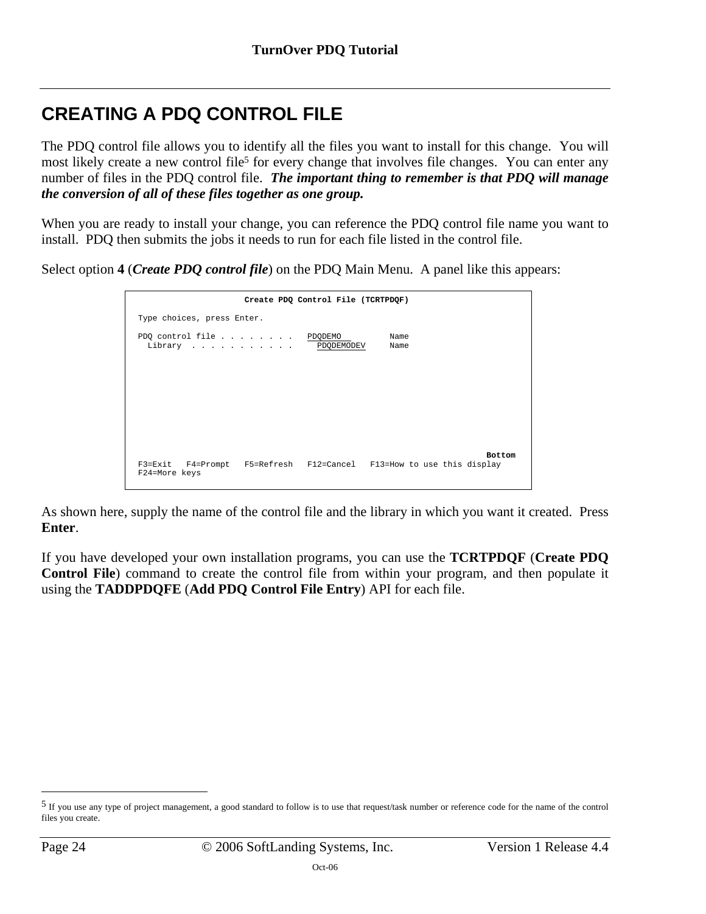# CREATING A PDQ CONTROL FILE

The PDQ control file allows you to identify all the files you want to install for this change. You will most likely create a new control file[5] for every change that involves file changes. You can enter any number of files in the PDQ control file. ***The important thing to remember is that PDQ will manage the conversion of all of these files together as one group.***

When you are ready to install your change, you can reference the PDQ control file name you want to install. PDQ then submits the jobs it needs to run for each file listed in the control file.

Select option **4** (***Create PDQ control file***) on the PDQ Main Menu. A panel like this appears:

```
                    Create PDQ Control File (TCRTPDQF)

Type choices, press Enter.

PDQ control file . . . . . . . .   PDQDEMO         Name
  Library  . . . . . . . . . . .     PDQDEMODEV    Name










                                                                        Bottom
F3=Exit   F4=Prompt   F5=Refresh   F12=Cancel   F13=How to use this display
F24=More keys
```

As shown here, supply the name of the control file and the library in which you want it created. Press **Enter**.

If you have developed your own installation programs, you can use the **TCRTPDQF** (**Create PDQ Control File**) command to create the control file from within your program, and then populate it using the **TADDPDQFE** (**Add PDQ Control File Entry**) API for each file.

---

[5] If you use any type of project management, a good standard to follow is to use that request/task number or reference code for the name of the control files you create.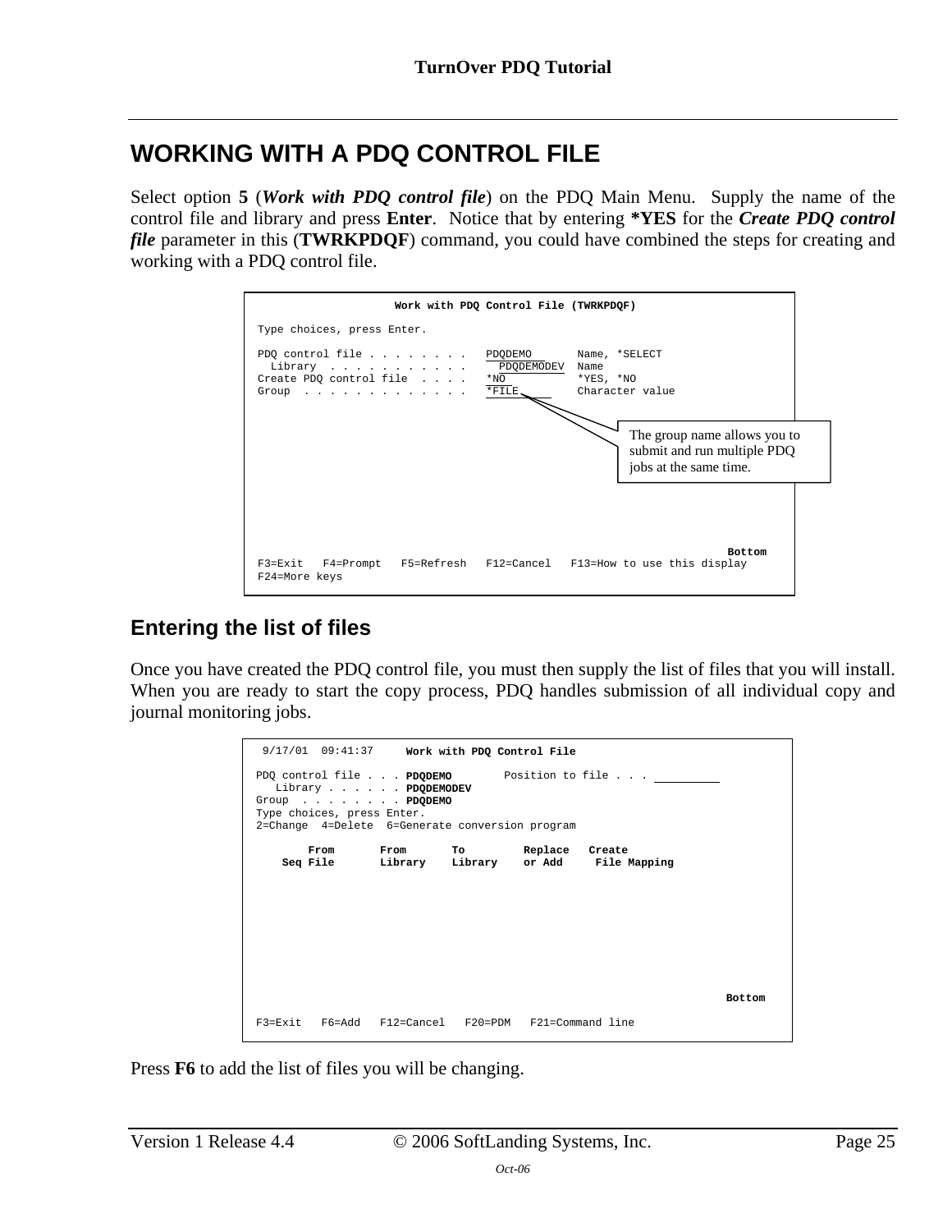# WORKING WITH A PDQ CONTROL FILE

Select option **5** (***Work with PDQ control file***) on the PDQ Main Menu. Supply the name of the control file and library and press **Enter**. Notice that by entering ***YES** for the ***Create PDQ control file*** parameter in this (**TWRKPDQF**) command, you could have combined the steps for creating and working with a PDQ control file.

```
                    Work with PDQ Control File (TWRKPDQF)

 Type choices, press Enter.

 PDQ control file . . . . . . . .   PDQDEMO       Name, *SELECT
   Library  . . . . . . . . . . .     PDQDEMODEV  Name
 Create PDQ control file  . . . .   *NO           *YES, *NO
 Group  . . . . . . . . . . . . .   *FILE         Character value

                                                                  Bottom
 F3=Exit   F4=Prompt   F5=Refresh   F12=Cancel   F13=How to use this display
 F24=More keys
```

The group name allows you to submit and run multiple PDQ jobs at the same time.

## Entering the list of files

Once you have created the PDQ control file, you must then supply the list of files that you will install. When you are ready to start the copy process, PDQ handles submission of all individual copy and journal monitoring jobs.

```
 9/17/01  09:41:37     Work with PDQ Control File

PDQ control file . . . PDQDEMO        Position to file . . . __________
   Library . . . . . . PDQDEMODEV
Group  . . . . . . . . PDQDEMO
Type choices, press Enter.
2=Change  4=Delete  6=Generate conversion program

        From       From       To         Replace   Create
    Seq File       Library    Library    or Add     File Mapping

                                                                  Bottom

F3=Exit   F6=Add   F12=Cancel   F20=PDM   F21=Command line
```

Press **F6** to add the list of files you will be changing.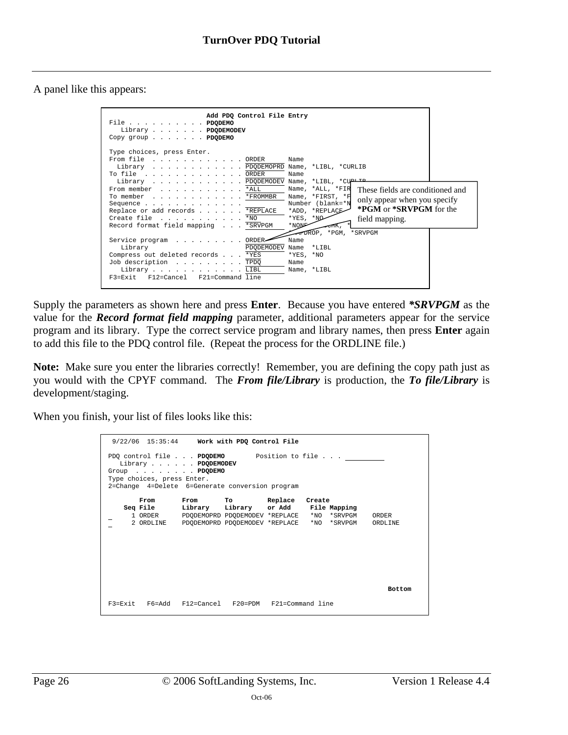A panel like this appears:

```
                        Add PDQ Control File Entry
File . . . . . . . . . . PDQDEMO
   Library . . . . . . . PDQDEMODEV
Copy group . . . . . . . PDQDEMO

Type choices, press Enter.
From file  . . . . . . . . . . . ORDER      Name
  Library  . . . . . . . . . . . PDQDEMOPRD Name, *LIBL, *CURLIB
To file  . . . . . . . . . . . . ORDER      Name
  Library  . . . . . . . . . . . PDQDEMODEV Name, *LIBL, *CURLIB
From member  . . . . . . . . . . *ALL       Name, *ALL, *FIR
To member  . . . . . . . . . . . *FROMMBR   Name, *FIRST, *F
Sequence . . . . . . . . . . . .            Number (blank=*N
Replace or add records . . . . . *REPLACE   *ADD, *REPLACE
Create file  . . . . . . . . . . *NO        *YES, *NO
Record format field mapping  . . *SRVPGM    *NONE, ...CHK, *
                                            *MAPDROP, *PGM, *SRVPGM
Service program  . . . . . . . . ORDER      Name
   Library                       PDQDEMODEV Name  *LIBL
Compress out deleted records . . *YES       *YES, *NO
Job description  . . . . . . . . TPDQ       Name
   Library . . . . . . . . . . . LIBL       Name, *LIBL
F3=Exit   F12=Cancel   F21=Command line
```

These fields are conditioned and only appear when you specify **\*PGM** or **\*SRVPGM** for the field mapping.

Supply the parameters as shown here and press **Enter**. Because you have entered ***\*SRVPGM*** as the value for the ***Record format field mapping*** parameter, additional parameters appear for the service program and its library. Type the correct service program and library names, then press **Enter** again to add this file to the PDQ control file. (Repeat the process for the ORDLINE file.)

**Note:** Make sure you enter the libraries correctly! Remember, you are defining the copy path just as you would with the CPYF command. The ***From file/Library*** is production, the ***To file/Library*** is development/staging.

When you finish, your list of files looks like this:

```
 9/22/06  15:35:44     Work with PDQ Control File

PDQ control file . . . PDQDEMO        Position to file . . . __________
   Library . . . . . . PDQDEMODEV
Group  . . . . . . . . PDQDEMO
Type choices, press Enter.
2=Change  4=Delete  6=Generate conversion program

        From       From       To         Replace   Create
    Seq File       Library    Library    or Add     File Mapping
_     1 ORDER      PDQDEMOPRD PDQDEMODEV *REPLACE   *NO  *SRVPGM    ORDER
_     2 ORDLINE    PDQDEMOPRD PDQDEMODEV *REPLACE   *NO  *SRVPGM    ORDLINE





                                                                       Bottom

F3=Exit   F6=Add   F12=Cancel   F20=PDM   F21=Command line
```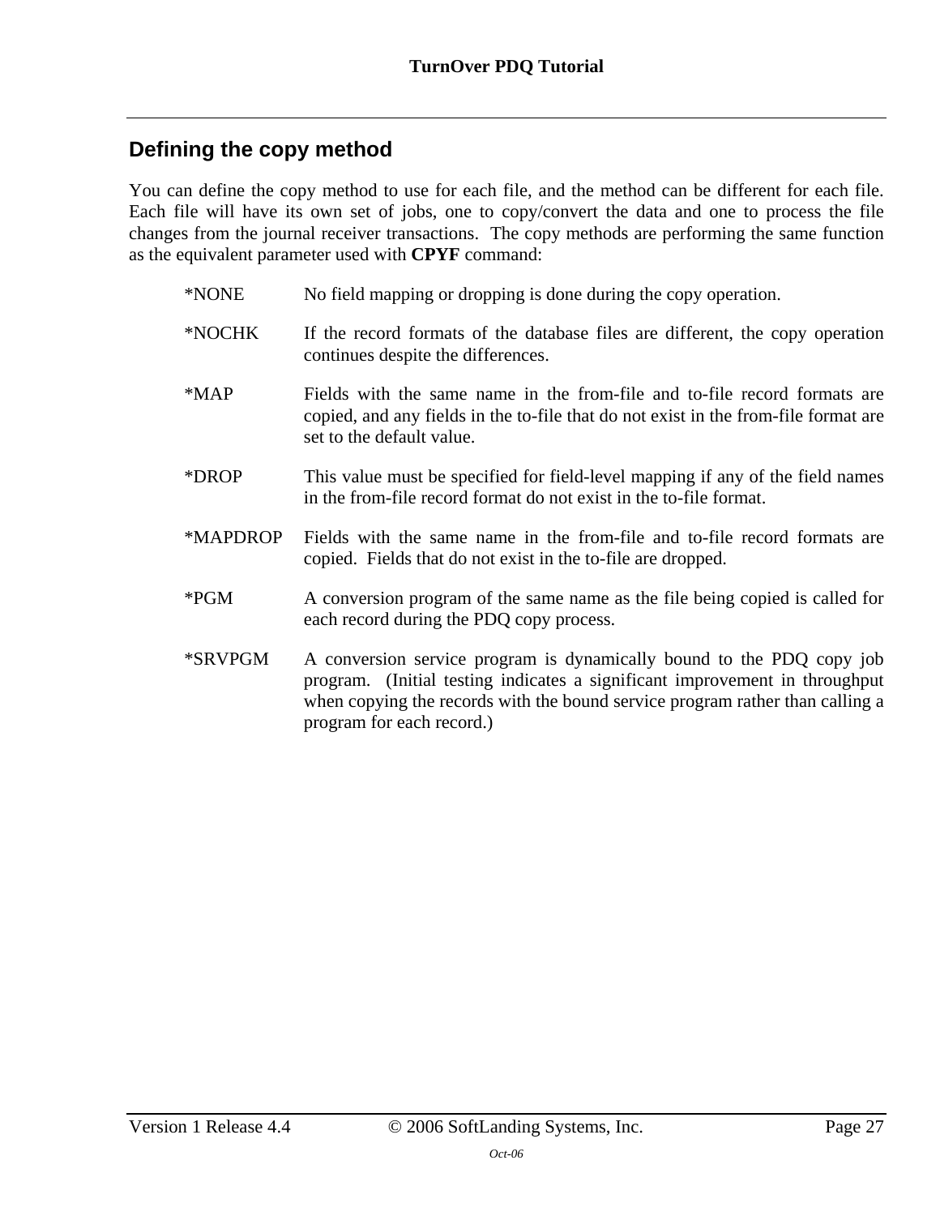## Defining the copy method

You can define the copy method to use for each file, and the method can be different for each file. Each file will have its own set of jobs, one to copy/convert the data and one to process the file changes from the journal receiver transactions. The copy methods are performing the same function as the equivalent parameter used with **CPYF** command:

| | |
|---|---|
| *NONE | No field mapping or dropping is done during the copy operation. |
| *NOCHK | If the record formats of the database files are different, the copy operation continues despite the differences. |
| *MAP | Fields with the same name in the from-file and to-file record formats are copied, and any fields in the to-file that do not exist in the from-file format are set to the default value. |
| *DROP | This value must be specified for field-level mapping if any of the field names in the from-file record format do not exist in the to-file format. |
| *MAPDROP | Fields with the same name in the from-file and to-file record formats are copied. Fields that do not exist in the to-file are dropped. |
| *PGM | A conversion program of the same name as the file being copied is called for each record during the PDQ copy process. |
| *SRVPGM | A conversion service program is dynamically bound to the PDQ copy job program. (Initial testing indicates a significant improvement in throughput when copying the records with the bound service program rather than calling a program for each record.) |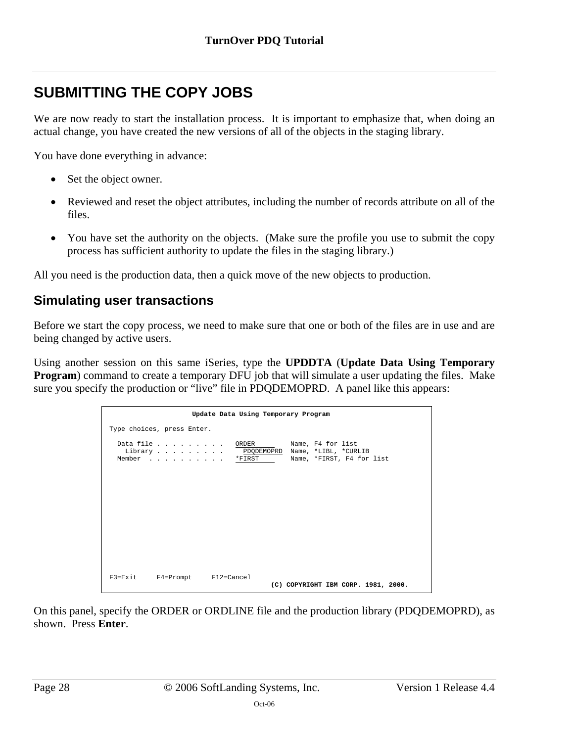# SUBMITTING THE COPY JOBS

We are now ready to start the installation process. It is important to emphasize that, when doing an actual change, you have created the new versions of all of the objects in the staging library.

You have done everything in advance:

- Set the object owner.
- Reviewed and reset the object attributes, including the number of records attribute on all of the files.
- You have set the authority on the objects. (Make sure the profile you use to submit the copy process has sufficient authority to update the files in the staging library.)

All you need is the production data, then a quick move of the new objects to production.

## Simulating user transactions

Before we start the copy process, we need to make sure that one or both of the files are in use and are being changed by active users.

Using another session on this same iSeries, type the **UPDDTA** (**Update Data Using Temporary Program**) command to create a temporary DFU job that will simulate a user updating the files. Make sure you specify the production or "live" file in PDQDEMOPRD. A panel like this appears:

```
                     Update Data Using Temporary Program

 Type choices, press Enter.

   Data file . . . . . . . . .   ORDER         Name, F4 for list
     Library . . . . . . . . .     PDQDEMOPRD  Name, *LIBL, *CURLIB
   Member  . . . . . . . . . .   *FIRST        Name, *FIRST, F4 for list


















 F3=Exit     F4=Prompt     F12=Cancel
                                          (C) COPYRIGHT IBM CORP. 1981, 2000.
```

On this panel, specify the ORDER or ORDLINE file and the production library (PDQDEMOPRD), as shown. Press **Enter**.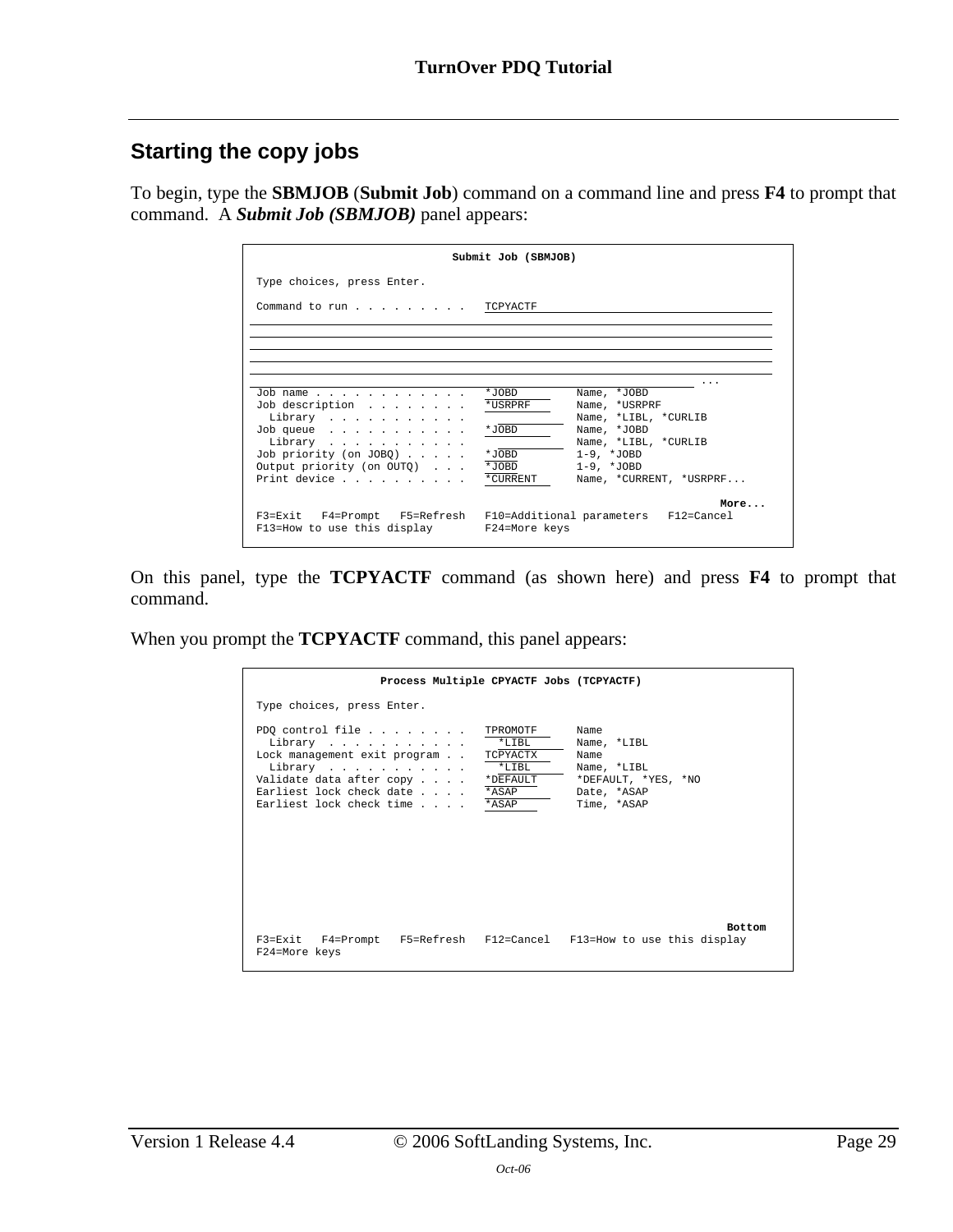## Starting the copy jobs

To begin, type the **SBMJOB** (**Submit Job**) command on a command line and press **F4** to prompt that command. A ***Submit Job (SBMJOB)*** panel appears:

```
                         Submit Job (SBMJOB)

 Type choices, press Enter.

 Command to run . . . . . . . . .   TCPYACTF







                                                                          ...
 Job name . . . . . . . . . . . .   *JOBD         Name, *JOBD
 Job description  . . . . . . . .   *USRPRF       Name, *USRPRF
   Library  . . . . . . . . . . .                 Name, *LIBL, *CURLIB
 Job queue  . . . . . . . . . . .   *JOBD         Name, *JOBD
   Library  . . . . . . . . . . .                 Name, *LIBL, *CURLIB
 Job priority (on JOBQ) . . . . .   *JOBD         1-9, *JOBD
 Output priority (on OUTQ)  . . .   *JOBD         1-9, *JOBD
 Print device . . . . . . . . . .   *CURRENT      Name, *CURRENT, *USRPRF...

                                                                      More...
 F3=Exit   F4=Prompt   F5=Refresh   F10=Additional parameters   F12=Cancel
 F13=How to use this display        F24=More keys
```

On this panel, type the **TCPYACTF** command (as shown here) and press **F4** to prompt that command.

When you prompt the **TCPYACTF** command, this panel appears:

```
                Process Multiple CPYACTF Jobs (TCPYACTF)

 Type choices, press Enter.

 PDQ control file . . . . . . . .   TPROMOTF      Name
   Library  . . . . . . . . . . .     *LIBL       Name, *LIBL
 Lock management exit program . .   TCPYACTX      Name
   Library  . . . . . . . . . . .     *LIBL       Name, *LIBL
 Validate data after copy . . . .   *DEFAULT      *DEFAULT, *YES, *NO
 Earliest lock check date . . . .   *ASAP         Date, *ASAP
 Earliest lock check time . . . .   *ASAP         Time, *ASAP









                                                                       Bottom
 F3=Exit   F4=Prompt   F5=Refresh   F12=Cancel   F13=How to use this display
 F24=More keys
```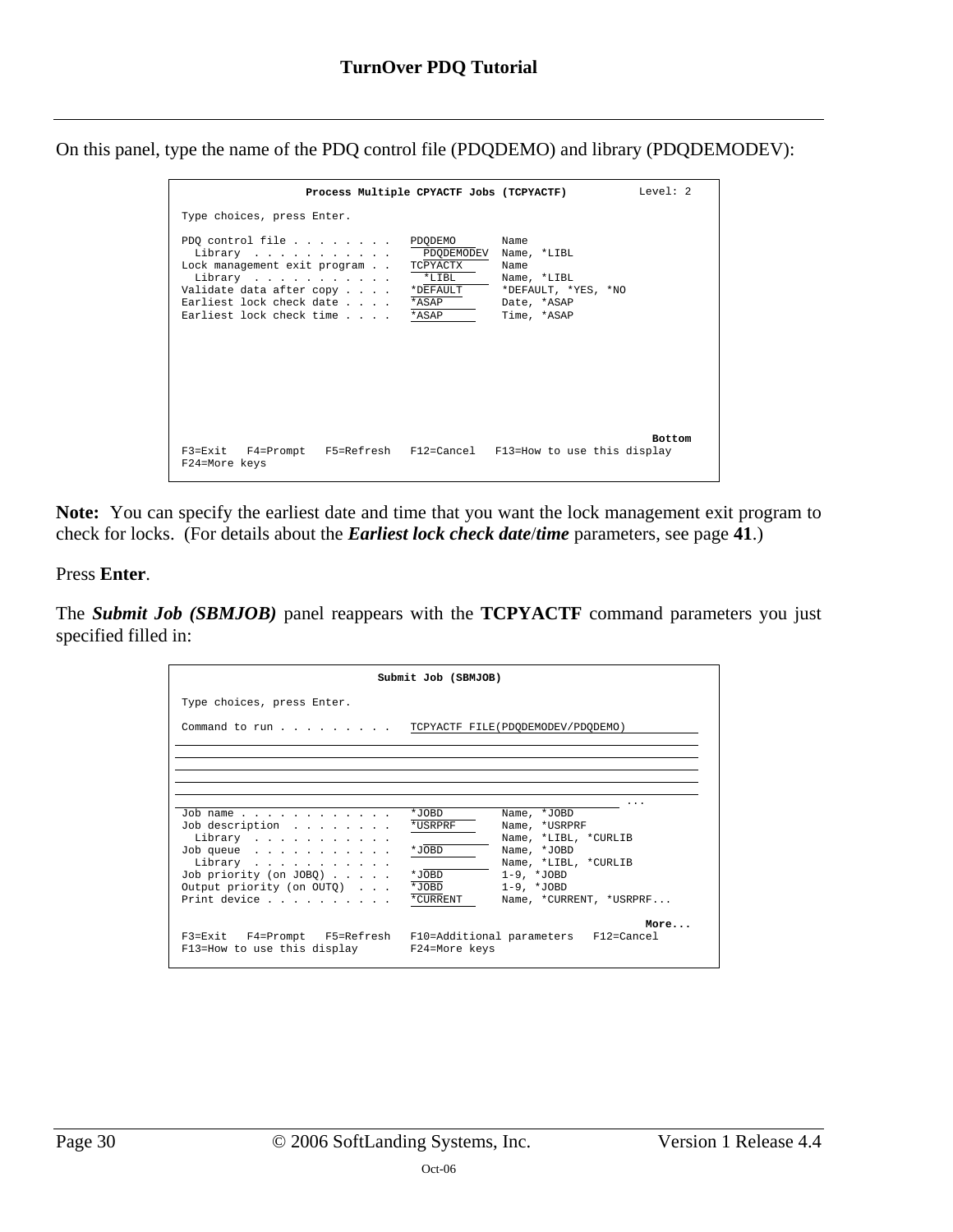On this panel, type the name of the PDQ control file (PDQDEMO) and library (PDQDEMODEV):

```
                 Process Multiple CPYACTF Jobs (TCPYACTF)          Level: 2

 Type choices, press Enter.

 PDQ control file . . . . . . . .   PDQDEMO       Name
   Library  . . . . . . . . . . .     PDQDEMODEV  Name, *LIBL
 Lock management exit program . .   TCPYACTX      Name
   Library  . . . . . . . . . . .     *LIBL       Name, *LIBL
 Validate data after copy . . . .   *DEFAULT      *DEFAULT, *YES, *NO
 Earliest lock check date . . . .   *ASAP         Date, *ASAP
 Earliest lock check time . . . .   *ASAP         Time, *ASAP










                                                                     Bottom
 F3=Exit   F4=Prompt   F5=Refresh   F12=Cancel   F13=How to use this display
 F24=More keys
```

**Note:** You can specify the earliest date and time that you want the lock management exit program to check for locks. (For details about the ***Earliest lock check date/time*** parameters, see page **41**.)

Press **Enter**.

The ***Submit Job (SBMJOB)*** panel reappears with the **TCPYACTF** command parameters you just specified filled in:

```
                              Submit Job (SBMJOB)

 Type choices, press Enter.

 Command to run . . . . . . . . .   TCPYACTF FILE(PDQDEMODEV/PDQDEMO)






                                                                        ...
 Job name . . . . . . . . . . . .   *JOBD         Name, *JOBD
 Job description  . . . . . . . .   *USRPRF       Name, *USRPRF
   Library  . . . . . . . . . . .                 Name, *LIBL, *CURLIB
 Job queue  . . . . . . . . . . .   *JOBD         Name, *JOBD
   Library  . . . . . . . . . . .                 Name, *LIBL, *CURLIB
 Job priority (on JOBQ) . . . . .   *JOBD         1-9, *JOBD
 Output priority (on OUTQ)  . . .   *JOBD         1-9, *JOBD
 Print device . . . . . . . . . .   *CURRENT      Name, *CURRENT, *USRPRF...

                                                                    More...
 F3=Exit   F4=Prompt   F5=Refresh   F10=Additional parameters   F12=Cancel
 F13=How to use this display        F24=More keys
```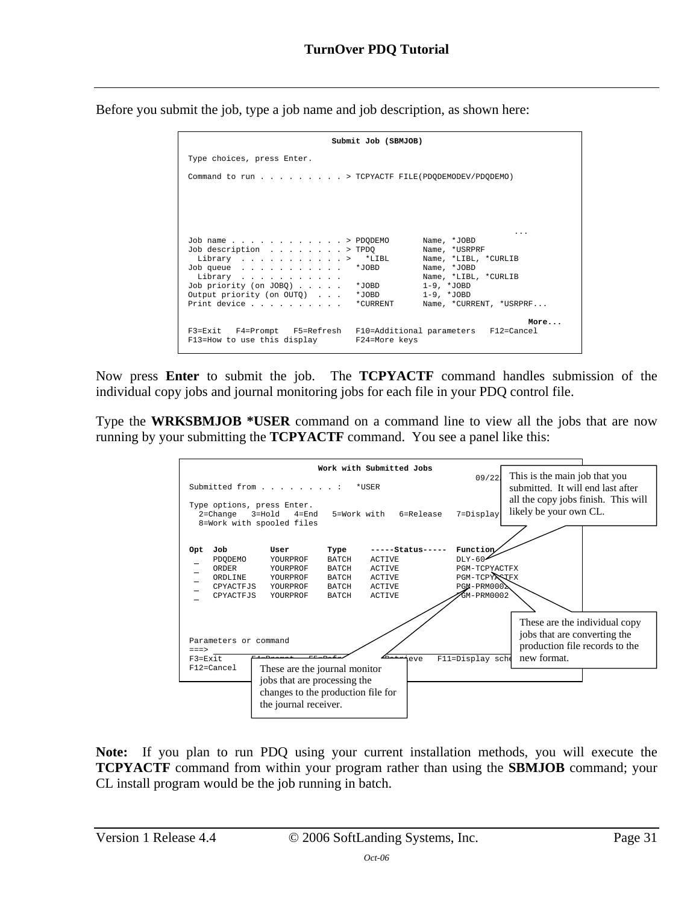Before you submit the job, type a job name and job description, as shown here:

```
                              Submit Job (SBMJOB)

Type choices, press Enter.

Command to run . . . . . . . . . > TCPYACTF FILE(PDQDEMODEV/PDQDEMO)




                                                                          ...
Job name . . . . . . . . . . . . > PDQDEMO       Name, *JOBD
Job description  . . . . . . . . > TPDQ          Name, *USRPRF
  Library  . . . . . . . . . . . >   *LIBL       Name, *LIBL, *CURLIB
Job queue  . . . . . . . . . . .   *JOBD         Name, *JOBD
  Library  . . . . . . . . . . .                 Name, *LIBL, *CURLIB
Job priority (on JOBQ) . . . . .   *JOBD         1-9, *JOBD
Output priority (on OUTQ)  . . .   *JOBD         1-9, *JOBD
Print device . . . . . . . . . .   *CURRENT      Name, *CURRENT, *USRPRF...

                                                                     More...
F3=Exit   F4=Prompt   F5=Refresh   F10=Additional parameters   F12=Cancel
F13=How to use this display        F24=More keys
```

Now press **Enter** to submit the job. The **TCPYACTF** command handles submission of the individual copy jobs and journal monitoring jobs for each file in your PDQ control file.

Type the **WRKSBMJOB *USER** command on a command line to view all the jobs that are now running by your submitting the **TCPYACTF** command. You see a panel like this:

```
                           Work with Submitted Jobs
                                                               09/22
Submitted from . . . . . . . . :   *USER

Type options, press Enter.
  2=Change   3=Hold   4=End   5=Work with   6=Release   7=Display
  8=Work with spooled files


Opt  Job         User        Type     -----Status-----  Function
 _   PDQDEMO     YOURPROF    BATCH    ACTIVE            DLY-60
 _   ORDER       YOURPROF    BATCH    ACTIVE            PGM-TCPYACTFX
 _   ORDLINE     YOURPROF    BATCH    ACTIVE            PGM-TCPYACTFX
 _   CPYACTFJS   YOURPROF    BATCH    ACTIVE            PGM-PRM0002
 _   CPYACTFJS   YOURPROF    BATCH    ACTIVE            PGM-PRM0002



Parameters or command
===>
F3=Exit                                   Retrieve   F11=Display sche
F12=Cancel
```

This is the main job that you submitted. It will end last after all the copy jobs finish. This will likely be your own CL.

These are the individual copy jobs that are converting the production file records to the new format.

These are the journal monitor jobs that are processing the changes to the production file for the journal receiver.

**Note:** If you plan to run PDQ using your current installation methods, you will execute the **TCPYACTF** command from within your program rather than using the **SBMJOB** command; your CL install program would be the job running in batch.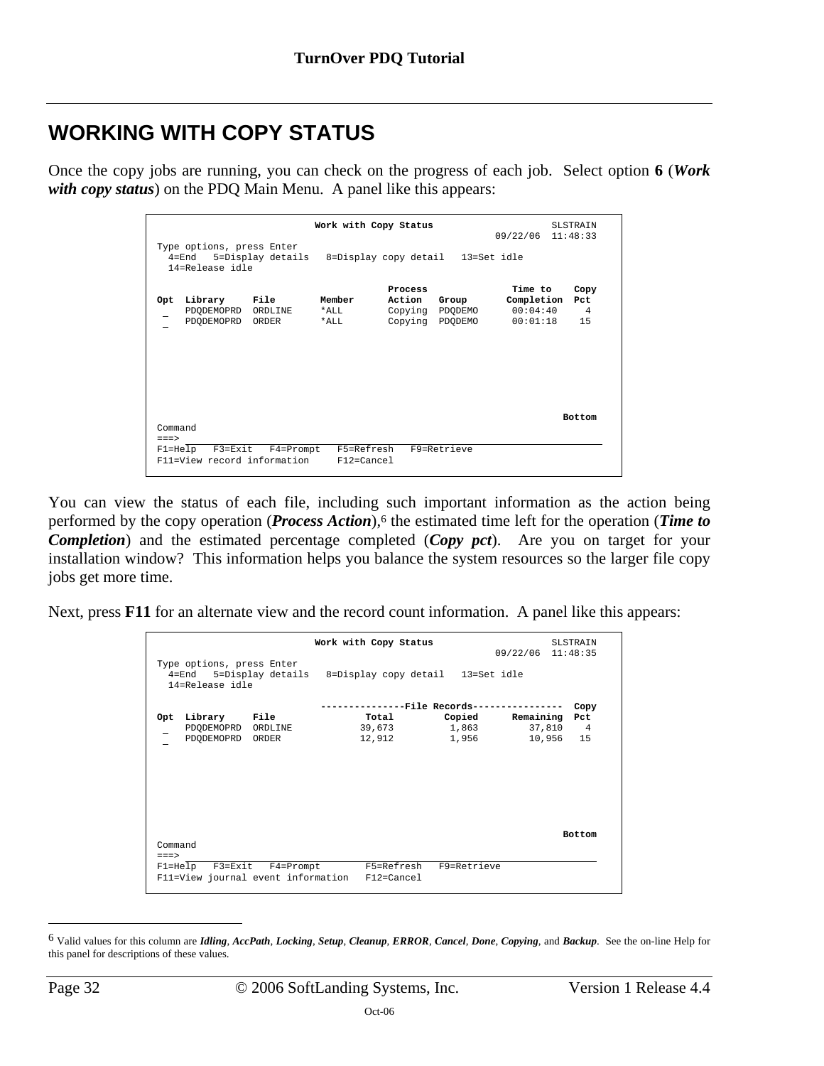## WORKING WITH COPY STATUS

Once the copy jobs are running, you can check on the progress of each job. Select option **6** (***Work with copy status***) on the PDQ Main Menu. A panel like this appears:

```
                               Work with Copy Status                    SLSTRAIN
                                                              09/22/06  11:48:33
Type options, press Enter
  4=End   5=Display details   8=Display copy detail   13=Set idle
  14=Release idle

                                            Process                Time to    Copy
Opt  Library     File        Member        Action   Group       Completion  Pct
 _   PDQDEMOPRD  ORDLINE     *ALL          Copying  PDQDEMO      00:04:40     4
 _   PDQDEMOPRD  ORDER       *ALL          Copying  PDQDEMO      00:01:18    15









                                                                          Bottom
Command
===>
F1=Help   F3=Exit   F4=Prompt   F5=Refresh   F9=Retrieve
F11=View record information     F12=Cancel
```

You can view the status of each file, including such important information as the action being performed by the copy operation (***Process Action***),[6] the estimated time left for the operation (***Time to Completion***) and the estimated percentage completed (***Copy pct***). Are you on target for your installation window? This information helps you balance the system resources so the larger file copy jobs get more time.

Next, press **F11** for an alternate view and the record count information. A panel like this appears:

```
                               Work with Copy Status                    SLSTRAIN
                                                              09/22/06  11:48:35
Type options, press Enter
  4=End   5=Display details   8=Display copy detail   13=Set idle
  14=Release idle

                              ---------------File Records----------------  Copy
Opt  Library     File                 Total         Copied      Remaining  Pct
 _   PDQDEMOPRD  ORDLINE             39,673          1,863         37,810    4
 _   PDQDEMOPRD  ORDER               12,912          1,956         10,956   15









                                                                          Bottom
Command
===>
F1=Help   F3=Exit   F4=Prompt        F5=Refresh   F9=Retrieve
F11=View journal event information   F12=Cancel
```

---

[6] Valid values for this column are ***Idling***, ***AccPath***, ***Locking***, ***Setup***, ***Cleanup***, ***ERROR***, ***Cancel***, ***Done***, ***Copying***, and ***Backup***. See the on-line Help for this panel for descriptions of these values.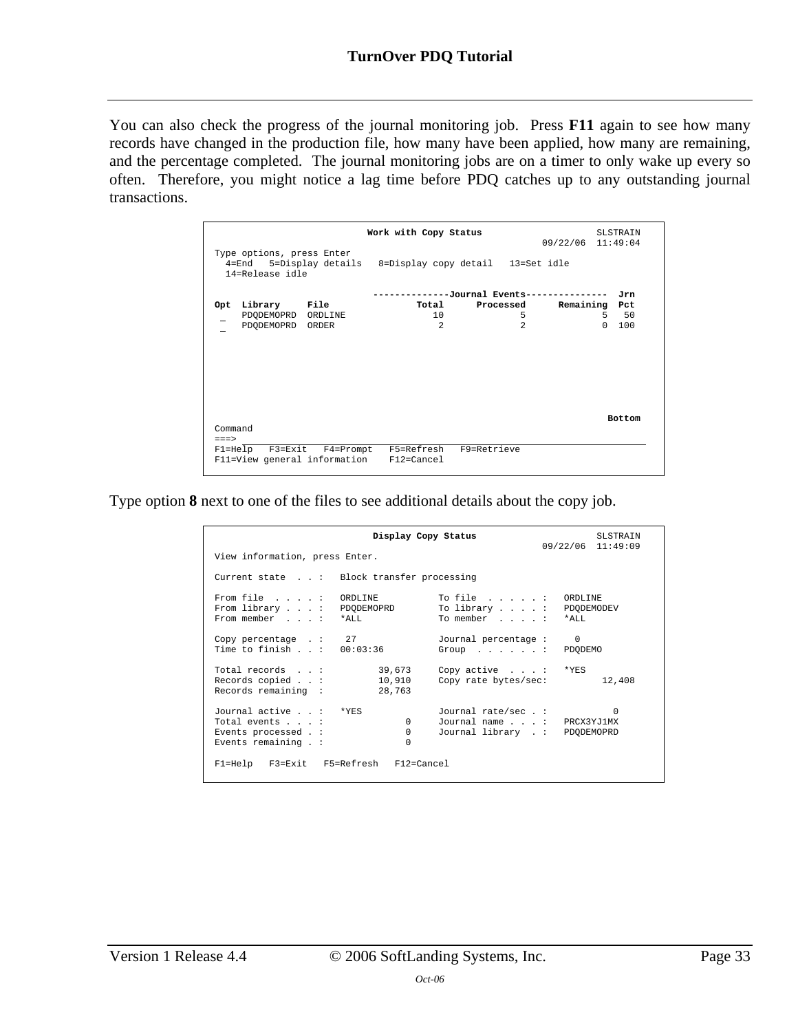You can also check the progress of the journal monitoring job. Press **F11** again to see how many records have changed in the production file, how many have been applied, how many are remaining, and the percentage completed. The journal monitoring jobs are on a timer to only wake up every so often. Therefore, you might notice a lag time before PDQ catches up to any outstanding journal transactions.

```
                          Work with Copy Status                        SLSTRAIN
                                                            09/22/06  11:49:04
Type options, press Enter
  4=End   5=Display details   8=Display copy detail   13=Set idle
  14=Release idle

                             --------------Journal Events---------------  Jrn
Opt  Library     File              Total      Processed      Remaining  Pct
 _   PDQDEMOPRD  ORDLINE              10              5              5   50
 _   PDQDEMOPRD  ORDER                 2              2              0  100








                                                                       Bottom
Command
===>
F1=Help   F3=Exit   F4=Prompt   F5=Refresh   F9=Retrieve
F11=View general information    F12=Cancel
```

Type option **8** next to one of the files to see additional details about the copy job.

```
                           Display Copy Status                         SLSTRAIN
                                                            09/22/06  11:49:09
View information, press Enter.

Current state  . . :   Block transfer processing

From file  . . . . :   ORDLINE          To file  . . . . . :   ORDLINE
From library . . . :   PDQDEMOPRD       To library . . . . :   PDQDEMODEV
From member  . . . :   *ALL             To member  . . . . :   *ALL

Copy percentage  . :    27              Journal percentage :     0
Time to finish . . :   00:03:36         Group  . . . . . . :   PDQDEMO

Total records  . . :          39,673    Copy active  . . . :   *YES
Records copied . . :          10,910    Copy rate bytes/sec:          12,408
Records remaining  :          28,763

Journal active . . :   *YES             Journal rate/sec . :               0
Total events . . . :               0    Journal name . . . :   PRCX3YJ1MX
Events processed . :               0    Journal library  . :   PDQDEMOPRD
Events remaining . :               0

F1=Help   F3=Exit   F5=Refresh   F12=Cancel
```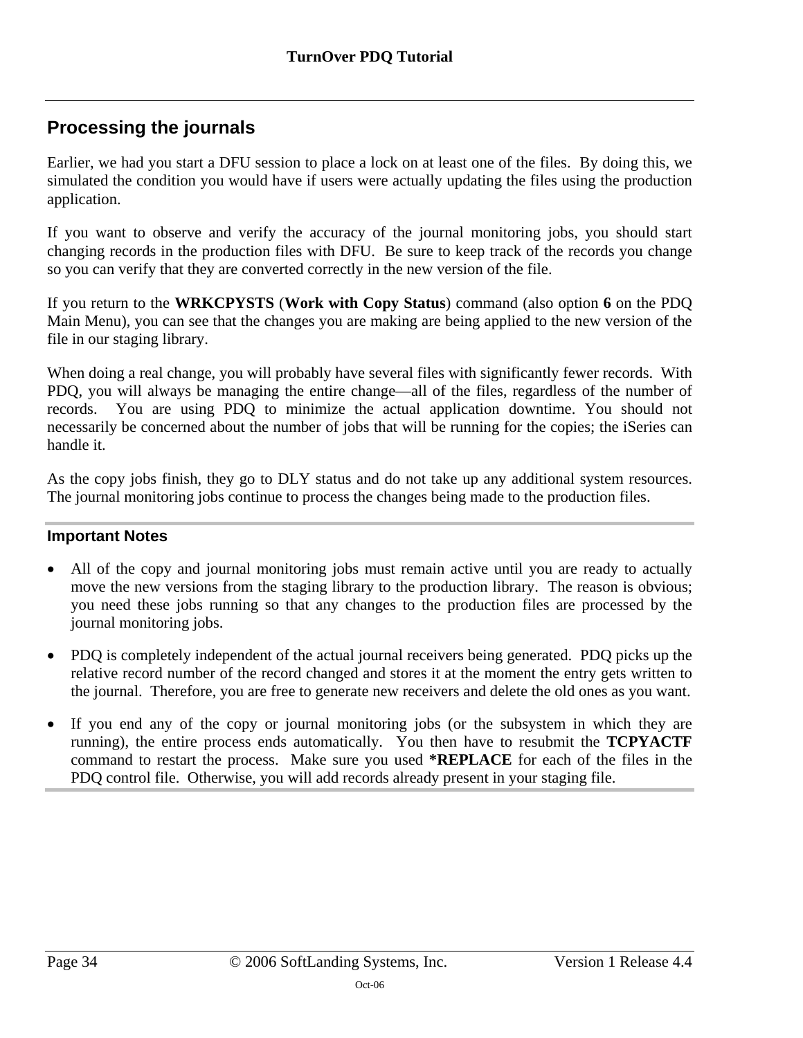## Processing the journals

Earlier, we had you start a DFU session to place a lock on at least one of the files. By doing this, we simulated the condition you would have if users were actually updating the files using the production application.

If you want to observe and verify the accuracy of the journal monitoring jobs, you should start changing records in the production files with DFU. Be sure to keep track of the records you change so you can verify that they are converted correctly in the new version of the file.

If you return to the **WRKCPYSTS** (**Work with Copy Status**) command (also option **6** on the PDQ Main Menu), you can see that the changes you are making are being applied to the new version of the file in our staging library.

When doing a real change, you will probably have several files with significantly fewer records. With PDQ, you will always be managing the entire change—all of the files, regardless of the number of records. You are using PDQ to minimize the actual application downtime. You should not necessarily be concerned about the number of jobs that will be running for the copies; the iSeries can handle it.

As the copy jobs finish, they go to DLY status and do not take up any additional system resources. The journal monitoring jobs continue to process the changes being made to the production files.

### Important Notes

- All of the copy and journal monitoring jobs must remain active until you are ready to actually move the new versions from the staging library to the production library. The reason is obvious; you need these jobs running so that any changes to the production files are processed by the journal monitoring jobs.
- PDQ is completely independent of the actual journal receivers being generated. PDQ picks up the relative record number of the record changed and stores it at the moment the entry gets written to the journal. Therefore, you are free to generate new receivers and delete the old ones as you want.
- If you end any of the copy or journal monitoring jobs (or the subsystem in which they are running), the entire process ends automatically. You then have to resubmit the **TCPYACTF** command to restart the process. Make sure you used ***REPLACE** for each of the files in the PDQ control file. Otherwise, you will add records already present in your staging file.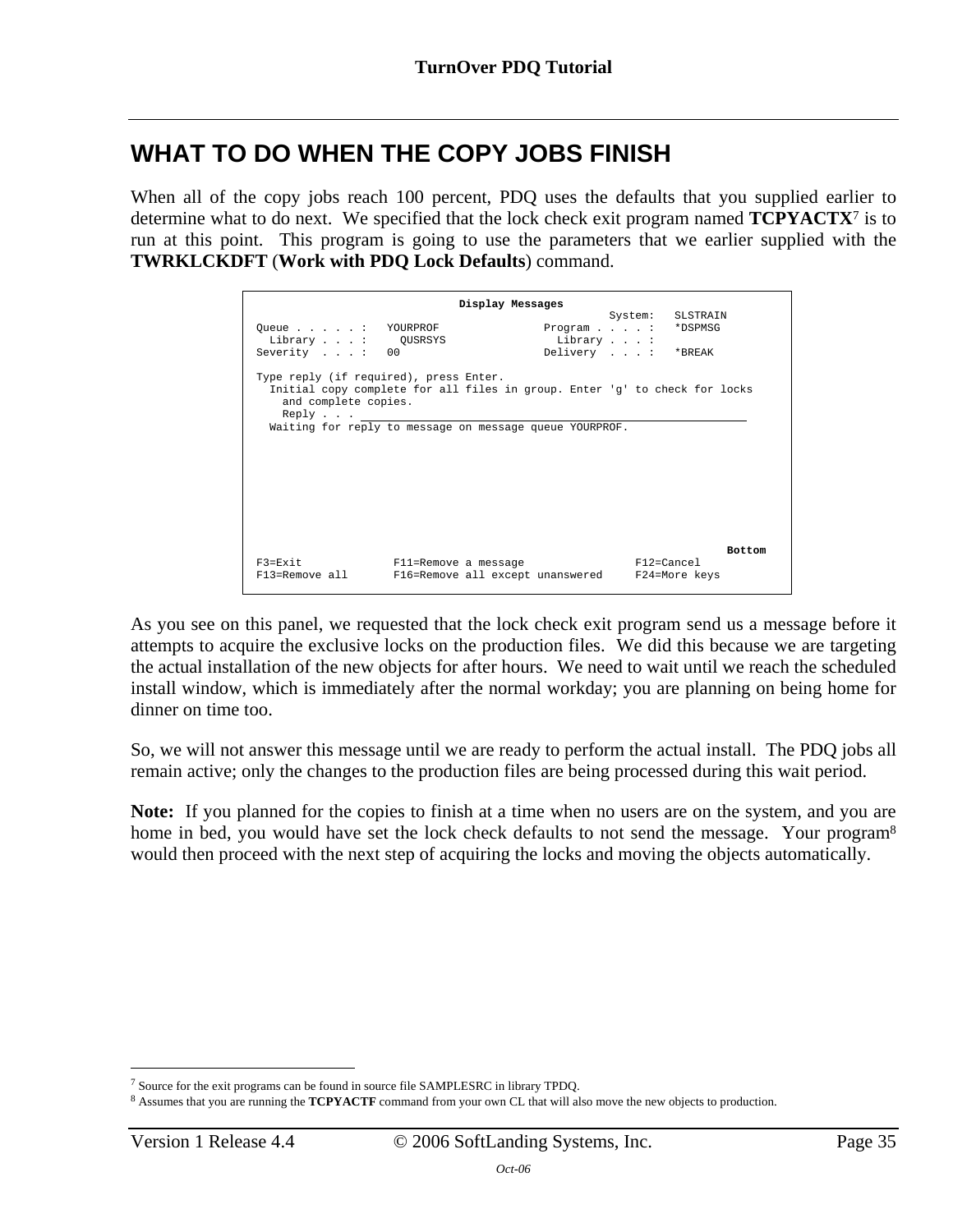## WHAT TO DO WHEN THE COPY JOBS FINISH

When all of the copy jobs reach 100 percent, PDQ uses the defaults that you supplied earlier to determine what to do next. We specified that the lock check exit program named **TCPYACTX**[7] is to run at this point. This program is going to use the parameters that we earlier supplied with the **TWRKLCKDFT** (**Work with PDQ Lock Defaults**) command.

```
                              Display Messages
                                                       System:   SLSTRAIN
Queue . . . . . :   YOURPROF                Program . . . . :   *DSPMSG
  Library . . . :     QUSRSYS                 Library . . . :
Severity  . . . :   00                      Delivery  . . . :   *BREAK

Type reply (if required), press Enter.
  Initial copy complete for all files in group. Enter 'g' to check for locks
    and complete copies.
    Reply . . . ____________________________________________________________
  Waiting for reply to message on message queue YOURPROF.










                                                                       Bottom
F3=Exit             F11=Remove a message                F12=Cancel
F13=Remove all      F16=Remove all except unanswered    F24=More keys
```

As you see on this panel, we requested that the lock check exit program send us a message before it attempts to acquire the exclusive locks on the production files. We did this because we are targeting the actual installation of the new objects for after hours. We need to wait until we reach the scheduled install window, which is immediately after the normal workday; you are planning on being home for dinner on time too.

So, we will not answer this message until we are ready to perform the actual install. The PDQ jobs all remain active; only the changes to the production files are being processed during this wait period.

**Note:** If you planned for the copies to finish at a time when no users are on the system, and you are home in bed, you would have set the lock check defaults to not send the message. Your program[8] would then proceed with the next step of acquiring the locks and moving the objects automatically.

---

[7] Source for the exit programs can be found in source file SAMPLESRC in library TPDQ.

[8] Assumes that you are running the **TCPYACTF** command from your own CL that will also move the new objects to production.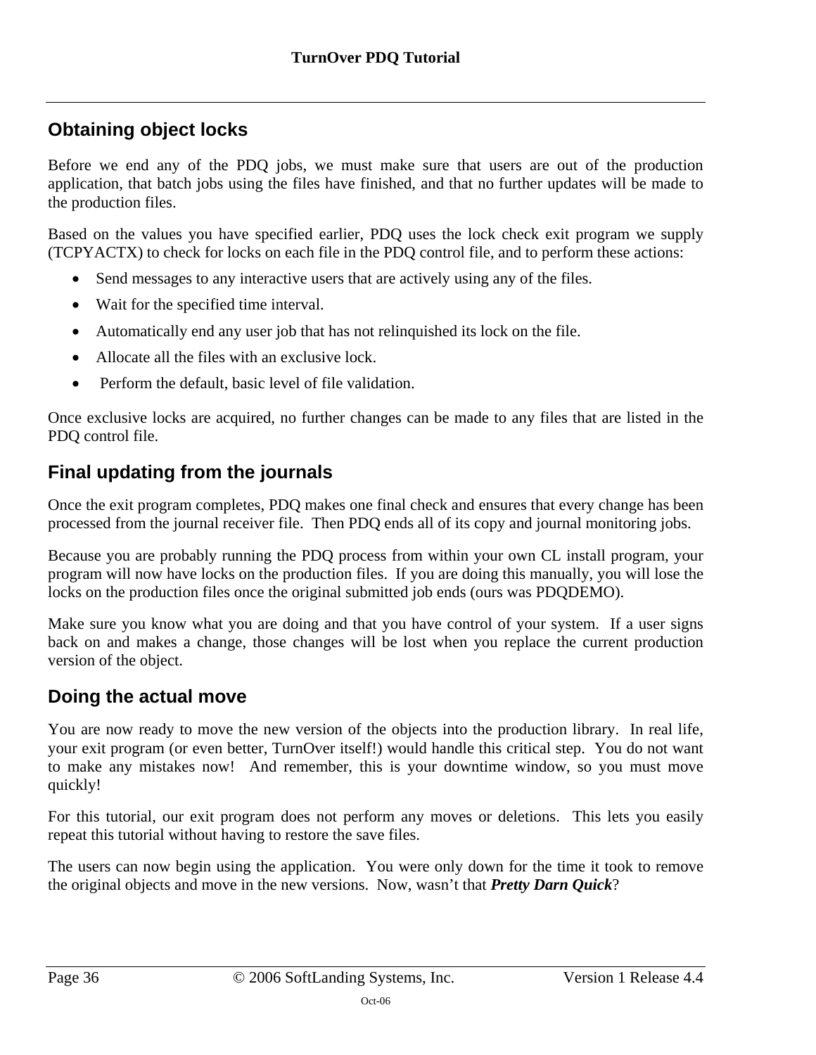## Obtaining object locks

Before we end any of the PDQ jobs, we must make sure that users are out of the production application, that batch jobs using the files have finished, and that no further updates will be made to the production files.

Based on the values you have specified earlier, PDQ uses the lock check exit program we supply (TCPYACTX) to check for locks on each file in the PDQ control file, and to perform these actions:

- Send messages to any interactive users that are actively using any of the files.
- Wait for the specified time interval.
- Automatically end any user job that has not relinquished its lock on the file.
- Allocate all the files with an exclusive lock.
- Perform the default, basic level of file validation.

Once exclusive locks are acquired, no further changes can be made to any files that are listed in the PDQ control file.

## Final updating from the journals

Once the exit program completes, PDQ makes one final check and ensures that every change has been processed from the journal receiver file. Then PDQ ends all of its copy and journal monitoring jobs.

Because you are probably running the PDQ process from within your own CL install program, your program will now have locks on the production files. If you are doing this manually, you will lose the locks on the production files once the original submitted job ends (ours was PDQDEMO).

Make sure you know what you are doing and that you have control of your system. If a user signs back on and makes a change, those changes will be lost when you replace the current production version of the object.

## Doing the actual move

You are now ready to move the new version of the objects into the production library. In real life, your exit program (or even better, TurnOver itself!) would handle this critical step. You do not want to make any mistakes now! And remember, this is your downtime window, so you must move quickly!

For this tutorial, our exit program does not perform any moves or deletions. This lets you easily repeat this tutorial without having to restore the save files.

The users can now begin using the application. You were only down for the time it took to remove the original objects and move in the new versions. Now, wasn't that ***Pretty Darn Quick***?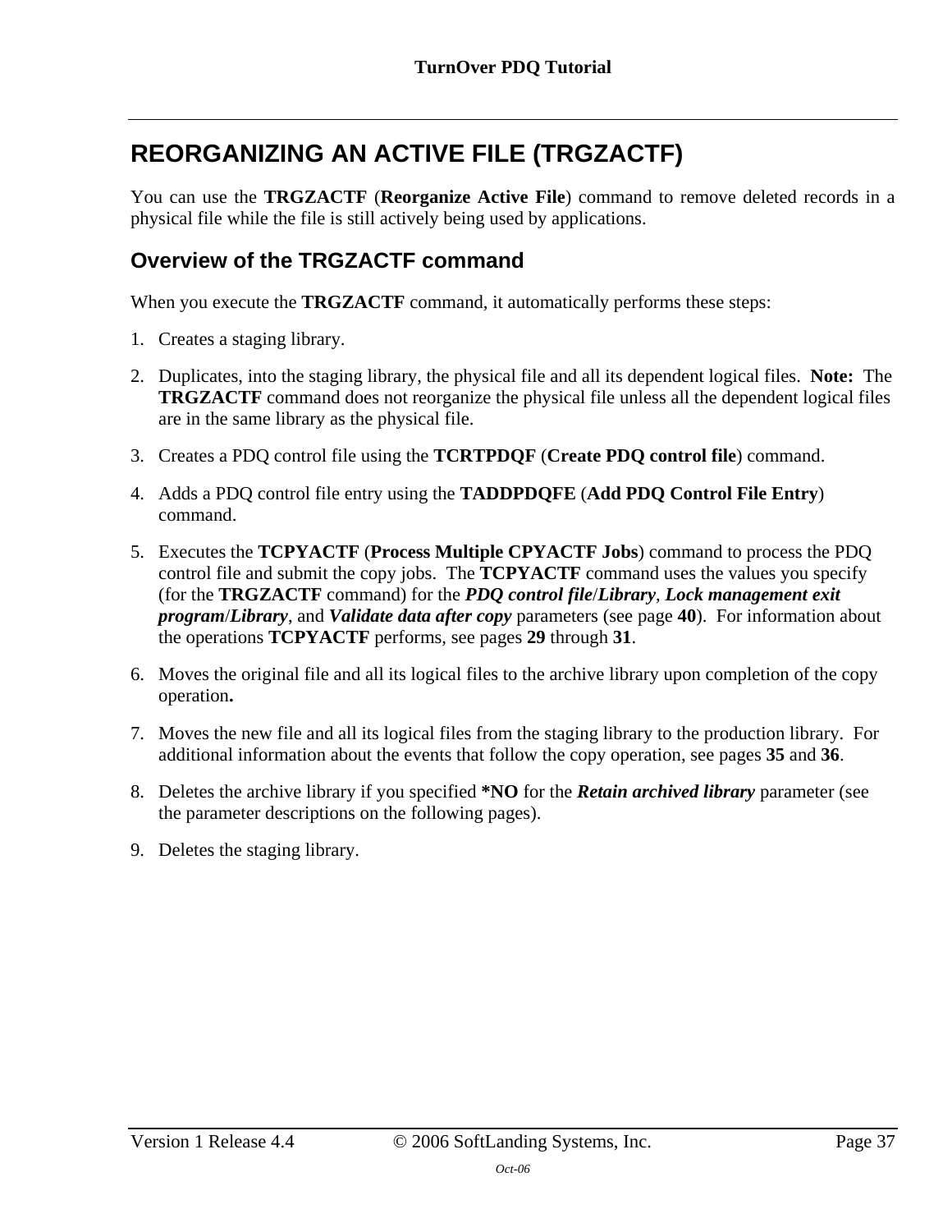# REORGANIZING AN ACTIVE FILE (TRGZACTF)

You can use the **TRGZACTF** (**Reorganize Active File**) command to remove deleted records in a physical file while the file is still actively being used by applications.

## Overview of the TRGZACTF command

When you execute the **TRGZACTF** command, it automatically performs these steps:

1. Creates a staging library.
2. Duplicates, into the staging library, the physical file and all its dependent logical files. **Note:** The **TRGZACTF** command does not reorganize the physical file unless all the dependent logical files are in the same library as the physical file.
3. Creates a PDQ control file using the **TCRTPDQF** (**Create PDQ control file**) command.
4. Adds a PDQ control file entry using the **TADDPDQFE** (**Add PDQ Control File Entry**) command.
5. Executes the **TCPYACTF** (**Process Multiple CPYACTF Jobs**) command to process the PDQ control file and submit the copy jobs. The **TCPYACTF** command uses the values you specify (for the **TRGZACTF** command) for the ***PDQ control file*/*Library***, ***Lock management exit program*/*Library***, and ***Validate data after copy*** parameters (see page **40**). For information about the operations **TCPYACTF** performs, see pages **29** through **31**.
6. Moves the original file and all its logical files to the archive library upon completion of the copy operation**.**
7. Moves the new file and all its logical files from the staging library to the production library. For additional information about the events that follow the copy operation, see pages **35** and **36**.
8. Deletes the archive library if you specified ***NO** for the ***Retain archived library*** parameter (see the parameter descriptions on the following pages).
9. Deletes the staging library.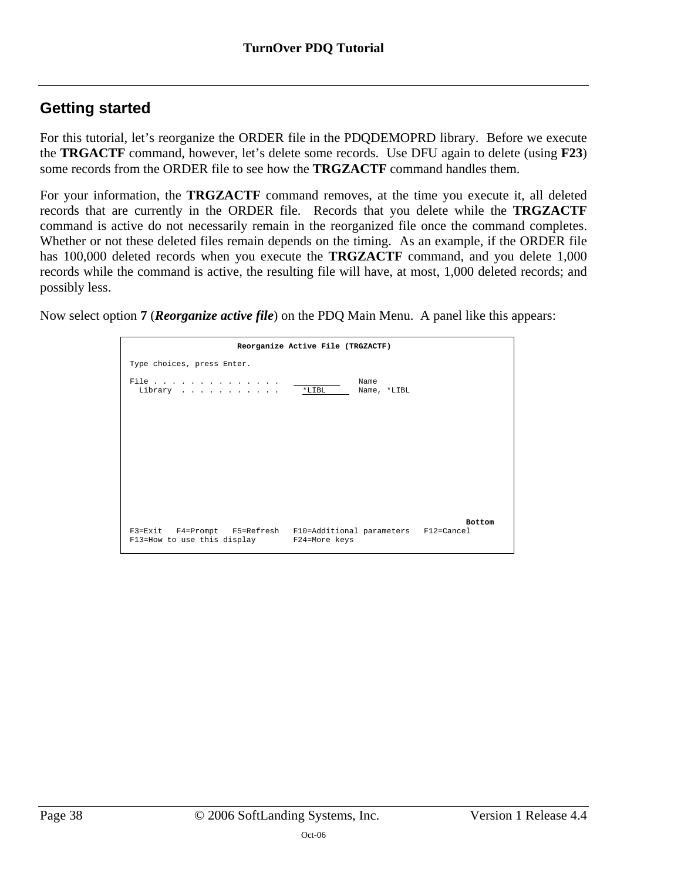## Getting started

For this tutorial, let's reorganize the ORDER file in the PDQDEMOPRD library. Before we execute the **TRGACTF** command, however, let's delete some records. Use DFU again to delete (using **F23**) some records from the ORDER file to see how the **TRGZACTF** command handles them.

For your information, the **TRGZACTF** command removes, at the time you execute it, all deleted records that are currently in the ORDER file. Records that you delete while the **TRGZACTF** command is active do not necessarily remain in the reorganized file once the command completes. Whether or not these deleted files remain depends on the timing. As an example, if the ORDER file has 100,000 deleted records when you execute the **TRGZACTF** command, and you delete 1,000 records while the command is active, the resulting file will have, at most, 1,000 deleted records; and possibly less.

Now select option **7** (***Reorganize active file***) on the PDQ Main Menu. A panel like this appears:

```
                      Reorganize Active File (TRGZACTF)

Type choices, press Enter.

File . . . . . . . . . . . . . . __________   Name
  Library  . . . . . . . . . . .   *LIBL      Name, *LIBL

















                                                                       Bottom
F3=Exit   F4=Prompt   F5=Refresh   F10=Additional parameters   F12=Cancel
F13=How to use this display        F24=More keys
```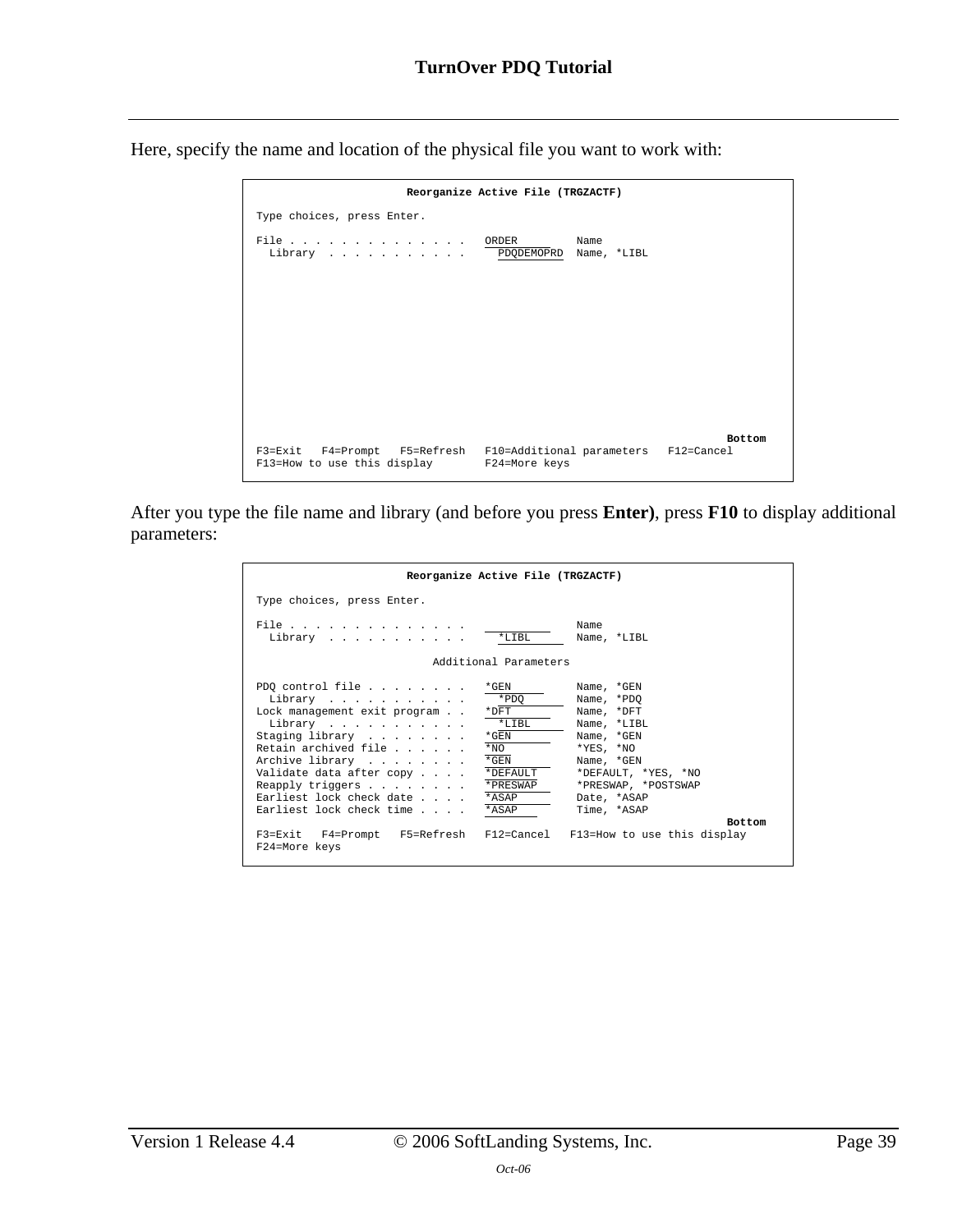Here, specify the name and location of the physical file you want to work with:

```
                     Reorganize Active File (TRGZACTF)

 Type choices, press Enter.

 File . . . . . . . . . . . . . . . ORDER         Name
   Library  . . . . . . . . . . .     PDQDEMOPRD  Name, *LIBL











                                                                        Bottom
 F3=Exit   F4=Prompt   F5=Refresh   F10=Additional parameters   F12=Cancel
 F13=How to use this display        F24=More keys
```

After you type the file name and library (and before you press **Enter)**, press **F10** to display additional parameters:

```
                     Reorganize Active File (TRGZACTF)

 Type choices, press Enter.

 File . . . . . . . . . . . . . . .               Name
   Library  . . . . . . . . . . .     *LIBL       Name, *LIBL

                          Additional Parameters

 PDQ control file . . . . . . . .   *GEN          Name, *GEN
   Library  . . . . . . . . . . .     *PDQ        Name, *PDQ
 Lock management exit program . .   *DFT          Name, *DFT
   Library  . . . . . . . . . . .     *LIBL       Name, *LIBL
 Staging library  . . . . . . . .   *GEN          Name, *GEN
 Retain archived file . . . . . .   *NO           *YES, *NO
 Archive library  . . . . . . . .   *GEN          Name, *GEN
 Validate data after copy . . . .   *DEFAULT      *DEFAULT, *YES, *NO
 Reapply triggers . . . . . . . .   *PRESWAP      *PRESWAP, *POSTSWAP
 Earliest lock check date . . . .   *ASAP         Date, *ASAP
 Earliest lock check time . . . .   *ASAP         Time, *ASAP
                                                                        Bottom
 F3=Exit   F4=Prompt   F5=Refresh   F12=Cancel   F13=How to use this display
 F24=More keys
```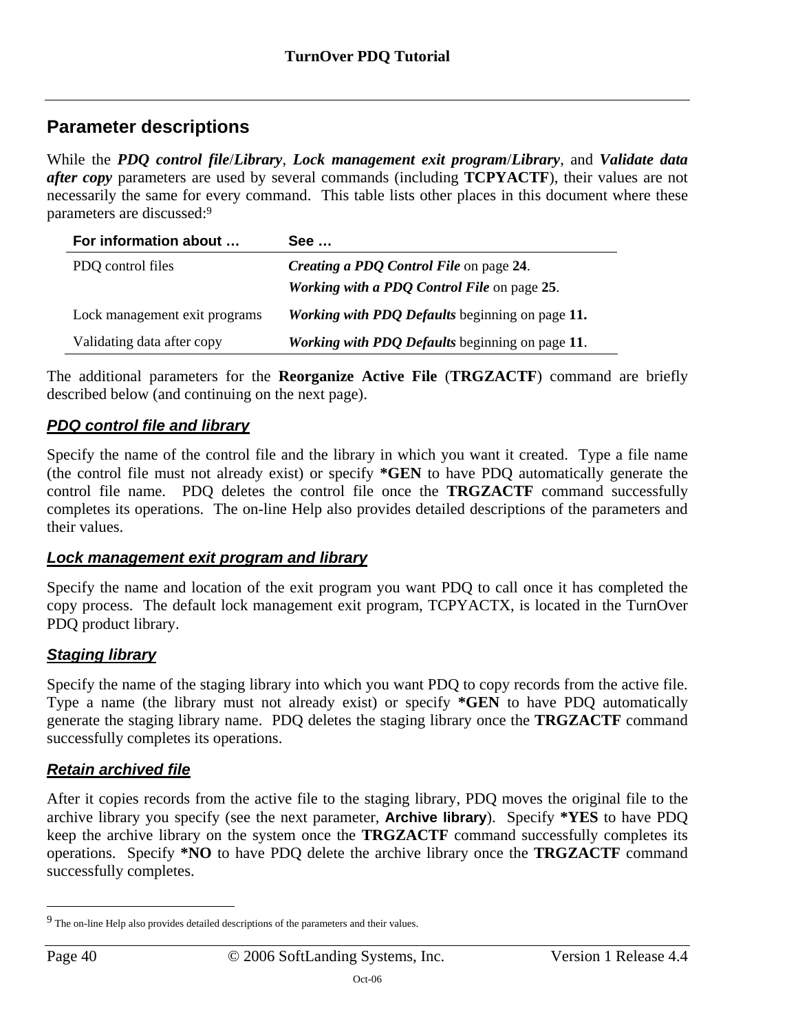## Parameter descriptions

While the ***PDQ control file*/*Library***, ***Lock management exit program*/*Library***, and ***Validate data after copy*** parameters are used by several commands (including **TCPYACTF**), their values are not necessarily the same for every command. This table lists other places in this document where these parameters are discussed:[9]

| For information about … | See … |
|---|---|
| PDQ control files | ***Creating a PDQ Control File*** on page **24**. ***Working with a PDQ Control File*** on page **25**. |
| Lock management exit programs | ***Working with PDQ Defaults*** beginning on page **11.** |
| Validating data after copy | ***Working with PDQ Defaults*** beginning on page **11**. |

The additional parameters for the **Reorganize Active File** (**TRGZACTF**) command are briefly described below (and continuing on the next page).

### *PDQ control file and library*

Specify the name of the control file and the library in which you want it created. Type a file name (the control file must not already exist) or specify ***GEN** to have PDQ automatically generate the control file name. PDQ deletes the control file once the **TRGZACTF** command successfully completes its operations. The on-line Help also provides detailed descriptions of the parameters and their values.

### *Lock management exit program and library*

Specify the name and location of the exit program you want PDQ to call once it has completed the copy process. The default lock management exit program, TCPYACTX, is located in the TurnOver PDQ product library.

### *Staging library*

Specify the name of the staging library into which you want PDQ to copy records from the active file. Type a name (the library must not already exist) or specify ***GEN** to have PDQ automatically generate the staging library name. PDQ deletes the staging library once the **TRGZACTF** command successfully completes its operations.

### *Retain archived file*

After it copies records from the active file to the staging library, PDQ moves the original file to the archive library you specify (see the next parameter, **Archive library**). Specify ***YES** to have PDQ keep the archive library on the system once the **TRGZACTF** command successfully completes its operations. Specify ***NO** to have PDQ delete the archive library once the **TRGZACTF** command successfully completes.

---

[9] The on-line Help also provides detailed descriptions of the parameters and their values.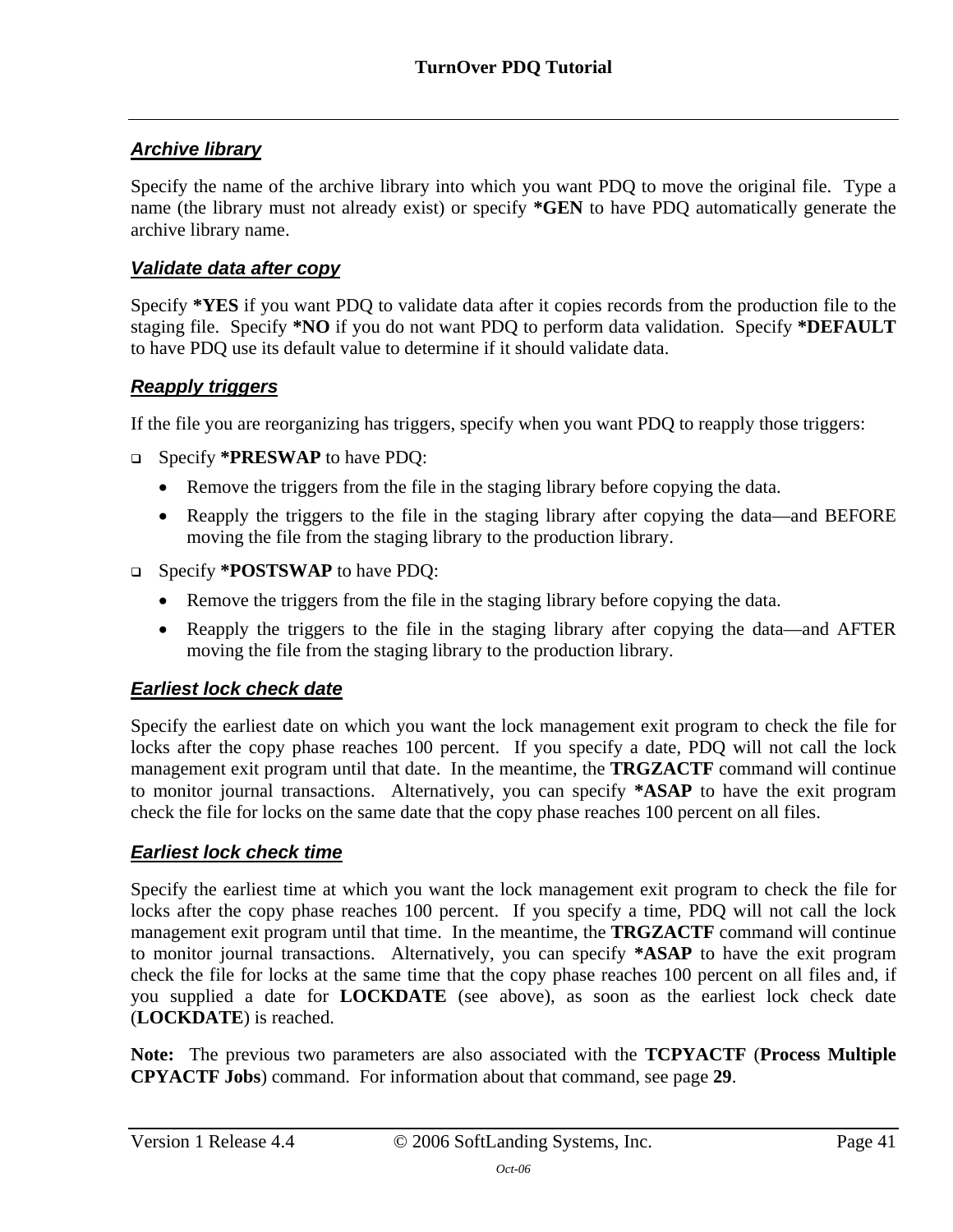### *Archive library*

Specify the name of the archive library into which you want PDQ to move the original file. Type a name (the library must not already exist) or specify **\*GEN** to have PDQ automatically generate the archive library name.

### *Validate data after copy*

Specify **\*YES** if you want PDQ to validate data after it copies records from the production file to the staging file. Specify **\*NO** if you do not want PDQ to perform data validation. Specify **\*DEFAULT** to have PDQ use its default value to determine if it should validate data.

### *Reapply triggers*

If the file you are reorganizing has triggers, specify when you want PDQ to reapply those triggers:

- Specify **\*PRESWAP** to have PDQ:
  - Remove the triggers from the file in the staging library before copying the data.
  - Reapply the triggers to the file in the staging library after copying the data—and BEFORE moving the file from the staging library to the production library.
- Specify **\*POSTSWAP** to have PDQ:
  - Remove the triggers from the file in the staging library before copying the data.
  - Reapply the triggers to the file in the staging library after copying the data—and AFTER moving the file from the staging library to the production library.

### *Earliest lock check date*

Specify the earliest date on which you want the lock management exit program to check the file for locks after the copy phase reaches 100 percent. If you specify a date, PDQ will not call the lock management exit program until that date. In the meantime, the **TRGZACTF** command will continue to monitor journal transactions. Alternatively, you can specify **\*ASAP** to have the exit program check the file for locks on the same date that the copy phase reaches 100 percent on all files.

### *Earliest lock check time*

Specify the earliest time at which you want the lock management exit program to check the file for locks after the copy phase reaches 100 percent. If you specify a time, PDQ will not call the lock management exit program until that time. In the meantime, the **TRGZACTF** command will continue to monitor journal transactions. Alternatively, you can specify **\*ASAP** to have the exit program check the file for locks at the same time that the copy phase reaches 100 percent on all files and, if you supplied a date for **LOCKDATE** (see above), as soon as the earliest lock check date (**LOCKDATE**) is reached.

**Note:** The previous two parameters are also associated with the **TCPYACTF** (**Process Multiple CPYACTF Jobs**) command. For information about that command, see page **29**.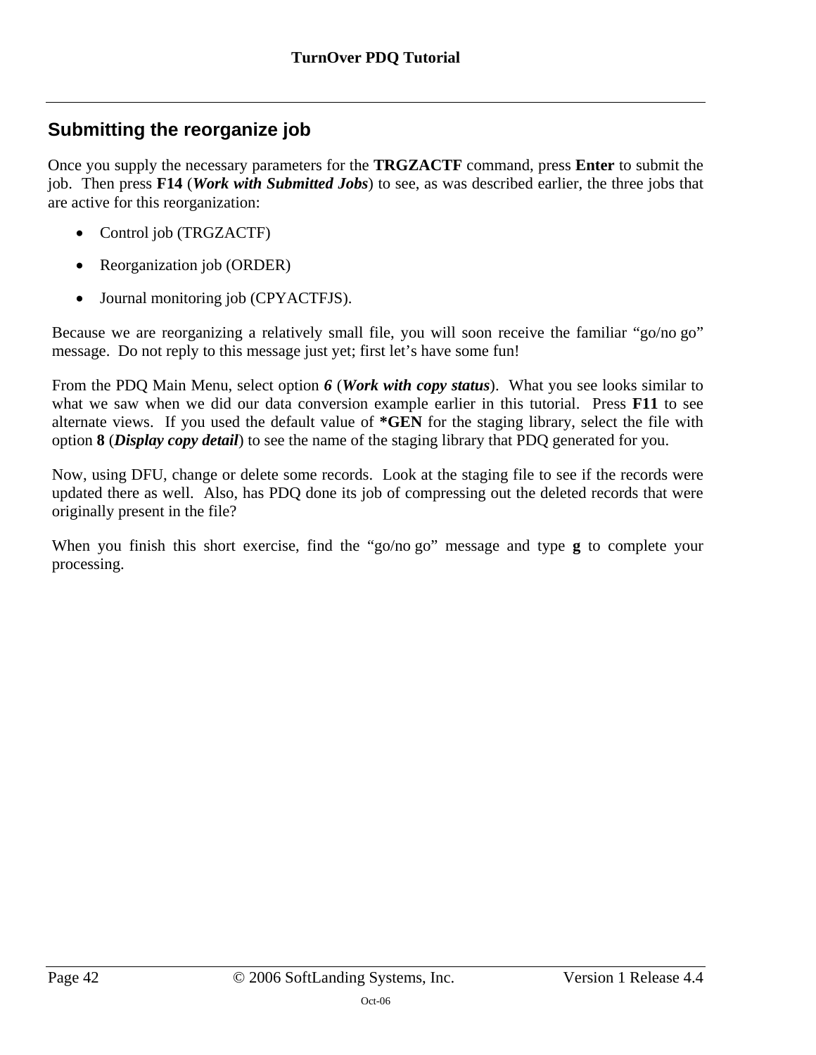## Submitting the reorganize job

Once you supply the necessary parameters for the **TRGZACTF** command, press **Enter** to submit the job. Then press **F14** (***Work with Submitted Jobs***) to see, as was described earlier, the three jobs that are active for this reorganization:

- Control job (TRGZACTF)
- Reorganization job (ORDER)
- Journal monitoring job (CPYACTFJS).

Because we are reorganizing a relatively small file, you will soon receive the familiar "go/no go" message. Do not reply to this message just yet; first let's have some fun!

From the PDQ Main Menu, select option ***6*** (***Work with copy status***). What you see looks similar to what we saw when we did our data conversion example earlier in this tutorial. Press **F11** to see alternate views. If you used the default value of **\*GEN** for the staging library, select the file with option **8** (***Display copy detail***) to see the name of the staging library that PDQ generated for you.

Now, using DFU, change or delete some records. Look at the staging file to see if the records were updated there as well. Also, has PDQ done its job of compressing out the deleted records that were originally present in the file?

When you finish this short exercise, find the "go/no go" message and type **g** to complete your processing.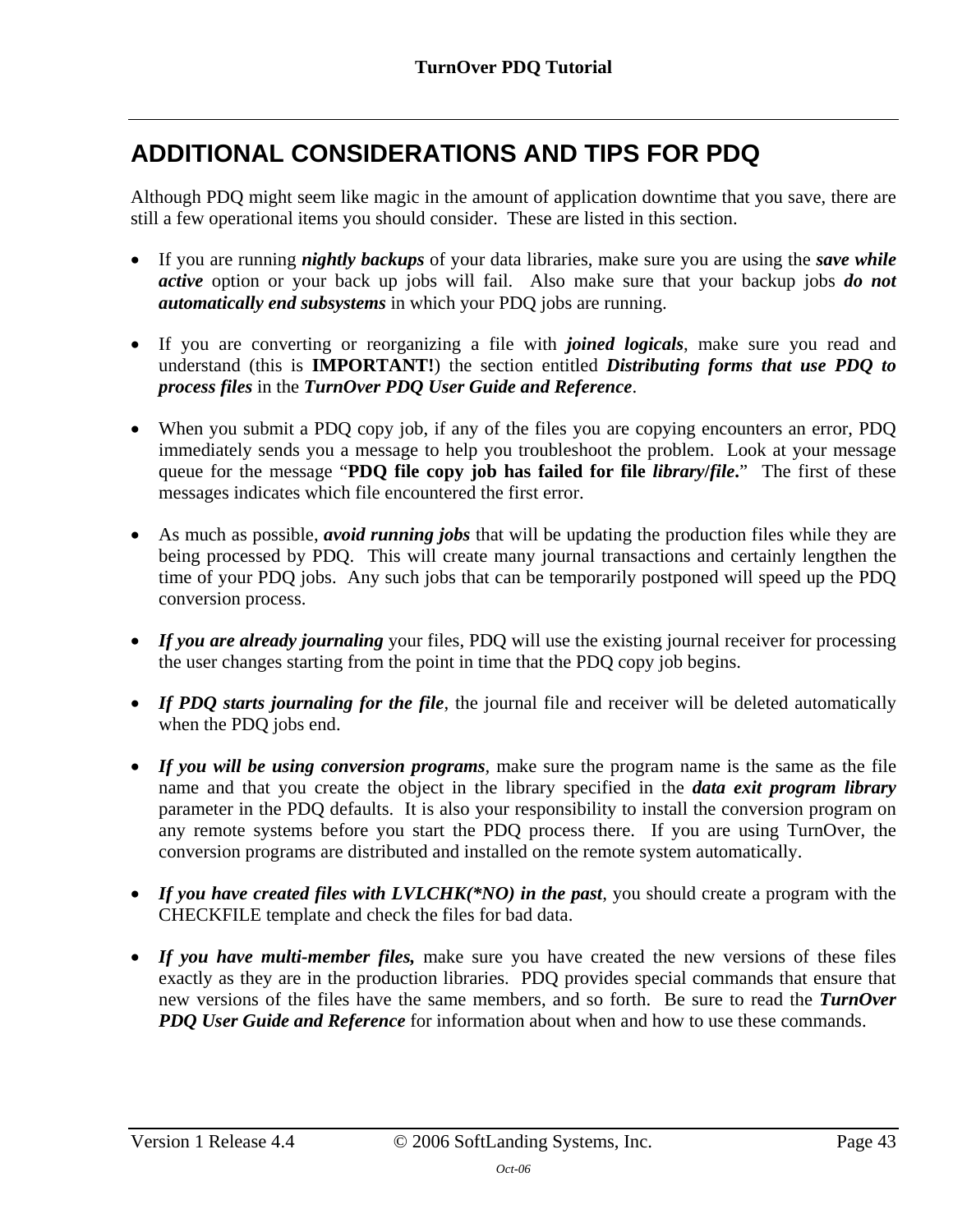## ADDITIONAL CONSIDERATIONS AND TIPS FOR PDQ

Although PDQ might seem like magic in the amount of application downtime that you save, there are still a few operational items you should consider. These are listed in this section.

- If you are running ***nightly backups*** of your data libraries, make sure you are using the ***save while active*** option or your back up jobs will fail. Also make sure that your backup jobs ***do not automatically end subsystems*** in which your PDQ jobs are running.

- If you are converting or reorganizing a file with ***joined logicals***, make sure you read and understand (this is **IMPORTANT!**) the section entitled ***Distributing forms that use PDQ to process files*** in the ***TurnOver PDQ User Guide and Reference***.

- When you submit a PDQ copy job, if any of the files you are copying encounters an error, PDQ immediately sends you a message to help you troubleshoot the problem. Look at your message queue for the message "**PDQ file copy job has failed for file *library/file*.**" The first of these messages indicates which file encountered the first error.

- As much as possible, ***avoid running jobs*** that will be updating the production files while they are being processed by PDQ. This will create many journal transactions and certainly lengthen the time of your PDQ jobs. Any such jobs that can be temporarily postponed will speed up the PDQ conversion process.

- ***If you are already journaling*** your files, PDQ will use the existing journal receiver for processing the user changes starting from the point in time that the PDQ copy job begins.

- ***If PDQ starts journaling for the file***, the journal file and receiver will be deleted automatically when the PDQ jobs end.

- ***If you will be using conversion programs***, make sure the program name is the same as the file name and that you create the object in the library specified in the ***data exit program library*** parameter in the PDQ defaults. It is also your responsibility to install the conversion program on any remote systems before you start the PDQ process there. If you are using TurnOver, the conversion programs are distributed and installed on the remote system automatically.

- ***If you have created files with LVLCHK(\*NO) in the past***, you should create a program with the CHECKFILE template and check the files for bad data.

- ***If you have multi-member files,*** make sure you have created the new versions of these files exactly as they are in the production libraries. PDQ provides special commands that ensure that new versions of the files have the same members, and so forth. Be sure to read the ***TurnOver PDQ User Guide and Reference*** for information about when and how to use these commands.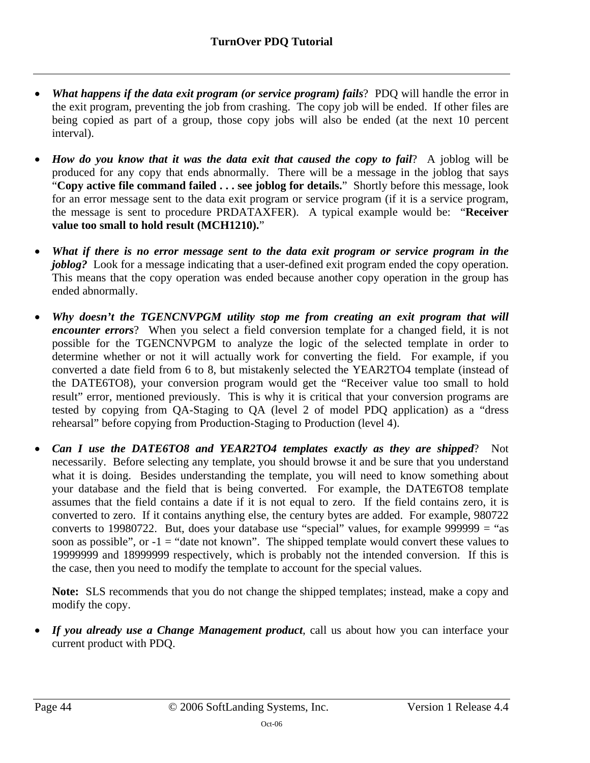- ***What happens if the data exit program (or service program) fails***? PDQ will handle the error in the exit program, preventing the job from crashing. The copy job will be ended. If other files are being copied as part of a group, those copy jobs will also be ended (at the next 10 percent interval).

- ***How do you know that it was the data exit that caused the copy to fail***? A joblog will be produced for any copy that ends abnormally. There will be a message in the joblog that says "**Copy active file command failed . . . see joblog for details.**" Shortly before this message, look for an error message sent to the data exit program or service program (if it is a service program, the message is sent to procedure PRDATAXFER). A typical example would be: "**Receiver value too small to hold result (MCH1210).**"

- ***What if there is no error message sent to the data exit program or service program in the joblog?*** Look for a message indicating that a user-defined exit program ended the copy operation. This means that the copy operation was ended because another copy operation in the group has ended abnormally.

- ***Why doesn't the TGENCNVPGM utility stop me from creating an exit program that will encounter errors***? When you select a field conversion template for a changed field, it is not possible for the TGENCNVPGM to analyze the logic of the selected template in order to determine whether or not it will actually work for converting the field. For example, if you converted a date field from 6 to 8, but mistakenly selected the YEAR2TO4 template (instead of the DATE6TO8), your conversion program would get the "Receiver value too small to hold result" error, mentioned previously. This is why it is critical that your conversion programs are tested by copying from QA-Staging to QA (level 2 of model PDQ application) as a "dress rehearsal" before copying from Production-Staging to Production (level 4).

- ***Can I use the DATE6TO8 and YEAR2TO4 templates exactly as they are shipped***? Not necessarily. Before selecting any template, you should browse it and be sure that you understand what it is doing. Besides understanding the template, you will need to know something about your database and the field that is being converted. For example, the DATE6TO8 template assumes that the field contains a date if it is not equal to zero. If the field contains zero, it is converted to zero. If it contains anything else, the century bytes are added. For example, 980722 converts to 19980722. But, does your database use "special" values, for example 999999 = "as soon as possible", or -1 = "date not known". The shipped template would convert these values to 19999999 and 18999999 respectively, which is probably not the intended conversion. If this is the case, then you need to modify the template to account for the special values.

  **Note:** SLS recommends that you do not change the shipped templates; instead, make a copy and modify the copy.

- ***If you already use a Change Management product***, call us about how you can interface your current product with PDQ.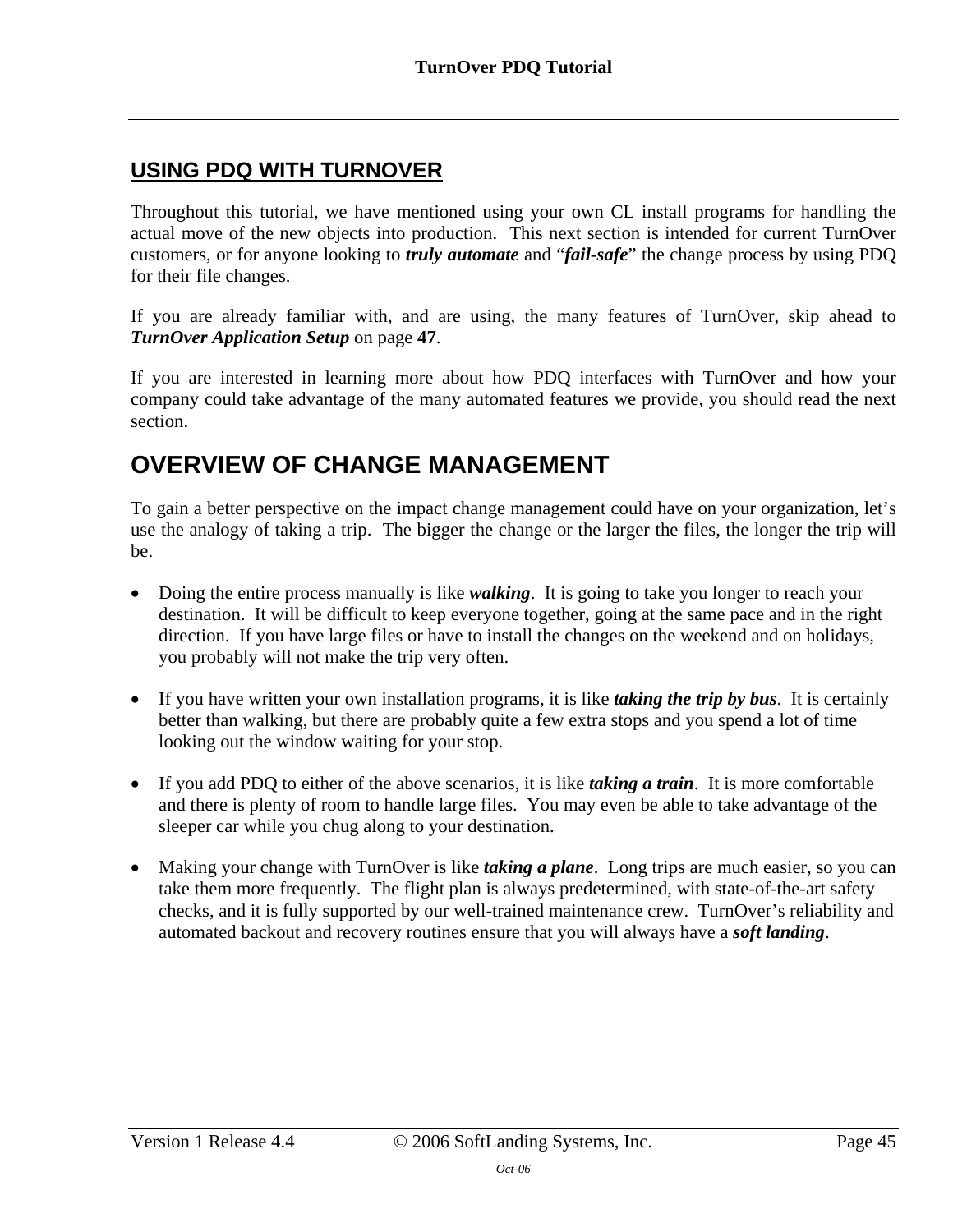## USING PDQ WITH TURNOVER

Throughout this tutorial, we have mentioned using your own CL install programs for handling the actual move of the new objects into production. This next section is intended for current TurnOver customers, or for anyone looking to ***truly automate*** and "***fail-safe***" the change process by using PDQ for their file changes.

If you are already familiar with, and are using, the many features of TurnOver, skip ahead to ***TurnOver Application Setup*** on page **47**.

If you are interested in learning more about how PDQ interfaces with TurnOver and how your company could take advantage of the many automated features we provide, you should read the next section.

# OVERVIEW OF CHANGE MANAGEMENT

To gain a better perspective on the impact change management could have on your organization, let's use the analogy of taking a trip. The bigger the change or the larger the files, the longer the trip will be.

- Doing the entire process manually is like ***walking***. It is going to take you longer to reach your destination. It will be difficult to keep everyone together, going at the same pace and in the right direction. If you have large files or have to install the changes on the weekend and on holidays, you probably will not make the trip very often.

- If you have written your own installation programs, it is like ***taking the trip by bus***. It is certainly better than walking, but there are probably quite a few extra stops and you spend a lot of time looking out the window waiting for your stop.

- If you add PDQ to either of the above scenarios, it is like ***taking a train***. It is more comfortable and there is plenty of room to handle large files. You may even be able to take advantage of the sleeper car while you chug along to your destination.

- Making your change with TurnOver is like ***taking a plane***. Long trips are much easier, so you can take them more frequently. The flight plan is always predetermined, with state-of-the-art safety checks, and it is fully supported by our well-trained maintenance crew. TurnOver's reliability and automated backout and recovery routines ensure that you will always have a ***soft landing***.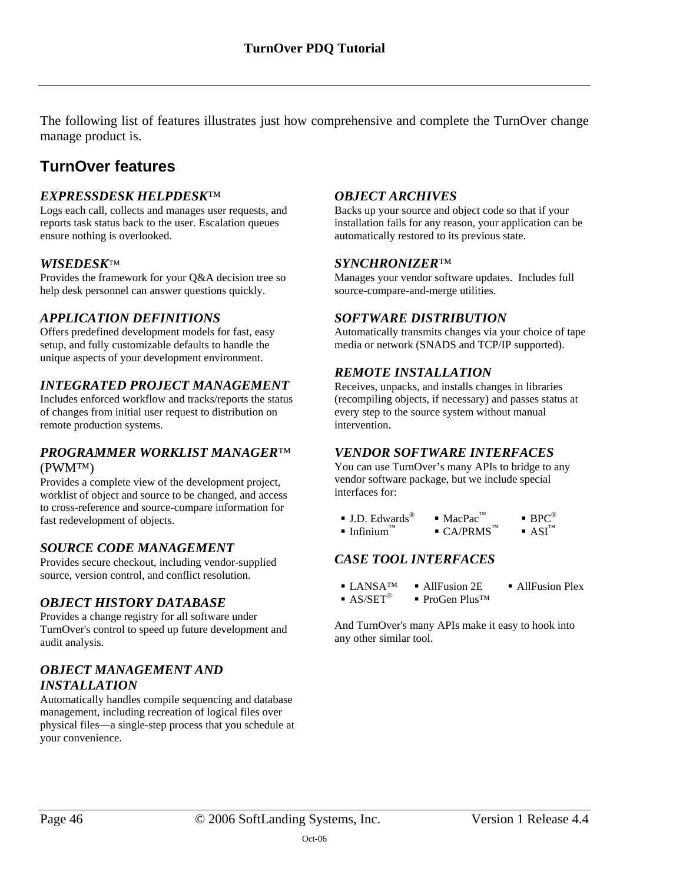The following list of features illustrates just how comprehensive and complete the TurnOver change manage product is.

## TurnOver features

### *EXPRESSDESK HELPDESK™*

Logs each call, collects and manages user requests, and reports task status back to the user. Escalation queues ensure nothing is overlooked.

### *WISEDESK™*

Provides the framework for your Q&A decision tree so help desk personnel can answer questions quickly.

### *APPLICATION DEFINITIONS*

Offers predefined development models for fast, easy setup, and fully customizable defaults to handle the unique aspects of your development environment.

### *INTEGRATED PROJECT MANAGEMENT*

Includes enforced workflow and tracks/reports the status of changes from initial user request to distribution on remote production systems.

### *PROGRAMMER WORKLIST MANAGER™* (PWM™)

Provides a complete view of the development project, worklist of object and source to be changed, and access to cross-reference and source-compare information for fast redevelopment of objects.

### *SOURCE CODE MANAGEMENT*

Provides secure checkout, including vendor-supplied source, version control, and conflict resolution.

### *OBJECT HISTORY DATABASE*

Provides a change registry for all software under TurnOver's control to speed up future development and audit analysis.

### *OBJECT MANAGEMENT AND INSTALLATION*

Automatically handles compile sequencing and database management, including recreation of logical files over physical files—a single-step process that you schedule at your convenience.

### *OBJECT ARCHIVES*

Backs up your source and object code so that if your installation fails for any reason, your application can be automatically restored to its previous state.

### *SYNCHRONIZER™*

Manages your vendor software updates. Includes full source-compare-and-merge utilities.

### *SOFTWARE DISTRIBUTION*

Automatically transmits changes via your choice of tape media or network (SNADS and TCP/IP supported).

### *REMOTE INSTALLATION*

Receives, unpacks, and installs changes in libraries (recompiling objects, if necessary) and passes status at every step to the source system without manual intervention.

### *VENDOR SOFTWARE INTERFACES*

You can use TurnOver's many APIs to bridge to any vendor software package, but we include special interfaces for:

- J.D. Edwards®
- MacPac™
- BPC®
- Infinium™
- CA/PRMS™
- ASI™

### *CASE TOOL INTERFACES*

- LANSA™
- AllFusion 2E
- AllFusion Plex
- AS/SET®
- ProGen Plus™

And TurnOver's many APIs make it easy to hook into any other similar tool.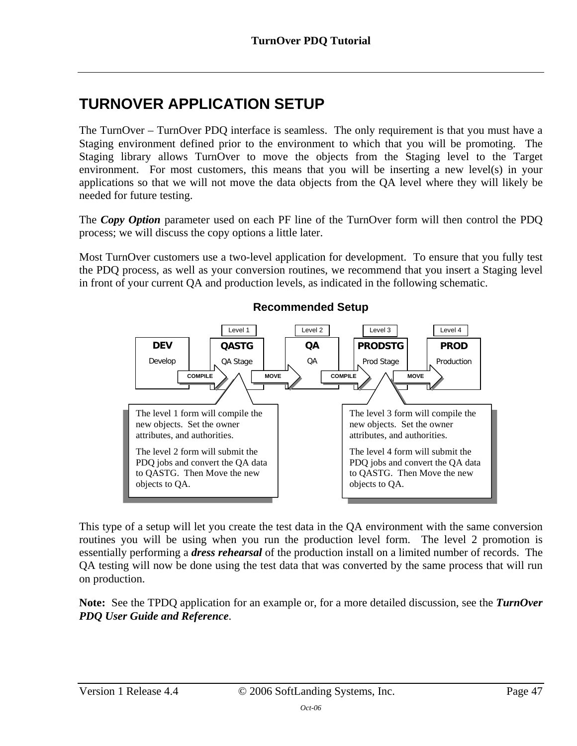# TURNOVER APPLICATION SETUP

The TurnOver – TurnOver PDQ interface is seamless. The only requirement is that you must have a Staging environment defined prior to the environment to which that you will be promoting. The Staging library allows TurnOver to move the objects from the Staging level to the Target environment. For most customers, this means that you will be inserting a new level(s) in your applications so that we will not move the data objects from the QA level where they will likely be needed for future testing.

The ***Copy Option*** parameter used on each PF line of the TurnOver form will then control the PDQ process; we will discuss the copy options a little later.

Most TurnOver customers use a two-level application for development. To ensure that you fully test the PDQ process, as well as your conversion routines, we recommend that you insert a Staging level in front of your current QA and production levels, as indicated in the following schematic.

**Recommended Setup**

| | Level 1 | | Level 3 | Level 4 |
|---|---|---|---|---|
| **DEV** Develop | **QASTG** QA Stage | **QA** QA | **PRODSTG** Prod Stage | **PROD** Production |

DEV → COMPILE → QASTG → MOVE → QA → COMPILE → PRODSTG → MOVE → PROD

(Level 2 is shown above QA.)

The level 1 form will compile the new objects. Set the owner attributes, and authorities.

The level 2 form will submit the PDQ jobs and convert the QA data to QASTG. Then Move the new objects to QA.

The level 3 form will compile the new objects. Set the owner attributes, and authorities.

The level 4 form will submit the PDQ jobs and convert the QA data to QASTG. Then Move the new objects to QA.

This type of a setup will let you create the test data in the QA environment with the same conversion routines you will be using when you run the production level form. The level 2 promotion is essentially performing a ***dress rehearsal*** of the production install on a limited number of records. The QA testing will now be done using the test data that was converted by the same process that will run on production.

**Note:** See the TPDQ application for an example or, for a more detailed discussion, see the ***TurnOver PDQ User Guide and Reference***.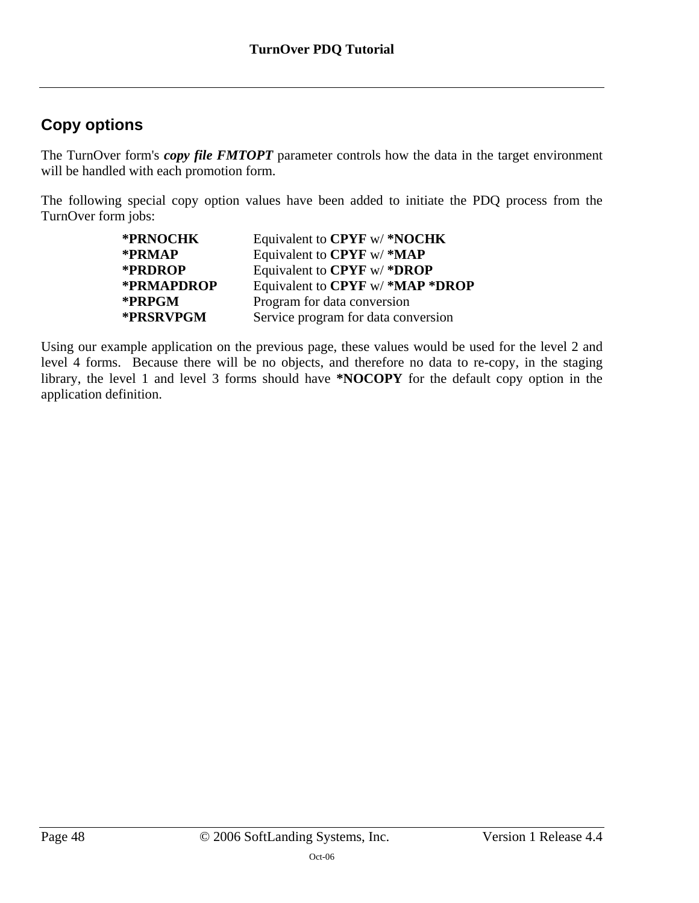## Copy options

The TurnOver form's ***copy file FMTOPT*** parameter controls how the data in the target environment will be handled with each promotion form.

The following special copy option values have been added to initiate the PDQ process from the TurnOver form jobs:

| | |
|---|---|
| **\*PRNOCHK** | Equivalent to **CPYF** w/ **\*NOCHK** |
| **\*PRMAP** | Equivalent to **CPYF** w/ **\*MAP** |
| **\*PRDROP** | Equivalent to **CPYF** w/ **\*DROP** |
| **\*PRMAPDROP** | Equivalent to **CPYF** w/ **\*MAP \*DROP** |
| **\*PRPGM** | Program for data conversion |
| **\*PRSRVPGM** | Service program for data conversion |

Using our example application on the previous page, these values would be used for the level 2 and level 4 forms. Because there will be no objects, and therefore no data to re-copy, in the staging library, the level 1 and level 3 forms should have **\*NOCOPY** for the default copy option in the application definition.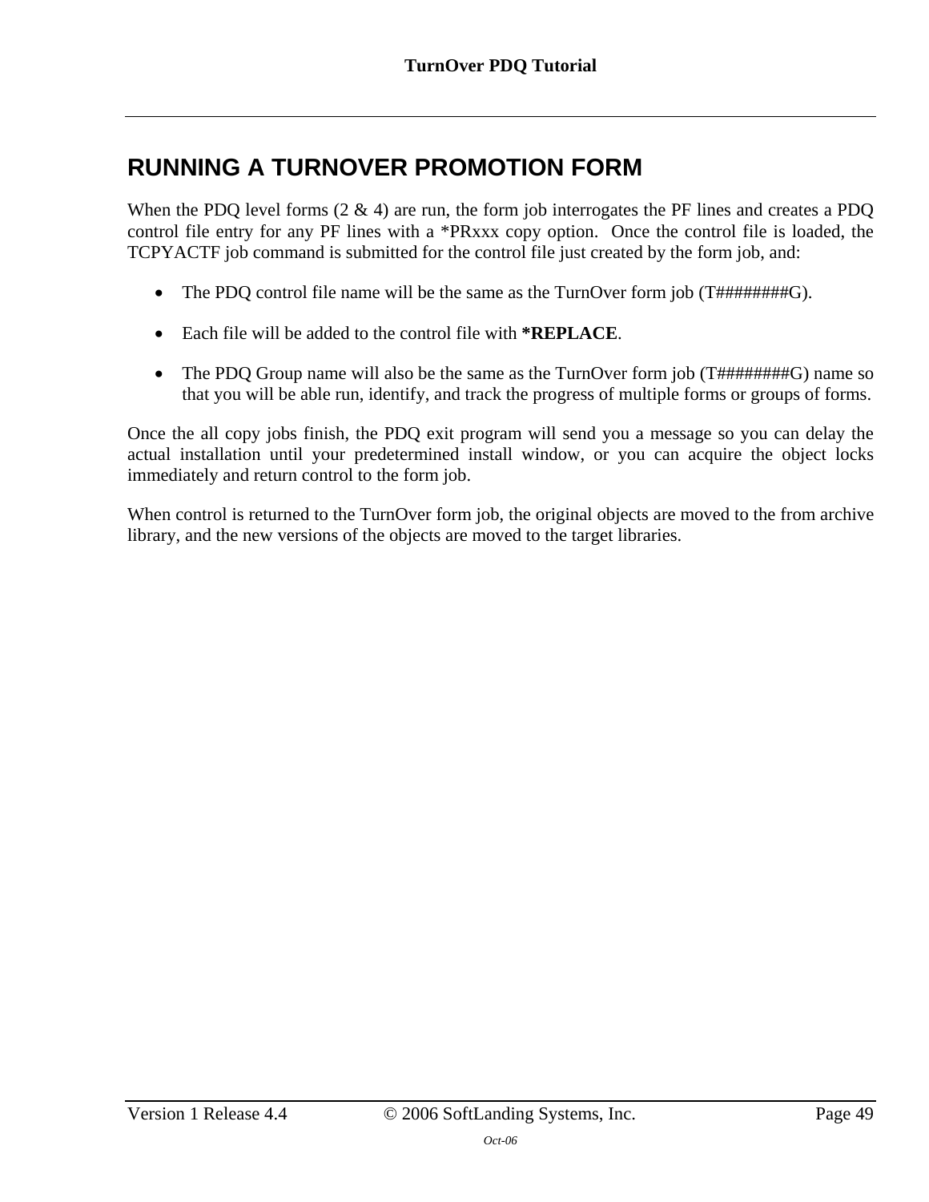# RUNNING A TURNOVER PROMOTION FORM

When the PDQ level forms (2 & 4) are run, the form job interrogates the PF lines and creates a PDQ control file entry for any PF lines with a *PRxxx copy option. Once the control file is loaded, the TCPYACTF job command is submitted for the control file just created by the form job, and:

- The PDQ control file name will be the same as the TurnOver form job (T########G).
- Each file will be added to the control file with **\*REPLACE**.
- The PDQ Group name will also be the same as the TurnOver form job (T########G) name so that you will be able run, identify, and track the progress of multiple forms or groups of forms.

Once the all copy jobs finish, the PDQ exit program will send you a message so you can delay the actual installation until your predetermined install window, or you can acquire the object locks immediately and return control to the form job.

When control is returned to the TurnOver form job, the original objects are moved to the from archive library, and the new versions of the objects are moved to the target libraries.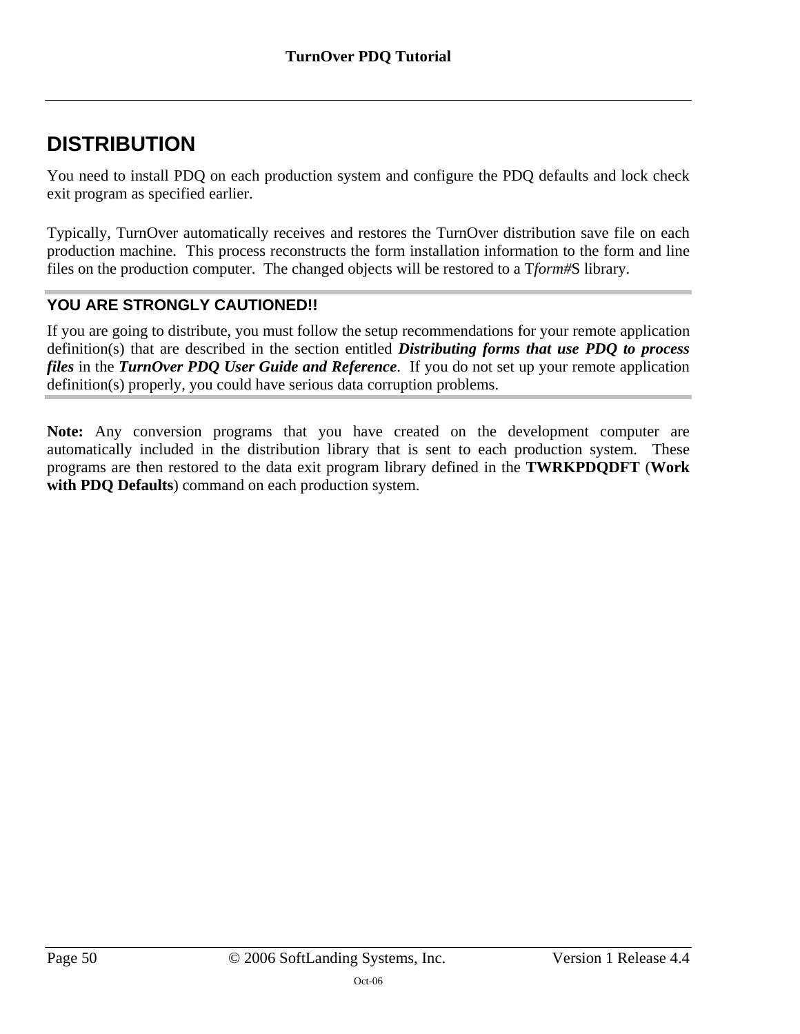# DISTRIBUTION

You need to install PDQ on each production system and configure the PDQ defaults and lock check exit program as specified earlier.

Typically, TurnOver automatically receives and restores the TurnOver distribution save file on each production machine. This process reconstructs the form installation information to the form and line files on the production computer. The changed objects will be restored to a T*form#*S library.

---

## YOU ARE STRONGLY CAUTIONED!!

If you are going to distribute, you must follow the setup recommendations for your remote application definition(s) that are described in the section entitled ***Distributing forms that use PDQ to process files*** in the ***TurnOver PDQ User Guide and Reference***. If you do not set up your remote application definition(s) properly, you could have serious data corruption problems.

---

**Note:** Any conversion programs that you have created on the development computer are automatically included in the distribution library that is sent to each production system. These programs are then restored to the data exit program library defined in the **TWRKPDQDFT** (**Work with PDQ Defaults**) command on each production system.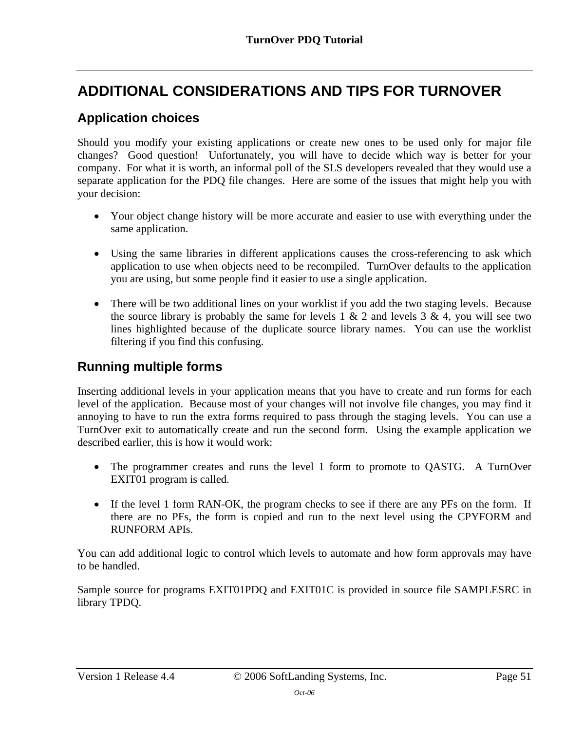# ADDITIONAL CONSIDERATIONS AND TIPS FOR TURNOVER

## Application choices

Should you modify your existing applications or create new ones to be used only for major file changes? Good question! Unfortunately, you will have to decide which way is better for your company. For what it is worth, an informal poll of the SLS developers revealed that they would use a separate application for the PDQ file changes. Here are some of the issues that might help you with your decision:

- Your object change history will be more accurate and easier to use with everything under the same application.
- Using the same libraries in different applications causes the cross-referencing to ask which application to use when objects need to be recompiled. TurnOver defaults to the application you are using, but some people find it easier to use a single application.
- There will be two additional lines on your worklist if you add the two staging levels. Because the source library is probably the same for levels 1 & 2 and levels 3 & 4, you will see two lines highlighted because of the duplicate source library names. You can use the worklist filtering if you find this confusing.

## Running multiple forms

Inserting additional levels in your application means that you have to create and run forms for each level of the application. Because most of your changes will not involve file changes, you may find it annoying to have to run the extra forms required to pass through the staging levels. You can use a TurnOver exit to automatically create and run the second form. Using the example application we described earlier, this is how it would work:

- The programmer creates and runs the level 1 form to promote to QASTG. A TurnOver EXIT01 program is called.
- If the level 1 form RAN-OK, the program checks to see if there are any PFs on the form. If there are no PFs, the form is copied and run to the next level using the CPYFORM and RUNFORM APIs.

You can add additional logic to control which levels to automate and how form approvals may have to be handled.

Sample source for programs EXIT01PDQ and EXIT01C is provided in source file SAMPLESRC in library TPDQ.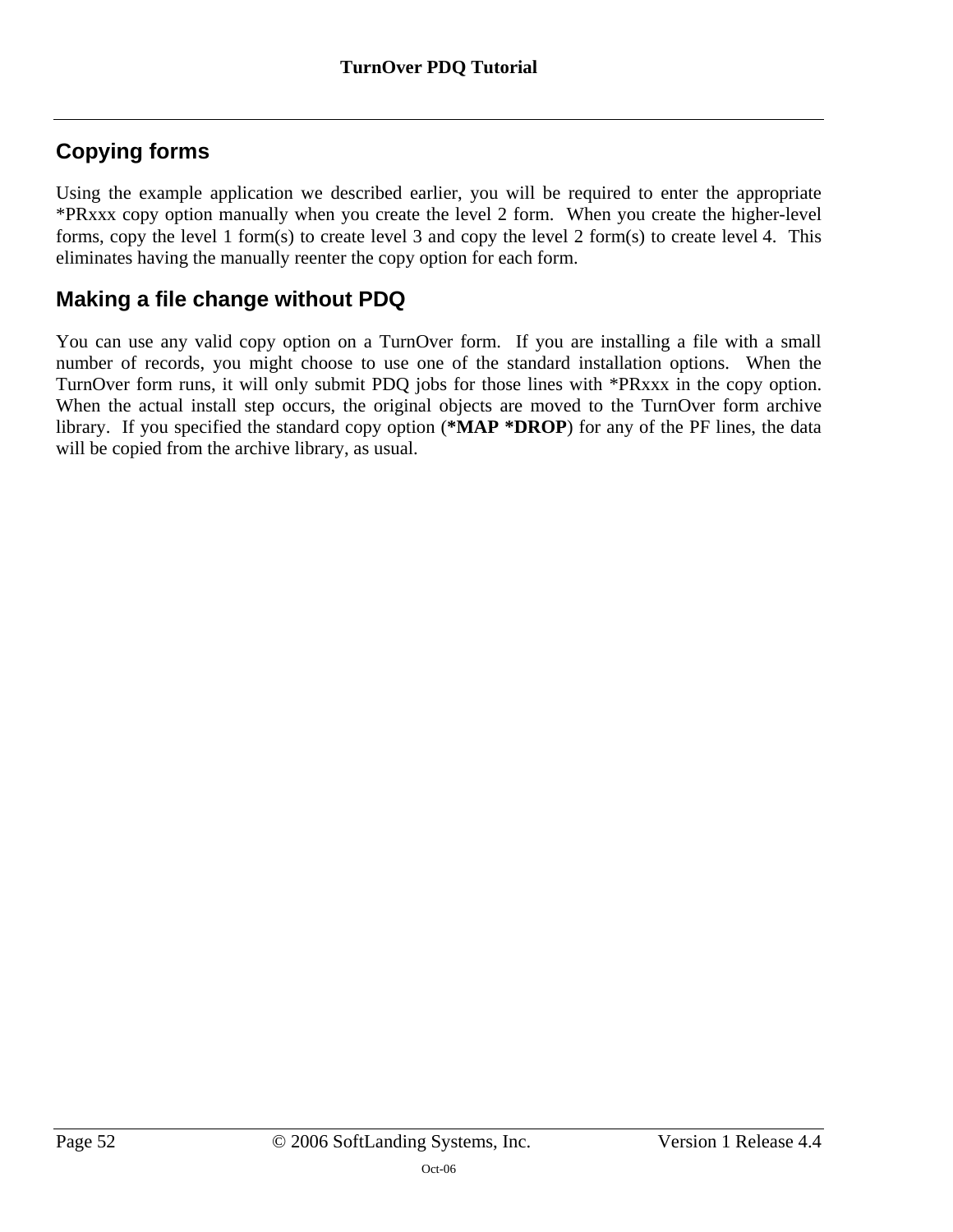## Copying forms

Using the example application we described earlier, you will be required to enter the appropriate *PRxxx copy option manually when you create the level 2 form. When you create the higher-level forms, copy the level 1 form(s) to create level 3 and copy the level 2 form(s) to create level 4. This eliminates having the manually reenter the copy option for each form.

## Making a file change without PDQ

You can use any valid copy option on a TurnOver form. If you are installing a file with a small number of records, you might choose to use one of the standard installation options. When the TurnOver form runs, it will only submit PDQ jobs for those lines with *PRxxx in the copy option. When the actual install step occurs, the original objects are moved to the TurnOver form archive library. If you specified the standard copy option (**\*MAP \*DROP**) for any of the PF lines, the data will be copied from the archive library, as usual.